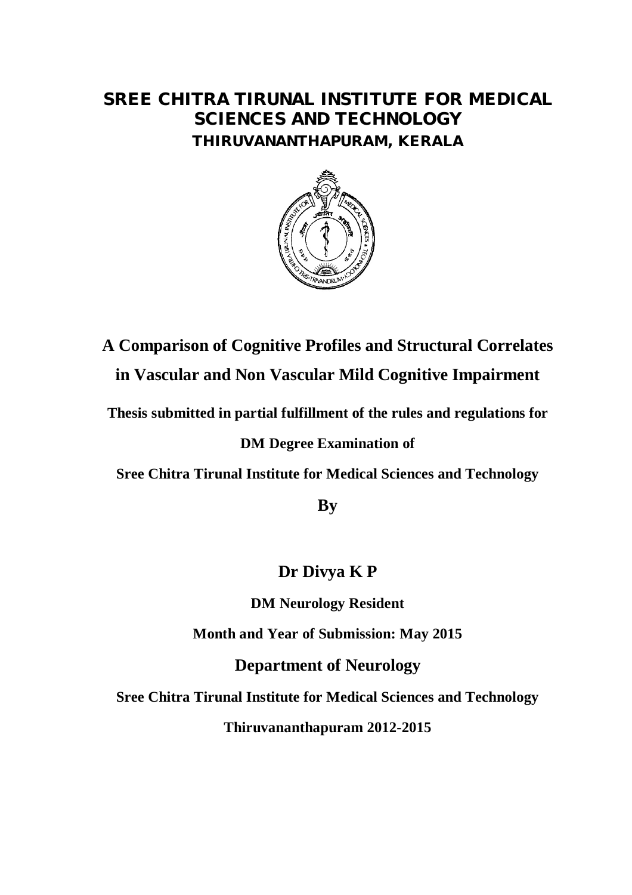# SREE CHITRA TIRUNAL INSTITUTE FOR MEDICAL SCIENCES AND TECHNOLOGY

## THIRUVANANTHAPURAM, KERALA

# A Comparison of Cognitive Profiles and Structural Correlates in Vascular and Non Vascular Mild Cognitive Impairment

**Thesis submitted in partial fulfillment of the rules and regulations for**

**DM Degree Examination of**

**Sree Chitra Tirunal Institute for Medical Sciences and Technology**

**By**

**Dr Divya K P**

**DM Neurology Resident**

**Month and Year of Submission: May 2015**

**Department of Neurology**

**Sree Chitra Tirunal Institute for Medical Sciences and Technology**

**Thiruvananthapuram 2012-2015**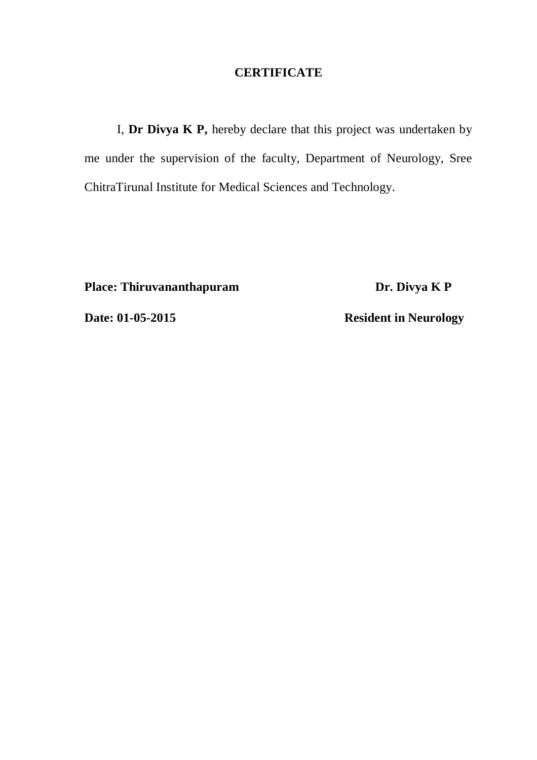# CERTIFICATE

I, **Dr Divya K P,** hereby declare that this project was undertaken by me under the supervision of the faculty, Department of Neurology, Sree ChitraTirunal Institute for Medical Sciences and Technology.

**Place: Thiruvananthapuram** **Dr. Divya K P**

**Date: 01-05-2015** **Resident in Neurology**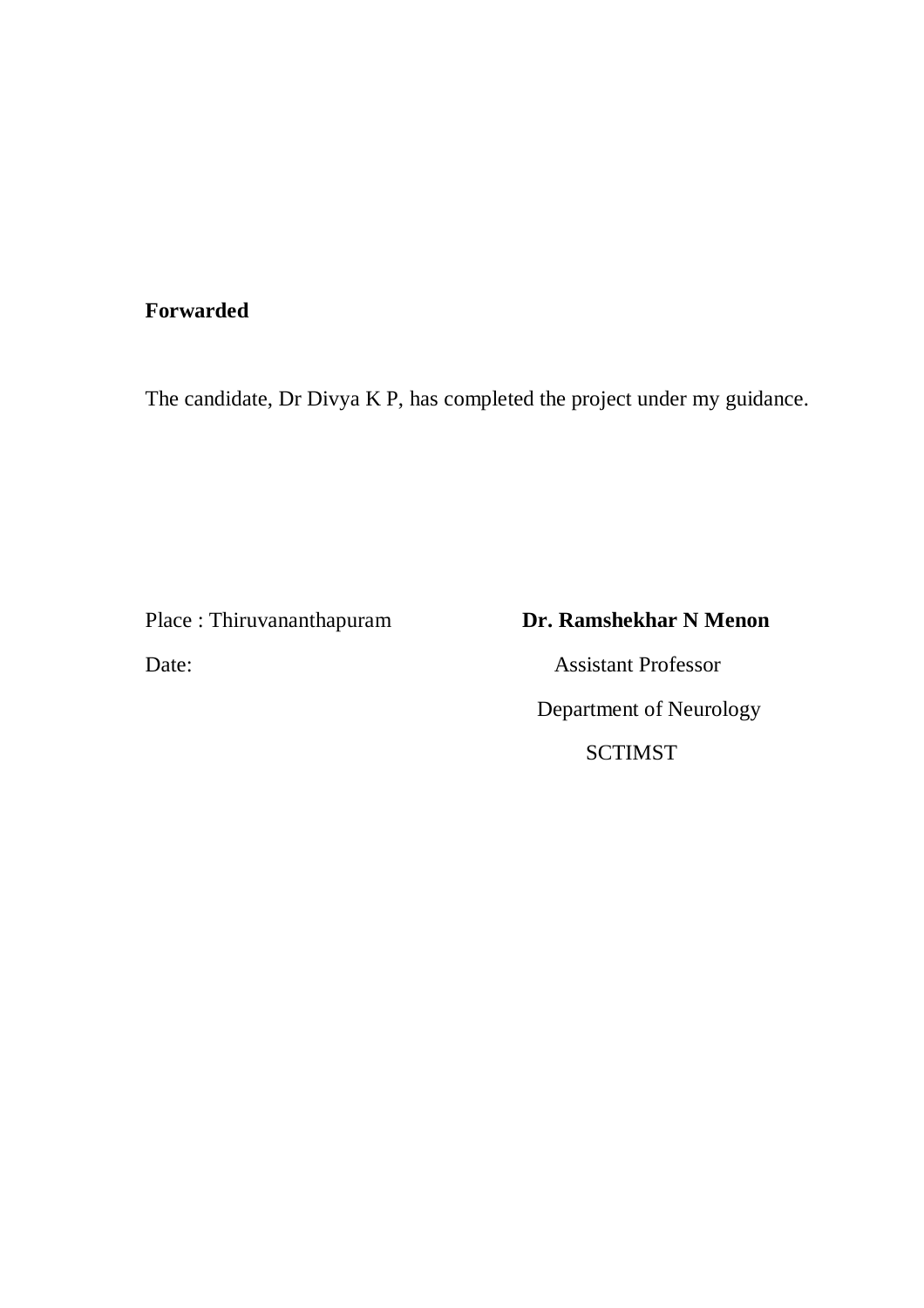**Forwarded**

The candidate, Dr Divya K P, has completed the project under my guidance.

Place : Thiruvananthapuram

Date:

**Dr. Ramshekhar N Menon**

Assistant Professor

Department of Neurology

SCTIMST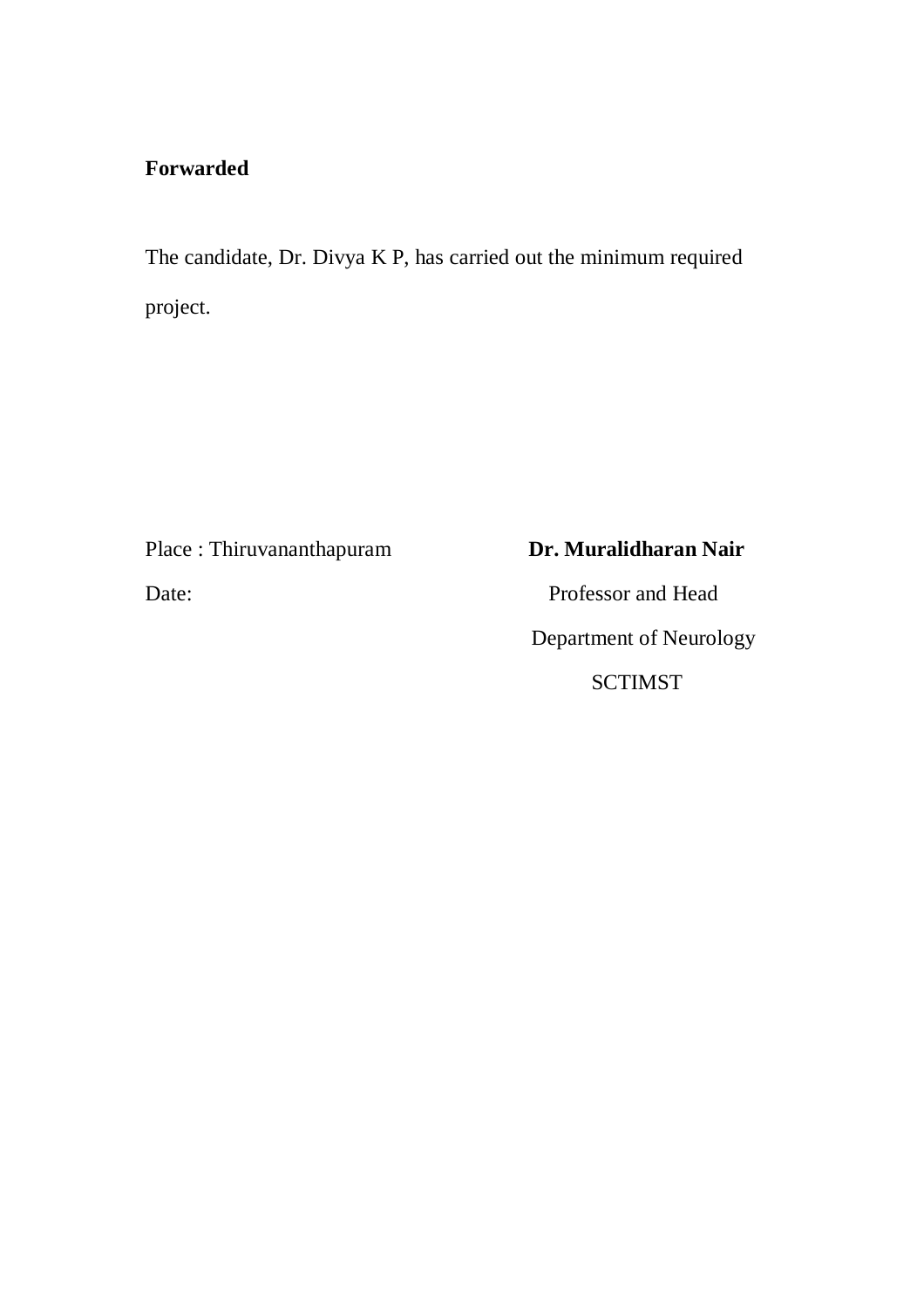**Forwarded**

The candidate, Dr. Divya K P, has carried out the minimum required project.

Place : Thiruvananthapuram

Date:

**Dr. Muralidharan Nair**

Professor and Head

Department of Neurology

SCTIMST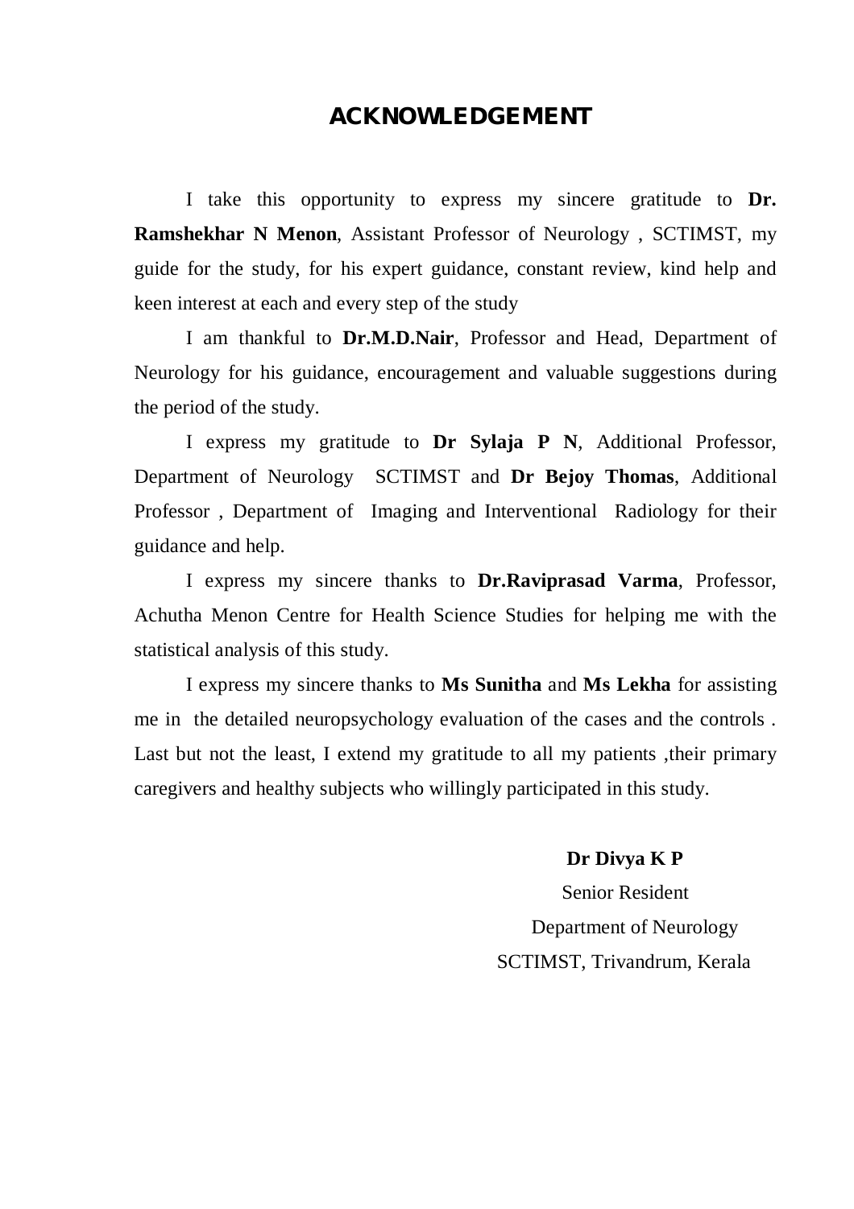# ACKNOWLEDGEMENT

I take this opportunity to express my sincere gratitude to **Dr. Ramshekhar N Menon**, Assistant Professor of Neurology , SCTIMST, my guide for the study, for his expert guidance, constant review, kind help and keen interest at each and every step of the study

I am thankful to **Dr.M.D.Nair**, Professor and Head, Department of Neurology for his guidance, encouragement and valuable suggestions during the period of the study.

I express my gratitude to **Dr Sylaja P N**, Additional Professor, Department of Neurology SCTIMST and **Dr Bejoy Thomas**, Additional Professor , Department of Imaging and Interventional Radiology for their guidance and help.

I express my sincere thanks to **Dr.Raviprasad Varma**, Professor, Achutha Menon Centre for Health Science Studies for helping me with the statistical analysis of this study.

I express my sincere thanks to **Ms Sunitha** and **Ms Lekha** for assisting me in the detailed neuropsychology evaluation of the cases and the controls . Last but not the least, I extend my gratitude to all my patients ,their primary caregivers and healthy subjects who willingly participated in this study.

**Dr Divya K P**
Senior Resident
Department of Neurology
SCTIMST, Trivandrum, Kerala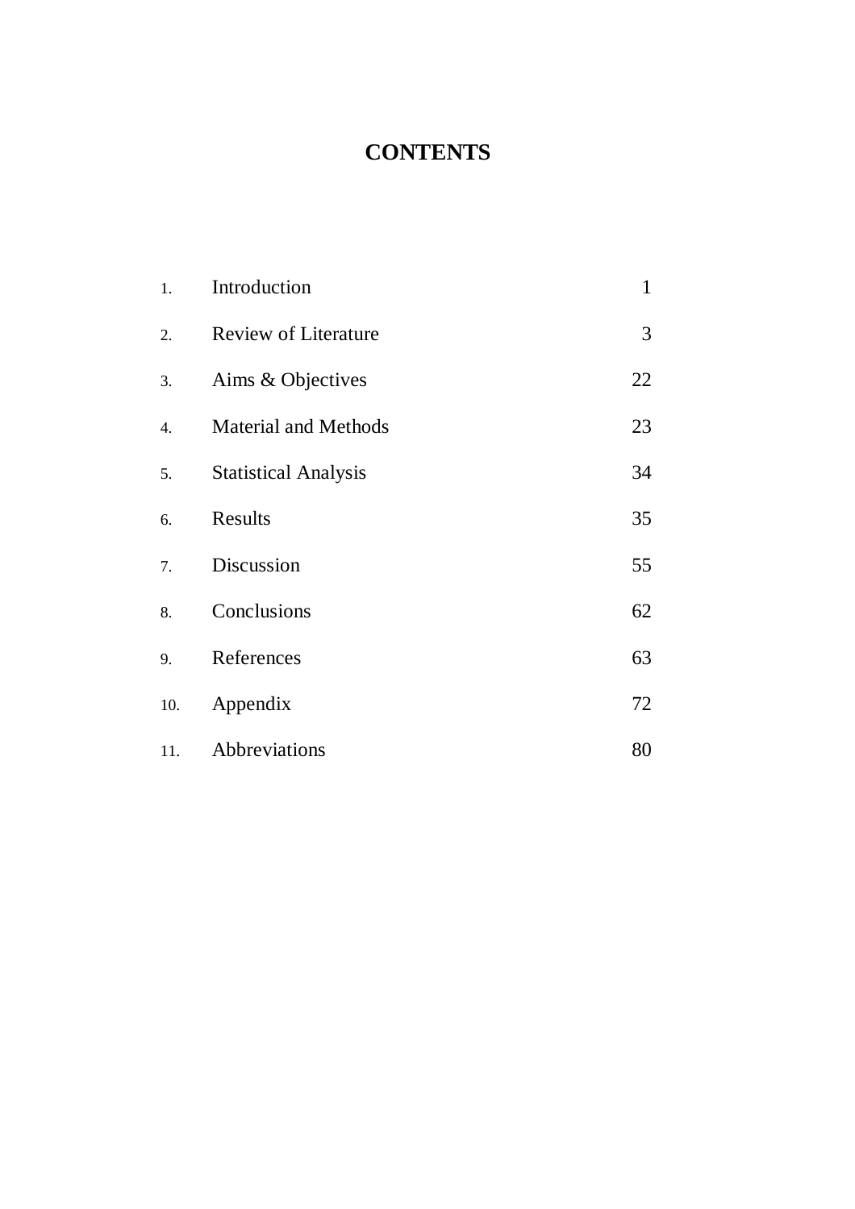# CONTENTS

| | | |
|---|---|---|
| 1. | Introduction | 1 |
| 2. | Review of Literature | 3 |
| 3. | Aims & Objectives | 22 |
| 4. | Material and Methods | 23 |
| 5. | Statistical Analysis | 34 |
| 6. | Results | 35 |
| 7. | Discussion | 55 |
| 8. | Conclusions | 62 |
| 9. | References | 63 |
| 10. | Appendix | 72 |
| 11. | Abbreviations | 80 |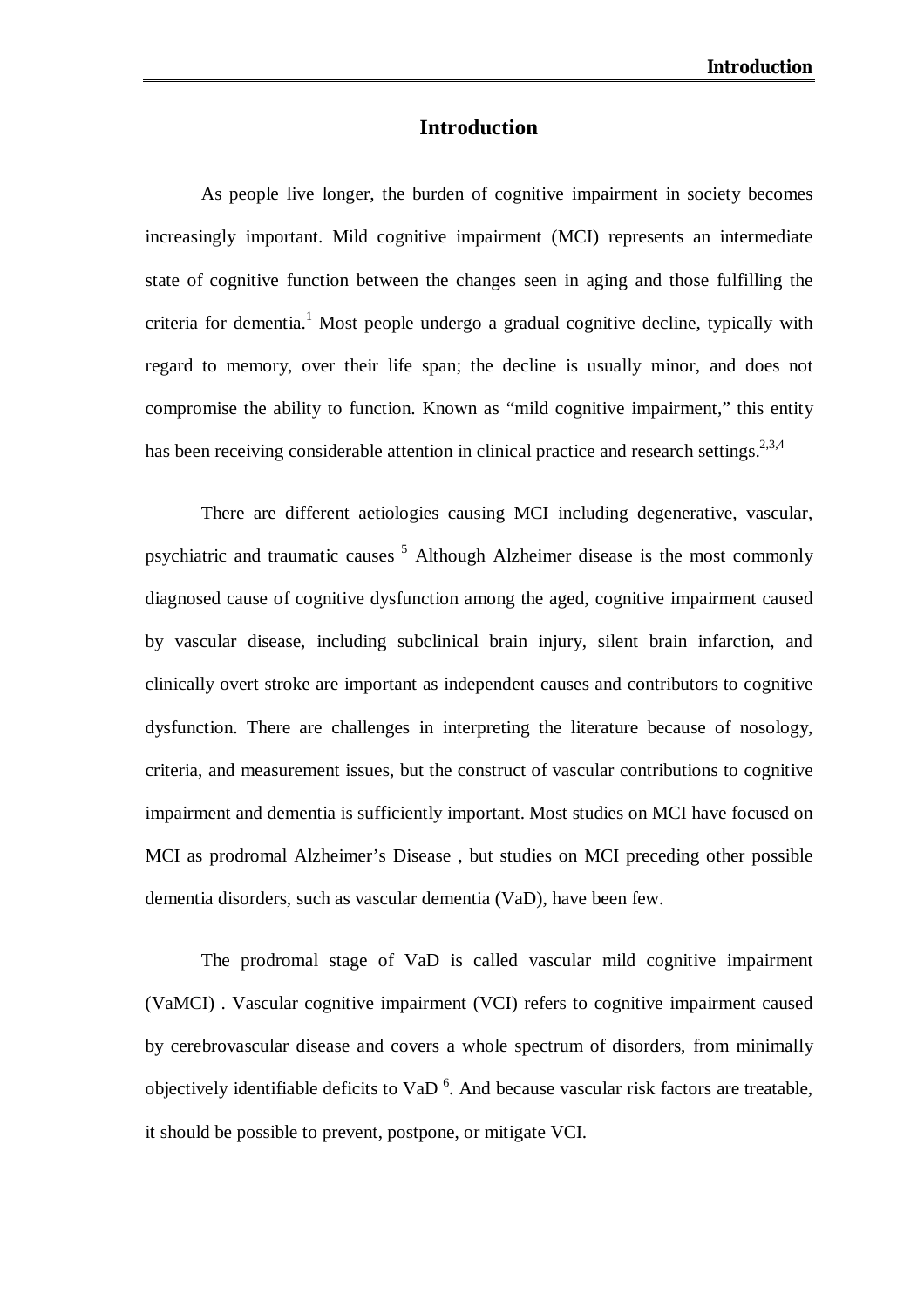# Introduction

As people live longer, the burden of cognitive impairment in society becomes increasingly important. Mild cognitive impairment (MCI) represents an intermediate state of cognitive function between the changes seen in aging and those fulfilling the criteria for dementia.[1] Most people undergo a gradual cognitive decline, typically with regard to memory, over their life span; the decline is usually minor, and does not compromise the ability to function. Known as "mild cognitive impairment," this entity has been receiving considerable attention in clinical practice and research settings.[2,3,4]

There are different aetiologies causing MCI including degenerative, vascular, psychiatric and traumatic causes [5] Although Alzheimer disease is the most commonly diagnosed cause of cognitive dysfunction among the aged, cognitive impairment caused by vascular disease, including subclinical brain injury, silent brain infarction, and clinically overt stroke are important as independent causes and contributors to cognitive dysfunction. There are challenges in interpreting the literature because of nosology, criteria, and measurement issues, but the construct of vascular contributions to cognitive impairment and dementia is sufficiently important. Most studies on MCI have focused on MCI as prodromal Alzheimer's Disease , but studies on MCI preceding other possible dementia disorders, such as vascular dementia (VaD), have been few.

The prodromal stage of VaD is called vascular mild cognitive impairment (VaMCI) . Vascular cognitive impairment (VCI) refers to cognitive impairment caused by cerebrovascular disease and covers a whole spectrum of disorders, from minimally objectively identifiable deficits to VaD [6]. And because vascular risk factors are treatable, it should be possible to prevent, postpone, or mitigate VCI.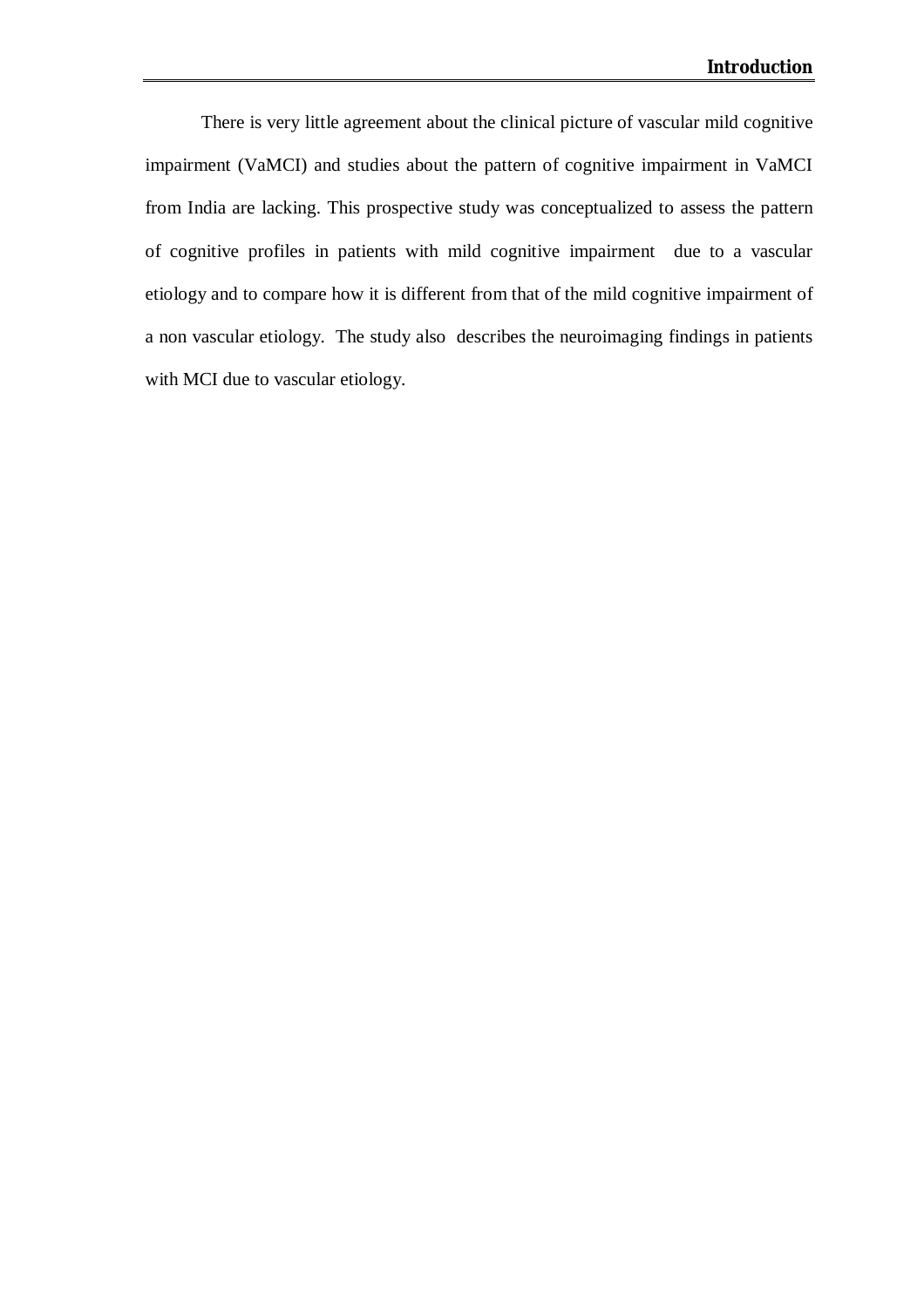There is very little agreement about the clinical picture of vascular mild cognitive impairment (VaMCI) and studies about the pattern of cognitive impairment in VaMCI from India are lacking. This prospective study was conceptualized to assess the pattern of cognitive profiles in patients with mild cognitive impairment due to a vascular etiology and to compare how it is different from that of the mild cognitive impairment of a non vascular etiology. The study also describes the neuroimaging findings in patients with MCI due to vascular etiology.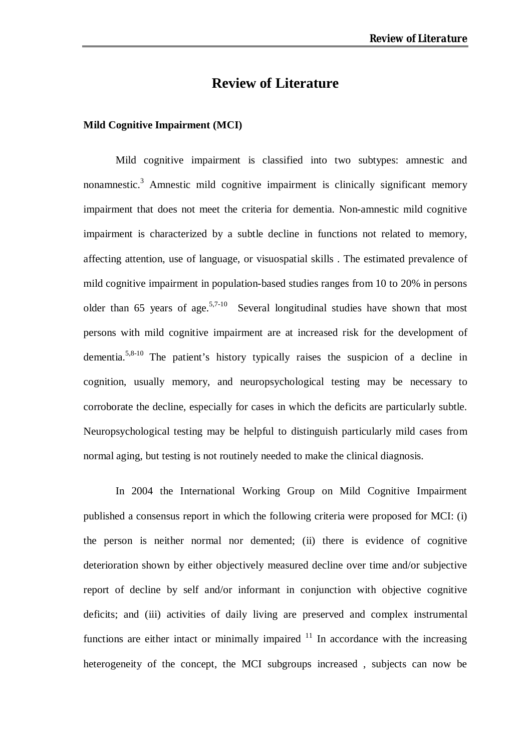# Review of Literature

### Mild Cognitive Impairment (MCI)

Mild cognitive impairment is classified into two subtypes: amnestic and nonamnestic.[3] Amnestic mild cognitive impairment is clinically significant memory impairment that does not meet the criteria for dementia. Non-amnestic mild cognitive impairment is characterized by a subtle decline in functions not related to memory, affecting attention, use of language, or visuospatial skills . The estimated prevalence of mild cognitive impairment in population-based studies ranges from 10 to 20% in persons older than 65 years of age.[5,7-10] Several longitudinal studies have shown that most persons with mild cognitive impairment are at increased risk for the development of dementia.[5,8-10] The patient's history typically raises the suspicion of a decline in cognition, usually memory, and neuropsychological testing may be necessary to corroborate the decline, especially for cases in which the deficits are particularly subtle. Neuropsychological testing may be helpful to distinguish particularly mild cases from normal aging, but testing is not routinely needed to make the clinical diagnosis.

In 2004 the International Working Group on Mild Cognitive Impairment published a consensus report in which the following criteria were proposed for MCI: (i) the person is neither normal nor demented; (ii) there is evidence of cognitive deterioration shown by either objectively measured decline over time and/or subjective report of decline by self and/or informant in conjunction with objective cognitive deficits; and (iii) activities of daily living are preserved and complex instrumental functions are either intact or minimally impaired [11] In accordance with the increasing heterogeneity of the concept, the MCI subgroups increased , subjects can now be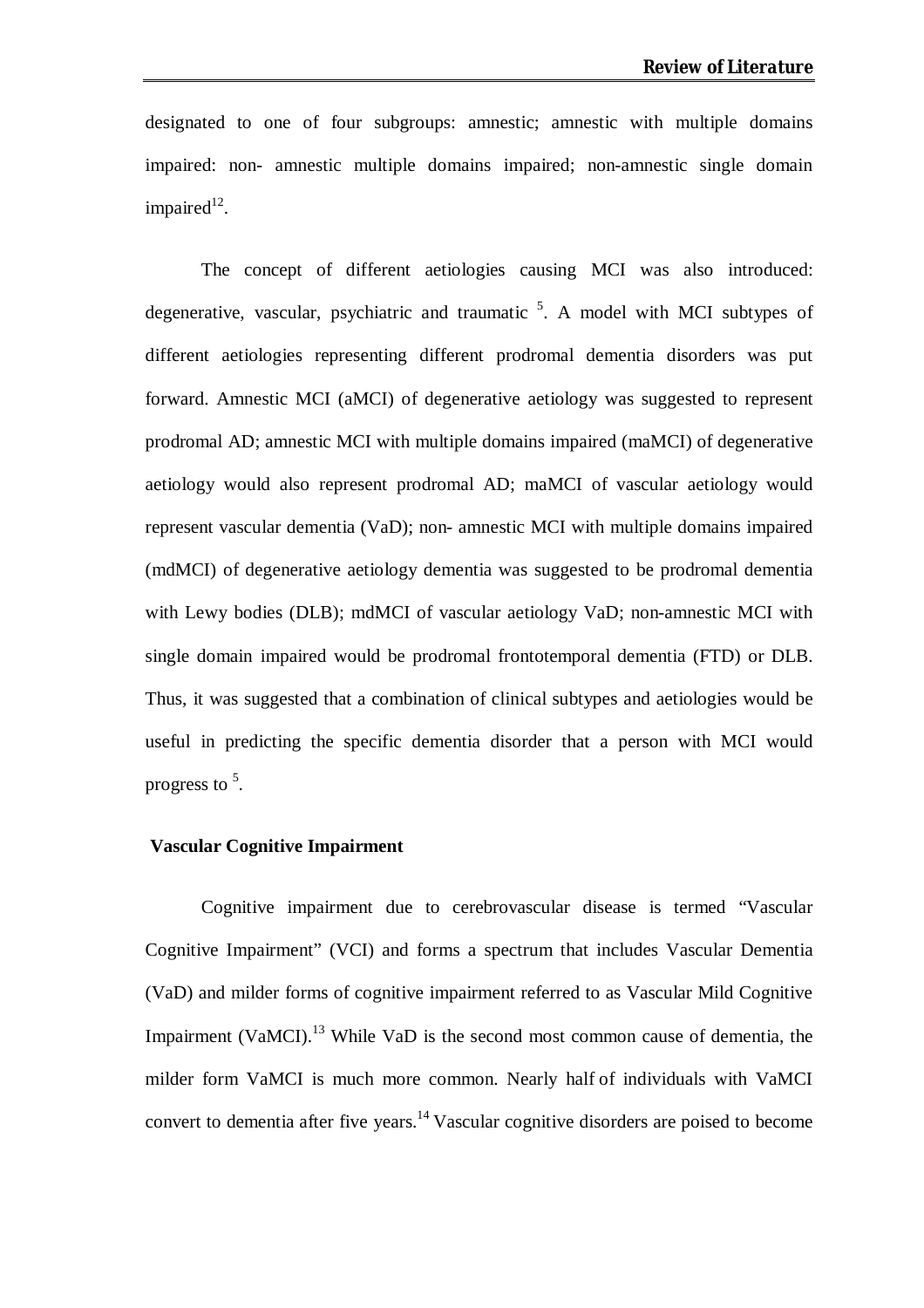designated to one of four subgroups: amnestic; amnestic with multiple domains impaired: non- amnestic multiple domains impaired; non-amnestic single domain impaired[12].

The concept of different aetiologies causing MCI was also introduced: degenerative, vascular, psychiatric and traumatic [5]. A model with MCI subtypes of different aetiologies representing different prodromal dementia disorders was put forward. Amnestic MCI (aMCI) of degenerative aetiology was suggested to represent prodromal AD; amnestic MCI with multiple domains impaired (maMCI) of degenerative aetiology would also represent prodromal AD; maMCI of vascular aetiology would represent vascular dementia (VaD); non- amnestic MCI with multiple domains impaired (mdMCI) of degenerative aetiology dementia was suggested to be prodromal dementia with Lewy bodies (DLB); mdMCI of vascular aetiology VaD; non-amnestic MCI with single domain impaired would be prodromal frontotemporal dementia (FTD) or DLB. Thus, it was suggested that a combination of clinical subtypes and aetiologies would be useful in predicting the specific dementia disorder that a person with MCI would progress to [5].

**Vascular Cognitive Impairment**

Cognitive impairment due to cerebrovascular disease is termed "Vascular Cognitive Impairment" (VCI) and forms a spectrum that includes Vascular Dementia (VaD) and milder forms of cognitive impairment referred to as Vascular Mild Cognitive Impairment (VaMCI).[13] While VaD is the second most common cause of dementia, the milder form VaMCI is much more common. Nearly half of individuals with VaMCI convert to dementia after five years.[14] Vascular cognitive disorders are poised to become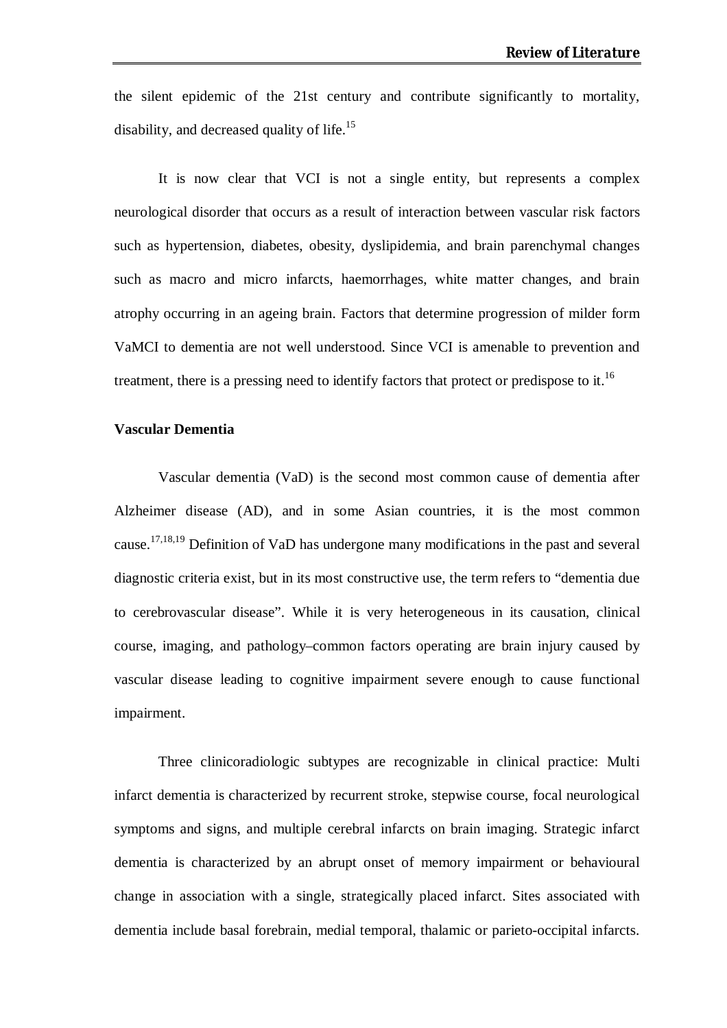the silent epidemic of the 21st century and contribute significantly to mortality, disability, and decreased quality of life.[15]

It is now clear that VCI is not a single entity, but represents a complex neurological disorder that occurs as a result of interaction between vascular risk factors such as hypertension, diabetes, obesity, dyslipidemia, and brain parenchymal changes such as macro and micro infarcts, haemorrhages, white matter changes, and brain atrophy occurring in an ageing brain. Factors that determine progression of milder form VaMCI to dementia are not well understood. Since VCI is amenable to prevention and treatment, there is a pressing need to identify factors that protect or predispose to it.[16]

**Vascular Dementia**

Vascular dementia (VaD) is the second most common cause of dementia after Alzheimer disease (AD), and in some Asian countries, it is the most common cause.[17,18,19] Definition of VaD has undergone many modifications in the past and several diagnostic criteria exist, but in its most constructive use, the term refers to "dementia due to cerebrovascular disease". While it is very heterogeneous in its causation, clinical course, imaging, and pathology–common factors operating are brain injury caused by vascular disease leading to cognitive impairment severe enough to cause functional impairment.

Three clinicoradiologic subtypes are recognizable in clinical practice: Multi infarct dementia is characterized by recurrent stroke, stepwise course, focal neurological symptoms and signs, and multiple cerebral infarcts on brain imaging. Strategic infarct dementia is characterized by an abrupt onset of memory impairment or behavioural change in association with a single, strategically placed infarct. Sites associated with dementia include basal forebrain, medial temporal, thalamic or parieto-occipital infarcts.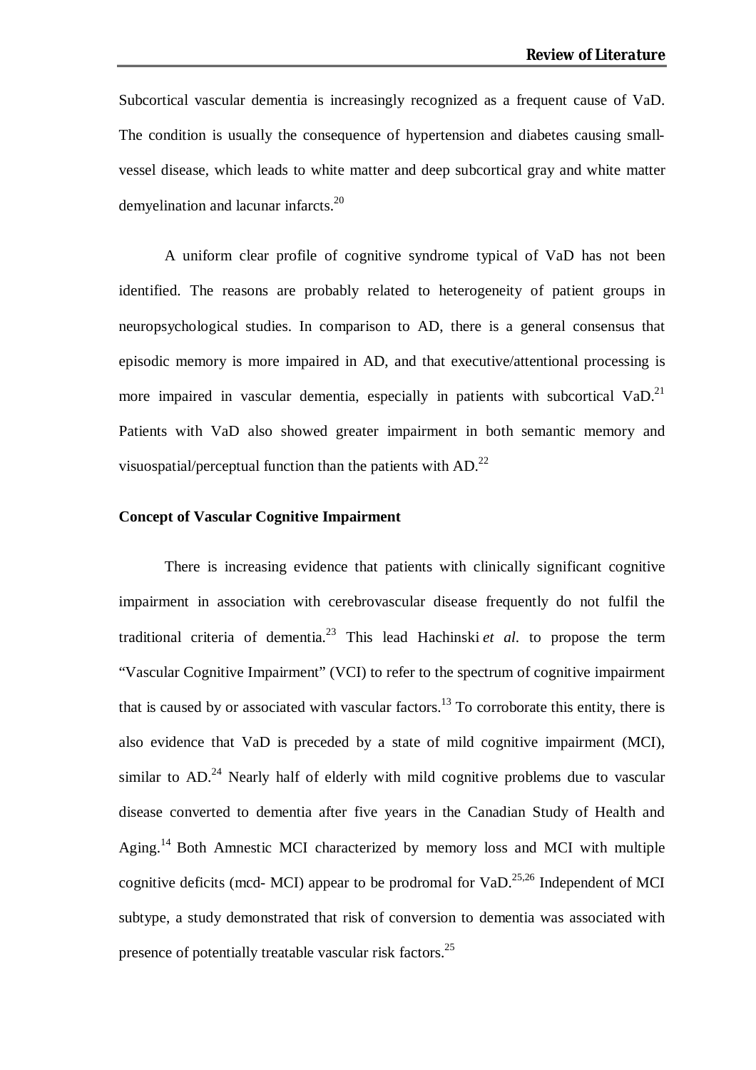Subcortical vascular dementia is increasingly recognized as a frequent cause of VaD. The condition is usually the consequence of hypertension and diabetes causing small-vessel disease, which leads to white matter and deep subcortical gray and white matter demyelination and lacunar infarcts.[20]

A uniform clear profile of cognitive syndrome typical of VaD has not been identified. The reasons are probably related to heterogeneity of patient groups in neuropsychological studies. In comparison to AD, there is a general consensus that episodic memory is more impaired in AD, and that executive/attentional processing is more impaired in vascular dementia, especially in patients with subcortical VaD.[21] Patients with VaD also showed greater impairment in both semantic memory and visuospatial/perceptual function than the patients with AD.[22]

**Concept of Vascular Cognitive Impairment**

There is increasing evidence that patients with clinically significant cognitive impairment in association with cerebrovascular disease frequently do not fulfil the traditional criteria of dementia.[23] This lead Hachinski *et al*. to propose the term "Vascular Cognitive Impairment" (VCI) to refer to the spectrum of cognitive impairment that is caused by or associated with vascular factors.[13] To corroborate this entity, there is also evidence that VaD is preceded by a state of mild cognitive impairment (MCI), similar to AD.[24] Nearly half of elderly with mild cognitive problems due to vascular disease converted to dementia after five years in the Canadian Study of Health and Aging.[14] Both Amnestic MCI characterized by memory loss and MCI with multiple cognitive deficits (mcd- MCI) appear to be prodromal for VaD.[25,26] Independent of MCI subtype, a study demonstrated that risk of conversion to dementia was associated with presence of potentially treatable vascular risk factors.[25]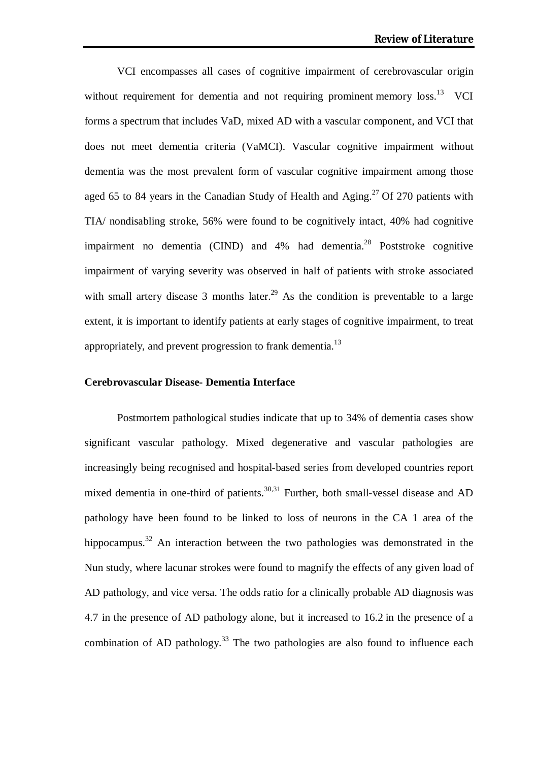VCI encompasses all cases of cognitive impairment of cerebrovascular origin without requirement for dementia and not requiring prominent memory loss.[13] VCI forms a spectrum that includes VaD, mixed AD with a vascular component, and VCI that does not meet dementia criteria (VaMCI). Vascular cognitive impairment without dementia was the most prevalent form of vascular cognitive impairment among those aged 65 to 84 years in the Canadian Study of Health and Aging.[27] Of 270 patients with TIA/ nondisabling stroke, 56% were found to be cognitively intact, 40% had cognitive impairment no dementia (CIND) and 4% had dementia.[28] Poststroke cognitive impairment of varying severity was observed in half of patients with stroke associated with small artery disease 3 months later.[29] As the condition is preventable to a large extent, it is important to identify patients at early stages of cognitive impairment, to treat appropriately, and prevent progression to frank dementia.[13]

**Cerebrovascular Disease- Dementia Interface**

Postmortem pathological studies indicate that up to 34% of dementia cases show significant vascular pathology. Mixed degenerative and vascular pathologies are increasingly being recognised and hospital-based series from developed countries report mixed dementia in one-third of patients.[30,31] Further, both small-vessel disease and AD pathology have been found to be linked to loss of neurons in the CA 1 area of the hippocampus.[32] An interaction between the two pathologies was demonstrated in the Nun study, where lacunar strokes were found to magnify the effects of any given load of AD pathology, and vice versa. The odds ratio for a clinically probable AD diagnosis was 4.7 in the presence of AD pathology alone, but it increased to 16.2 in the presence of a combination of AD pathology.[33] The two pathologies are also found to influence each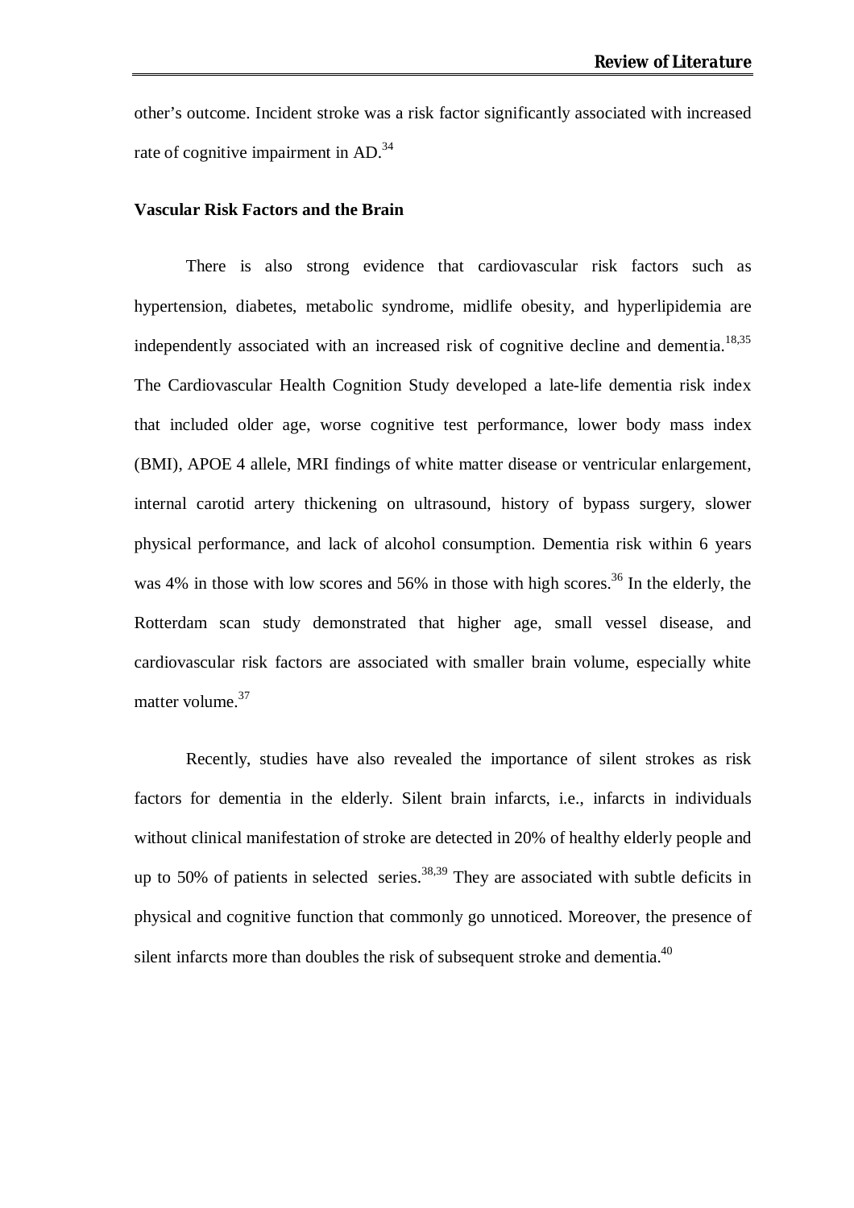other's outcome. Incident stroke was a risk factor significantly associated with increased rate of cognitive impairment in AD.[34]

### Vascular Risk Factors and the Brain

There is also strong evidence that cardiovascular risk factors such as hypertension, diabetes, metabolic syndrome, midlife obesity, and hyperlipidemia are independently associated with an increased risk of cognitive decline and dementia.[18,35] The Cardiovascular Health Cognition Study developed a late-life dementia risk index that included older age, worse cognitive test performance, lower body mass index (BMI), APOE 4 allele, MRI findings of white matter disease or ventricular enlargement, internal carotid artery thickening on ultrasound, history of bypass surgery, slower physical performance, and lack of alcohol consumption. Dementia risk within 6 years was 4% in those with low scores and 56% in those with high scores.[36] In the elderly, the Rotterdam scan study demonstrated that higher age, small vessel disease, and cardiovascular risk factors are associated with smaller brain volume, especially white matter volume.[37]

Recently, studies have also revealed the importance of silent strokes as risk factors for dementia in the elderly. Silent brain infarcts, i.e., infarcts in individuals without clinical manifestation of stroke are detected in 20% of healthy elderly people and up to 50% of patients in selected series.[38,39] They are associated with subtle deficits in physical and cognitive function that commonly go unnoticed. Moreover, the presence of silent infarcts more than doubles the risk of subsequent stroke and dementia.[40]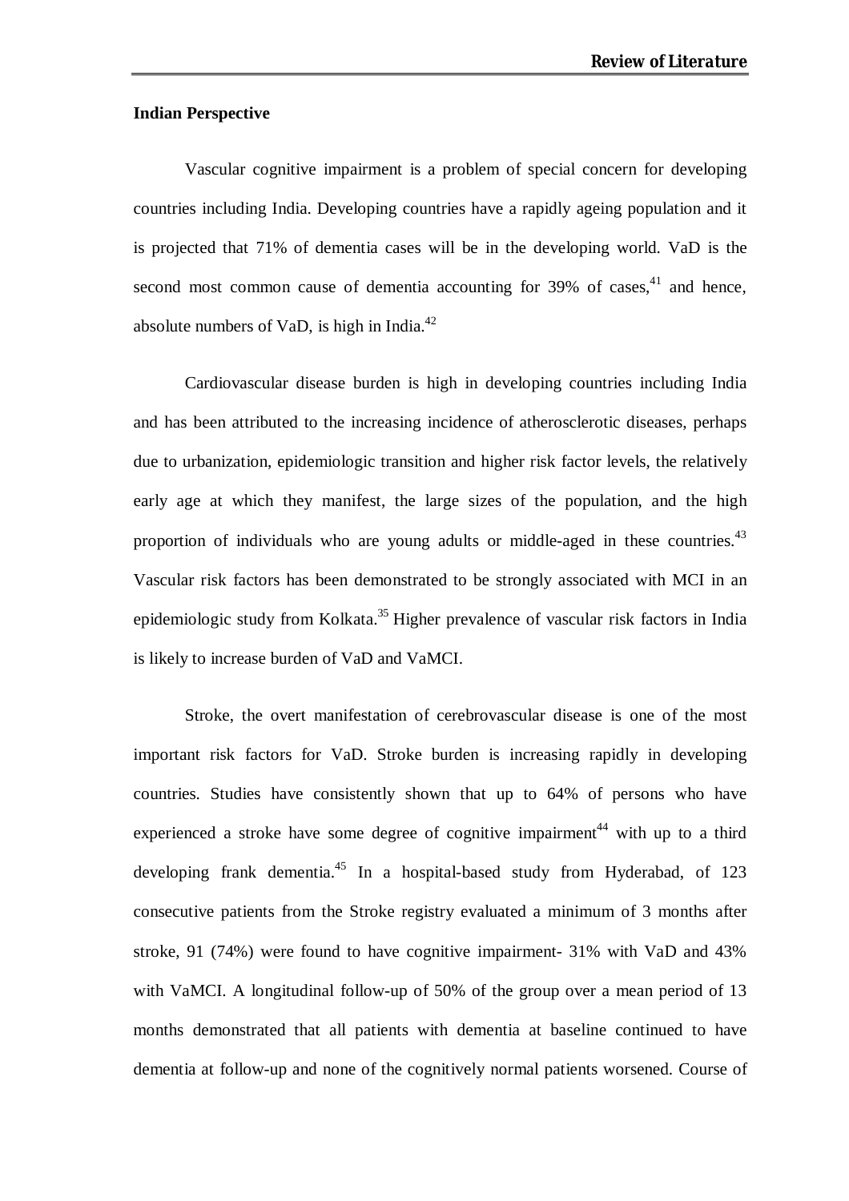**Indian Perspective**

Vascular cognitive impairment is a problem of special concern for developing countries including India. Developing countries have a rapidly ageing population and it is projected that 71% of dementia cases will be in the developing world. VaD is the second most common cause of dementia accounting for 39% of cases,[41] and hence, absolute numbers of VaD, is high in India.[42]

Cardiovascular disease burden is high in developing countries including India and has been attributed to the increasing incidence of atherosclerotic diseases, perhaps due to urbanization, epidemiologic transition and higher risk factor levels, the relatively early age at which they manifest, the large sizes of the population, and the high proportion of individuals who are young adults or middle-aged in these countries.[43] Vascular risk factors has been demonstrated to be strongly associated with MCI in an epidemiologic study from Kolkata.[35] Higher prevalence of vascular risk factors in India is likely to increase burden of VaD and VaMCI.

Stroke, the overt manifestation of cerebrovascular disease is one of the most important risk factors for VaD. Stroke burden is increasing rapidly in developing countries. Studies have consistently shown that up to 64% of persons who have experienced a stroke have some degree of cognitive impairment[44] with up to a third developing frank dementia.[45] In a hospital-based study from Hyderabad, of 123 consecutive patients from the Stroke registry evaluated a minimum of 3 months after stroke, 91 (74%) were found to have cognitive impairment- 31% with VaD and 43% with VaMCI. A longitudinal follow-up of 50% of the group over a mean period of 13 months demonstrated that all patients with dementia at baseline continued to have dementia at follow-up and none of the cognitively normal patients worsened. Course of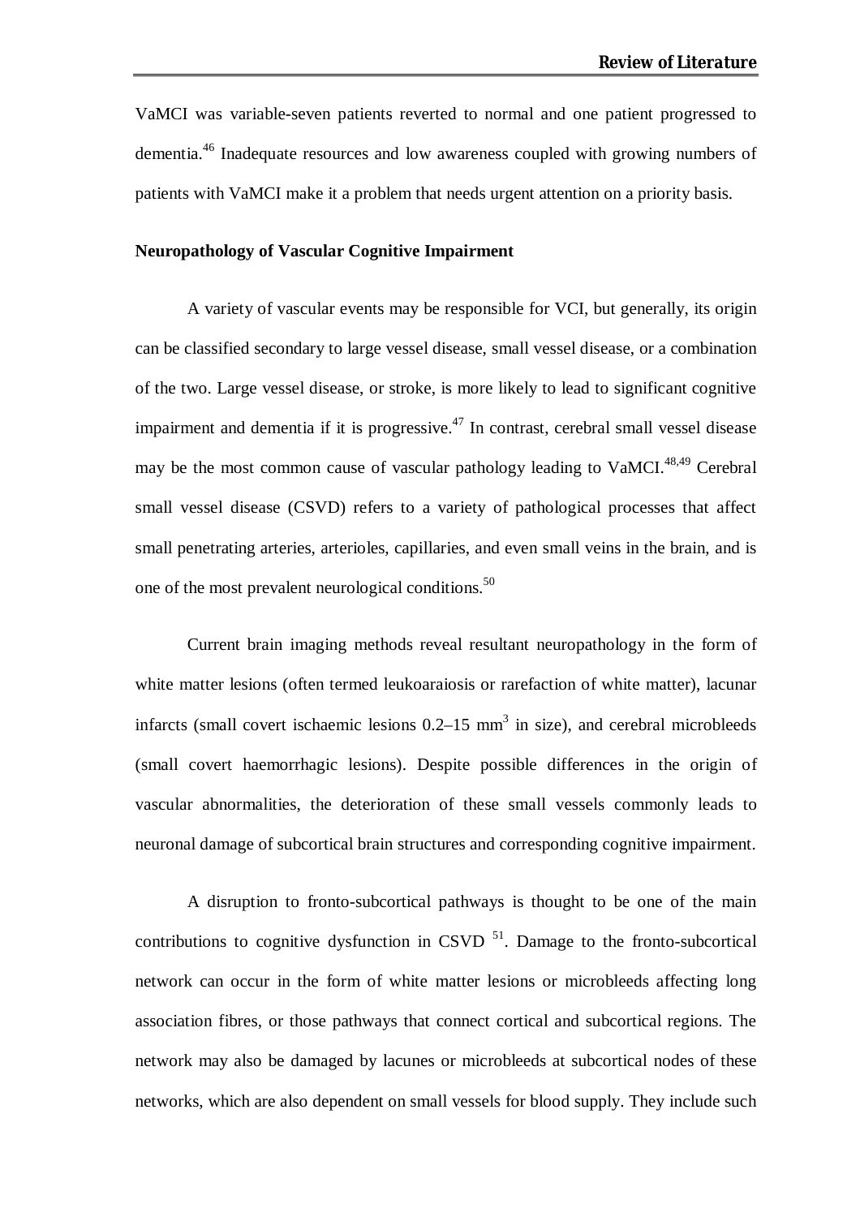VaMCI was variable-seven patients reverted to normal and one patient progressed to dementia.[46] Inadequate resources and low awareness coupled with growing numbers of patients with VaMCI make it a problem that needs urgent attention on a priority basis.

**Neuropathology of Vascular Cognitive Impairment**

A variety of vascular events may be responsible for VCI, but generally, its origin can be classified secondary to large vessel disease, small vessel disease, or a combination of the two. Large vessel disease, or stroke, is more likely to lead to significant cognitive impairment and dementia if it is progressive.[47] In contrast, cerebral small vessel disease may be the most common cause of vascular pathology leading to VaMCI.[48,49] Cerebral small vessel disease (CSVD) refers to a variety of pathological processes that affect small penetrating arteries, arterioles, capillaries, and even small veins in the brain, and is one of the most prevalent neurological conditions.[50]

Current brain imaging methods reveal resultant neuropathology in the form of white matter lesions (often termed leukoaraiosis or rarefaction of white matter), lacunar infarcts (small covert ischaemic lesions 0.2–15 $mm^3$ in size), and cerebral microbleeds (small covert haemorrhagic lesions). Despite possible differences in the origin of vascular abnormalities, the deterioration of these small vessels commonly leads to neuronal damage of subcortical brain structures and corresponding cognitive impairment.

A disruption to fronto-subcortical pathways is thought to be one of the main contributions to cognitive dysfunction in CSVD [51]. Damage to the fronto-subcortical network can occur in the form of white matter lesions or microbleeds affecting long association fibres, or those pathways that connect cortical and subcortical regions. The network may also be damaged by lacunes or microbleeds at subcortical nodes of these networks, which are also dependent on small vessels for blood supply. They include such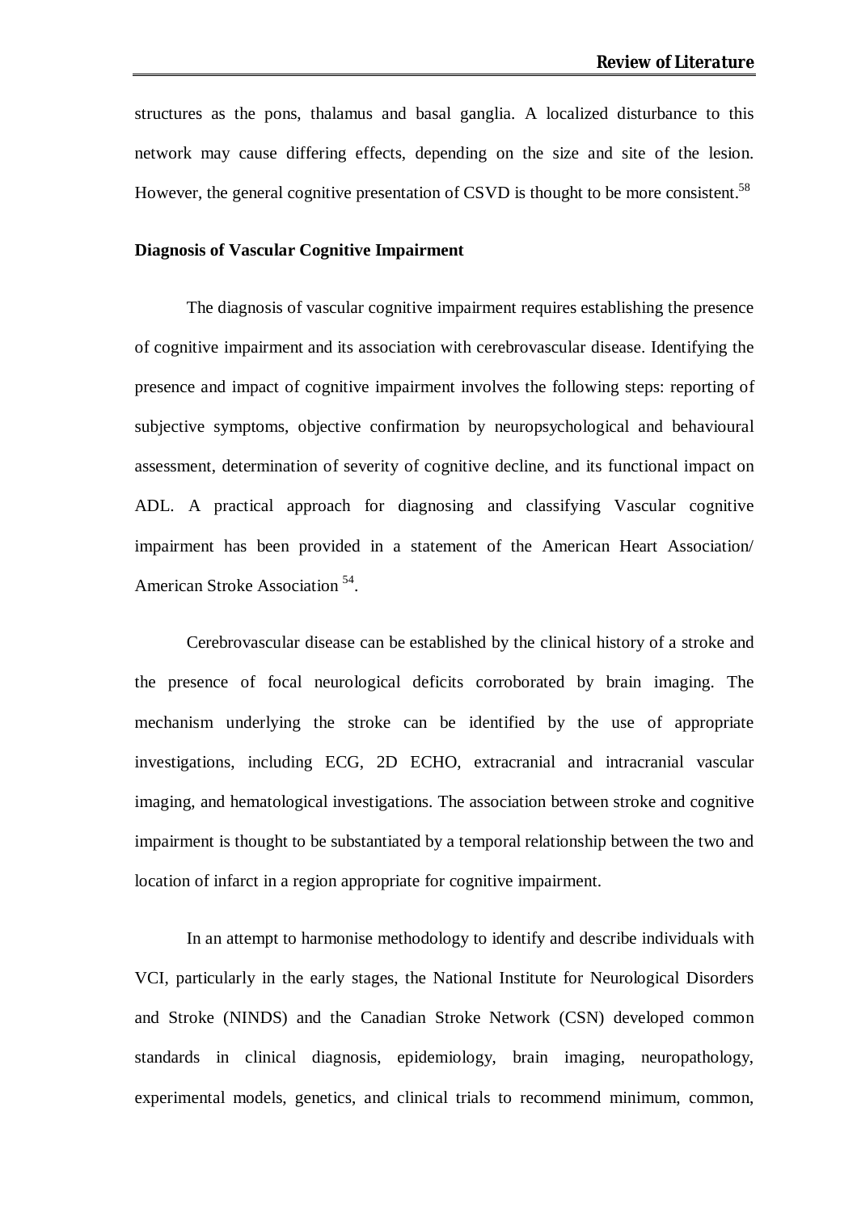structures as the pons, thalamus and basal ganglia. A localized disturbance to this network may cause differing effects, depending on the size and site of the lesion. However, the general cognitive presentation of CSVD is thought to be more consistent.[58]

**Diagnosis of Vascular Cognitive Impairment**

The diagnosis of vascular cognitive impairment requires establishing the presence of cognitive impairment and its association with cerebrovascular disease. Identifying the presence and impact of cognitive impairment involves the following steps: reporting of subjective symptoms, objective confirmation by neuropsychological and behavioural assessment, determination of severity of cognitive decline, and its functional impact on ADL. A practical approach for diagnosing and classifying Vascular cognitive impairment has been provided in a statement of the American Heart Association/ American Stroke Association [54].

Cerebrovascular disease can be established by the clinical history of a stroke and the presence of focal neurological deficits corroborated by brain imaging. The mechanism underlying the stroke can be identified by the use of appropriate investigations, including ECG, 2D ECHO, extracranial and intracranial vascular imaging, and hematological investigations. The association between stroke and cognitive impairment is thought to be substantiated by a temporal relationship between the two and location of infarct in a region appropriate for cognitive impairment.

In an attempt to harmonise methodology to identify and describe individuals with VCI, particularly in the early stages, the National Institute for Neurological Disorders and Stroke (NINDS) and the Canadian Stroke Network (CSN) developed common standards in clinical diagnosis, epidemiology, brain imaging, neuropathology, experimental models, genetics, and clinical trials to recommend minimum, common,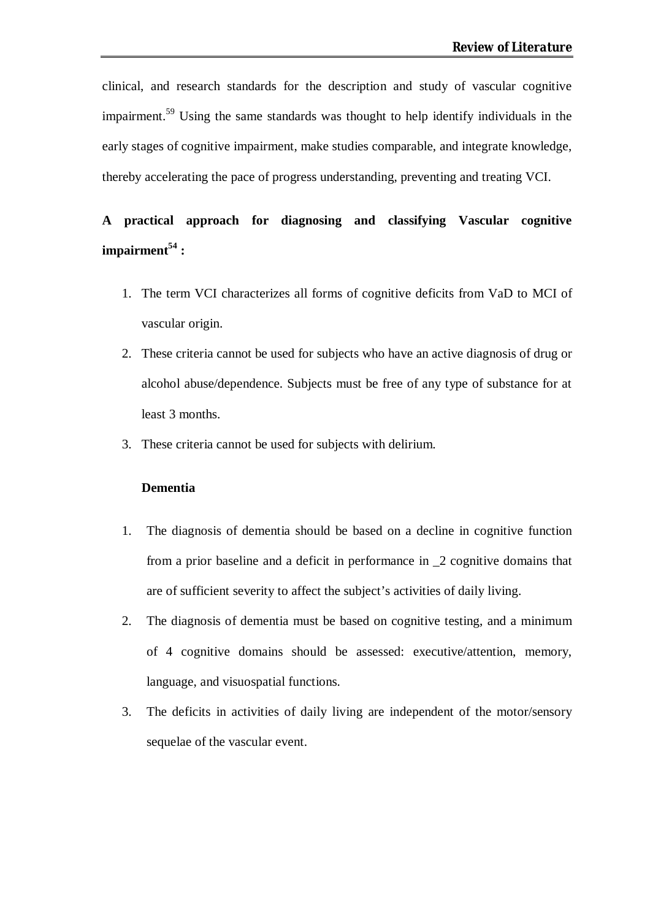clinical, and research standards for the description and study of vascular cognitive impairment.[59] Using the same standards was thought to help identify individuals in the early stages of cognitive impairment, make studies comparable, and integrate knowledge, thereby accelerating the pace of progress understanding, preventing and treating VCI.

**A practical approach for diagnosing and classifying Vascular cognitive impairment[54] :**

1. The term VCI characterizes all forms of cognitive deficits from VaD to MCI of vascular origin.
2. These criteria cannot be used for subjects who have an active diagnosis of drug or alcohol abuse/dependence. Subjects must be free of any type of substance for at least 3 months.
3. These criteria cannot be used for subjects with delirium.

**Dementia**

1. The diagnosis of dementia should be based on a decline in cognitive function from a prior baseline and a deficit in performance in _2 cognitive domains that are of sufficient severity to affect the subject's activities of daily living.
2. The diagnosis of dementia must be based on cognitive testing, and a minimum of 4 cognitive domains should be assessed: executive/attention, memory, language, and visuospatial functions.
3. The deficits in activities of daily living are independent of the motor/sensory sequelae of the vascular event.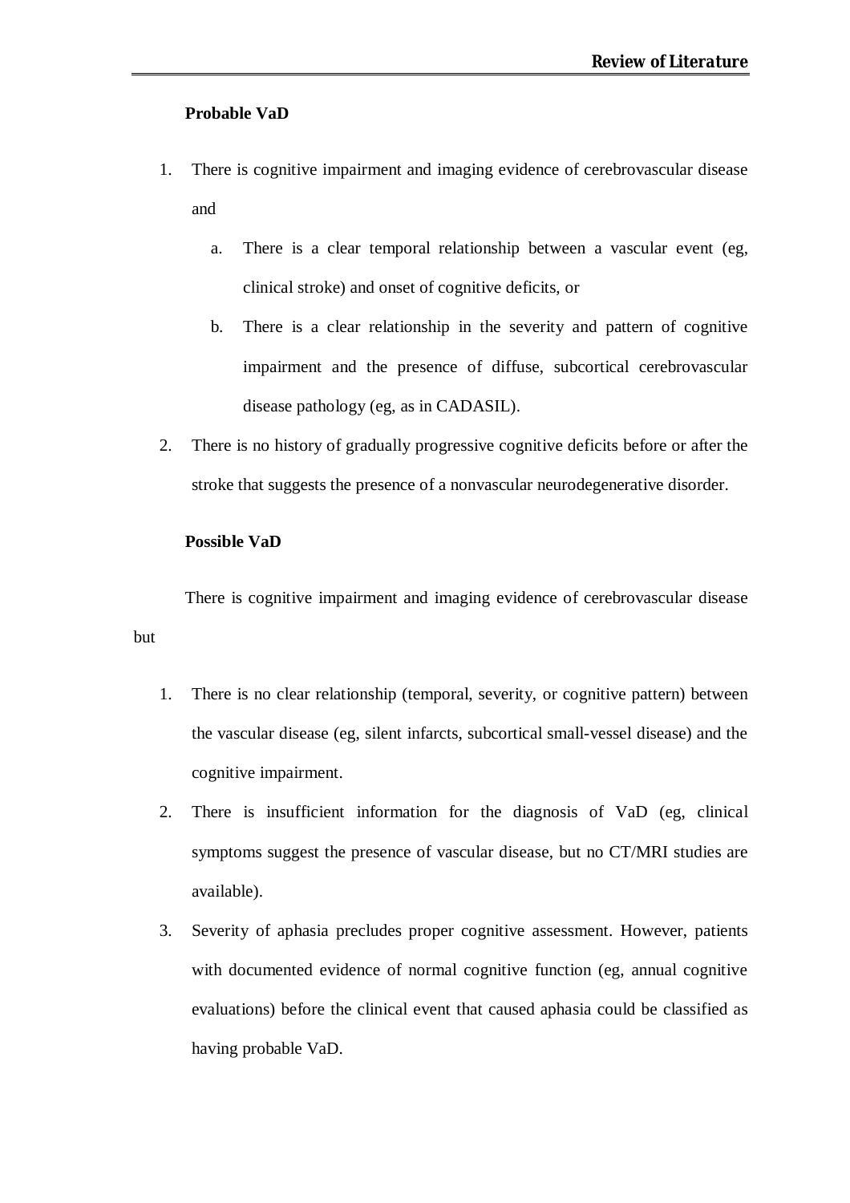**Probable VaD**

1. There is cognitive impairment and imaging evidence of cerebrovascular disease and
   a. There is a clear temporal relationship between a vascular event (eg, clinical stroke) and onset of cognitive deficits, or
   b. There is a clear relationship in the severity and pattern of cognitive impairment and the presence of diffuse, subcortical cerebrovascular disease pathology (eg, as in CADASIL).
2. There is no history of gradually progressive cognitive deficits before or after the stroke that suggests the presence of a nonvascular neurodegenerative disorder.

**Possible VaD**

There is cognitive impairment and imaging evidence of cerebrovascular disease but

1. There is no clear relationship (temporal, severity, or cognitive pattern) between the vascular disease (eg, silent infarcts, subcortical small-vessel disease) and the cognitive impairment.
2. There is insufficient information for the diagnosis of VaD (eg, clinical symptoms suggest the presence of vascular disease, but no CT/MRI studies are available).
3. Severity of aphasia precludes proper cognitive assessment. However, patients with documented evidence of normal cognitive function (eg, annual cognitive evaluations) before the clinical event that caused aphasia could be classified as having probable VaD.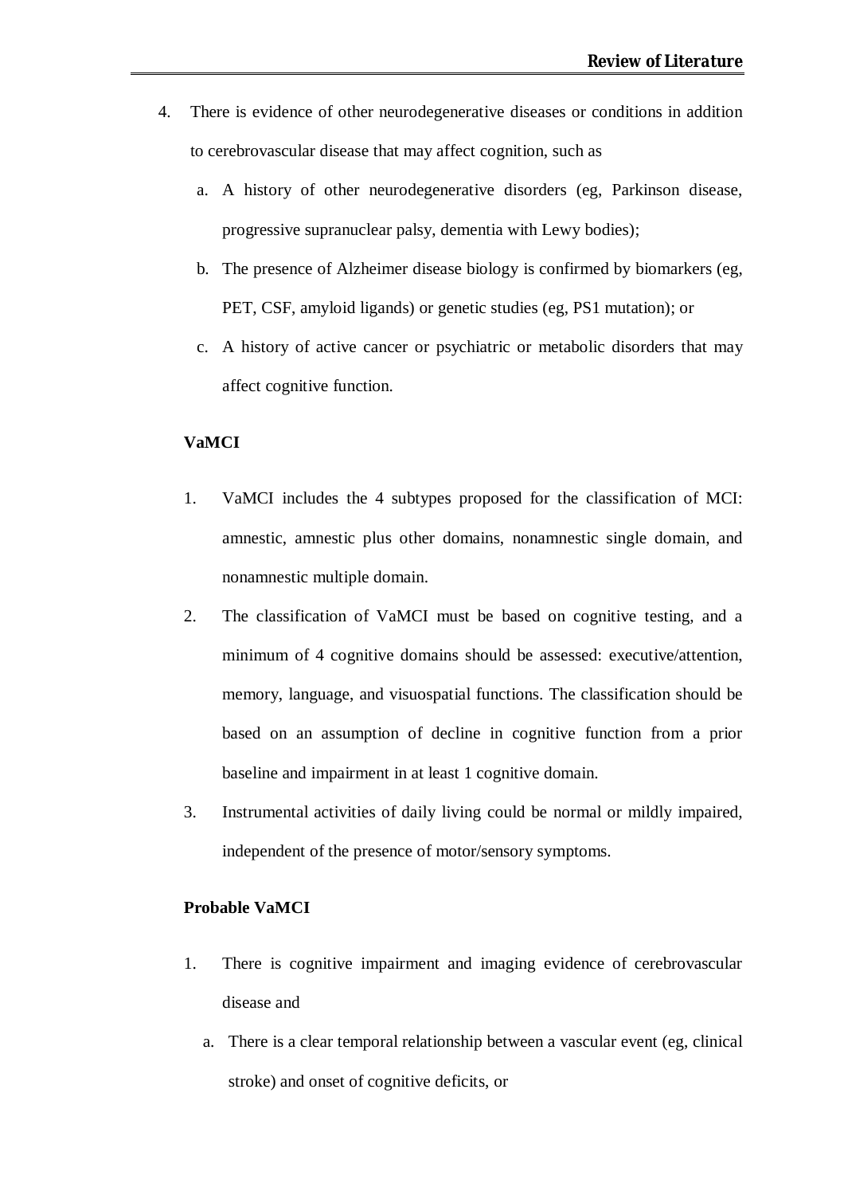4. There is evidence of other neurodegenerative diseases or conditions in addition to cerebrovascular disease that may affect cognition, such as
   a. A history of other neurodegenerative disorders (eg, Parkinson disease, progressive supranuclear palsy, dementia with Lewy bodies);
   b. The presence of Alzheimer disease biology is confirmed by biomarkers (eg, PET, CSF, amyloid ligands) or genetic studies (eg, PS1 mutation); or
   c. A history of active cancer or psychiatric or metabolic disorders that may affect cognitive function.

**VaMCI**

1. VaMCI includes the 4 subtypes proposed for the classification of MCI: amnestic, amnestic plus other domains, nonamnestic single domain, and nonamnestic multiple domain.
2. The classification of VaMCI must be based on cognitive testing, and a minimum of 4 cognitive domains should be assessed: executive/attention, memory, language, and visuospatial functions. The classification should be based on an assumption of decline in cognitive function from a prior baseline and impairment in at least 1 cognitive domain.
3. Instrumental activities of daily living could be normal or mildly impaired, independent of the presence of motor/sensory symptoms.

**Probable VaMCI**

1. There is cognitive impairment and imaging evidence of cerebrovascular disease and
   a. There is a clear temporal relationship between a vascular event (eg, clinical stroke) and onset of cognitive deficits, or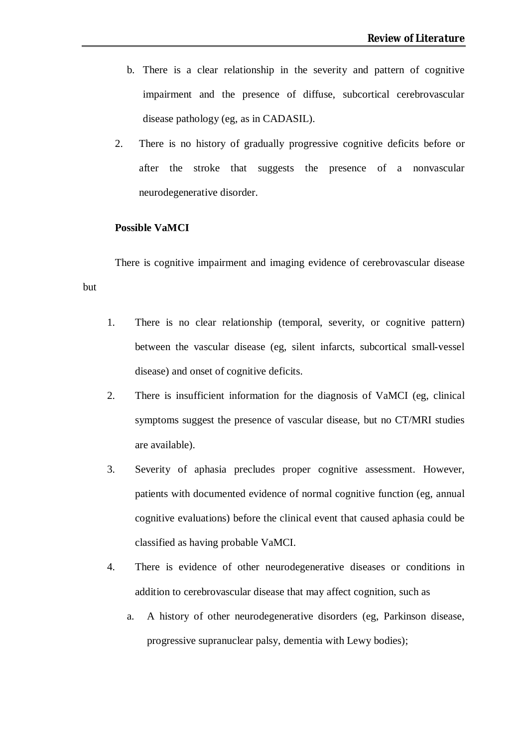b. There is a clear relationship in the severity and pattern of cognitive impairment and the presence of diffuse, subcortical cerebrovascular disease pathology (eg, as in CADASIL).

2. There is no history of gradually progressive cognitive deficits before or after the stroke that suggests the presence of a nonvascular neurodegenerative disorder.

**Possible VaMCI**

There is cognitive impairment and imaging evidence of cerebrovascular disease but

1. There is no clear relationship (temporal, severity, or cognitive pattern) between the vascular disease (eg, silent infarcts, subcortical small-vessel disease) and onset of cognitive deficits.
2. There is insufficient information for the diagnosis of VaMCI (eg, clinical symptoms suggest the presence of vascular disease, but no CT/MRI studies are available).
3. Severity of aphasia precludes proper cognitive assessment. However, patients with documented evidence of normal cognitive function (eg, annual cognitive evaluations) before the clinical event that caused aphasia could be classified as having probable VaMCI.
4. There is evidence of other neurodegenerative diseases or conditions in addition to cerebrovascular disease that may affect cognition, such as
   a. A history of other neurodegenerative disorders (eg, Parkinson disease, progressive supranuclear palsy, dementia with Lewy bodies);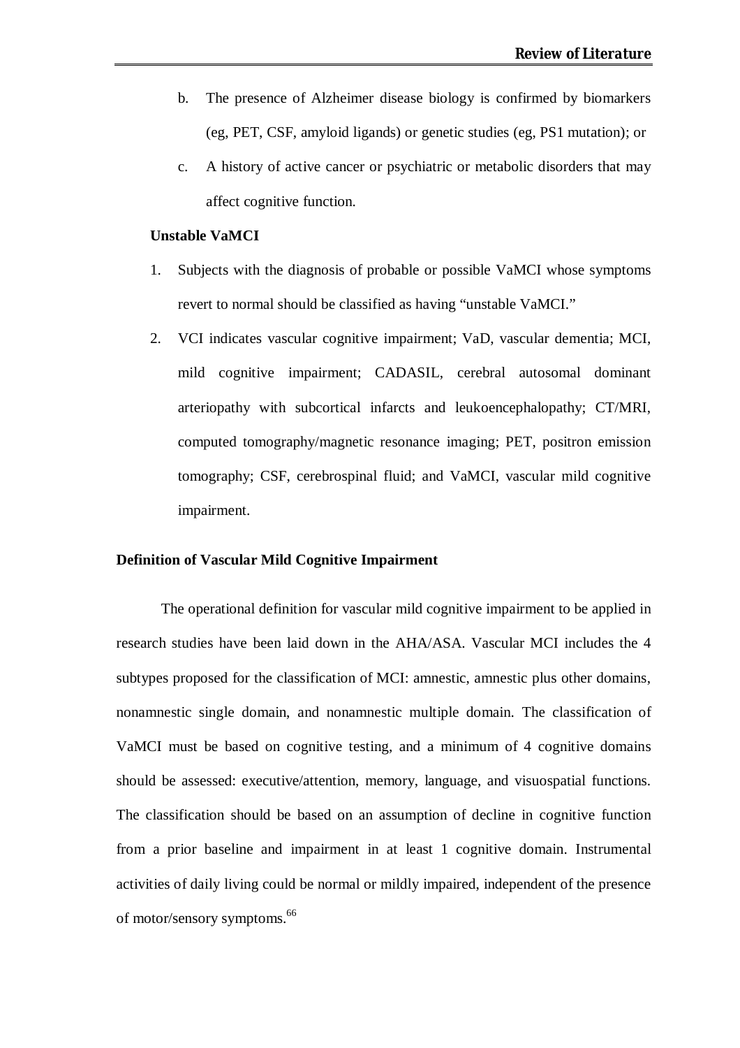b. The presence of Alzheimer disease biology is confirmed by biomarkers (eg, PET, CSF, amyloid ligands) or genetic studies (eg, PS1 mutation); or

c. A history of active cancer or psychiatric or metabolic disorders that may affect cognitive function.

**Unstable VaMCI**

1. Subjects with the diagnosis of probable or possible VaMCI whose symptoms revert to normal should be classified as having "unstable VaMCI."
2. VCI indicates vascular cognitive impairment; VaD, vascular dementia; MCI, mild cognitive impairment; CADASIL, cerebral autosomal dominant arteriopathy with subcortical infarcts and leukoencephalopathy; CT/MRI, computed tomography/magnetic resonance imaging; PET, positron emission tomography; CSF, cerebrospinal fluid; and VaMCI, vascular mild cognitive impairment.

**Definition of Vascular Mild Cognitive Impairment**

The operational definition for vascular mild cognitive impairment to be applied in research studies have been laid down in the AHA/ASA. Vascular MCI includes the 4 subtypes proposed for the classification of MCI: amnestic, amnestic plus other domains, nonamnestic single domain, and nonamnestic multiple domain. The classification of VaMCI must be based on cognitive testing, and a minimum of 4 cognitive domains should be assessed: executive/attention, memory, language, and visuospatial functions. The classification should be based on an assumption of decline in cognitive function from a prior baseline and impairment in at least 1 cognitive domain. Instrumental activities of daily living could be normal or mildly impaired, independent of the presence of motor/sensory symptoms.[66]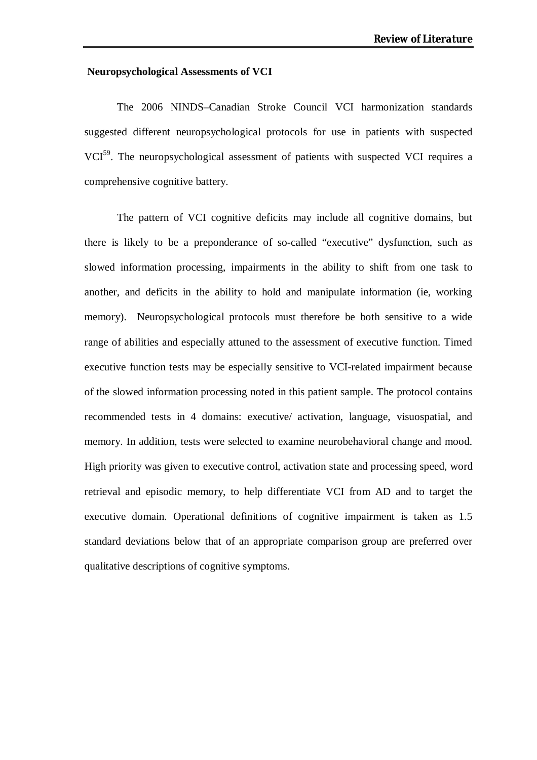## Neuropsychological Assessments of VCI

The 2006 NINDS–Canadian Stroke Council VCI harmonization standards suggested different neuropsychological protocols for use in patients with suspected VCI[59]. The neuropsychological assessment of patients with suspected VCI requires a comprehensive cognitive battery.

The pattern of VCI cognitive deficits may include all cognitive domains, but there is likely to be a preponderance of so-called "executive" dysfunction, such as slowed information processing, impairments in the ability to shift from one task to another, and deficits in the ability to hold and manipulate information (ie, working memory). Neuropsychological protocols must therefore be both sensitive to a wide range of abilities and especially attuned to the assessment of executive function. Timed executive function tests may be especially sensitive to VCI-related impairment because of the slowed information processing noted in this patient sample. The protocol contains recommended tests in 4 domains: executive/ activation, language, visuospatial, and memory. In addition, tests were selected to examine neurobehavioral change and mood. High priority was given to executive control, activation state and processing speed, word retrieval and episodic memory, to help differentiate VCI from AD and to target the executive domain. Operational definitions of cognitive impairment is taken as 1.5 standard deviations below that of an appropriate comparison group are preferred over qualitative descriptions of cognitive symptoms.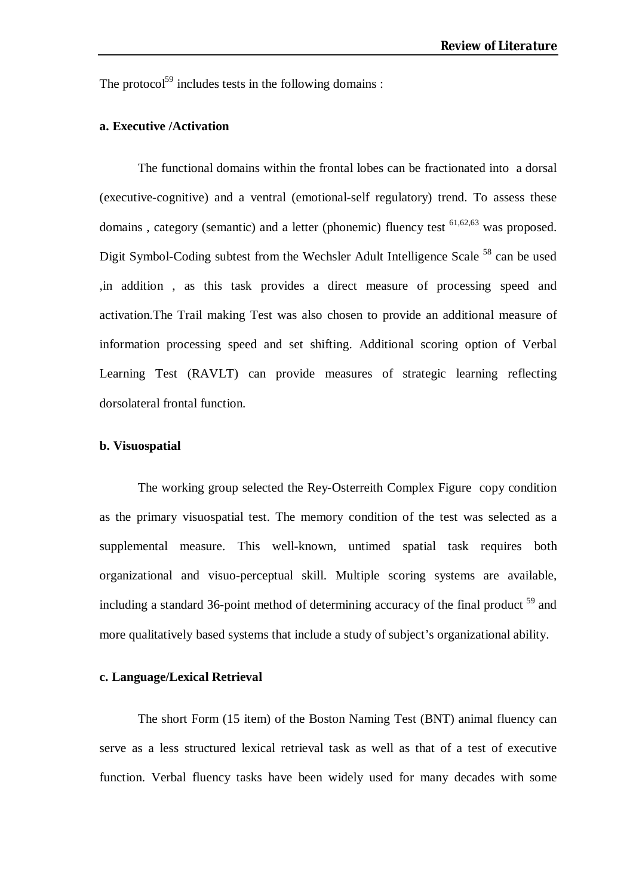The protocol[59] includes tests in the following domains :

**a. Executive /Activation**

The functional domains within the frontal lobes can be fractionated into a dorsal (executive-cognitive) and a ventral (emotional-self regulatory) trend. To assess these domains , category (semantic) and a letter (phonemic) fluency test [61,62,63] was proposed. Digit Symbol-Coding subtest from the Wechsler Adult Intelligence Scale [58] can be used ,in addition , as this task provides a direct measure of processing speed and activation.The Trail making Test was also chosen to provide an additional measure of information processing speed and set shifting. Additional scoring option of Verbal Learning Test (RAVLT) can provide measures of strategic learning reflecting dorsolateral frontal function.

**b. Visuospatial**

The working group selected the Rey-Osterreith Complex Figure copy condition as the primary visuospatial test. The memory condition of the test was selected as a supplemental measure. This well-known, untimed spatial task requires both organizational and visuo-perceptual skill. Multiple scoring systems are available, including a standard 36-point method of determining accuracy of the final product [59] and more qualitatively based systems that include a study of subject's organizational ability.

**c. Language/Lexical Retrieval**

The short Form (15 item) of the Boston Naming Test (BNT) animal fluency can serve as a less structured lexical retrieval task as well as that of a test of executive function. Verbal fluency tasks have been widely used for many decades with some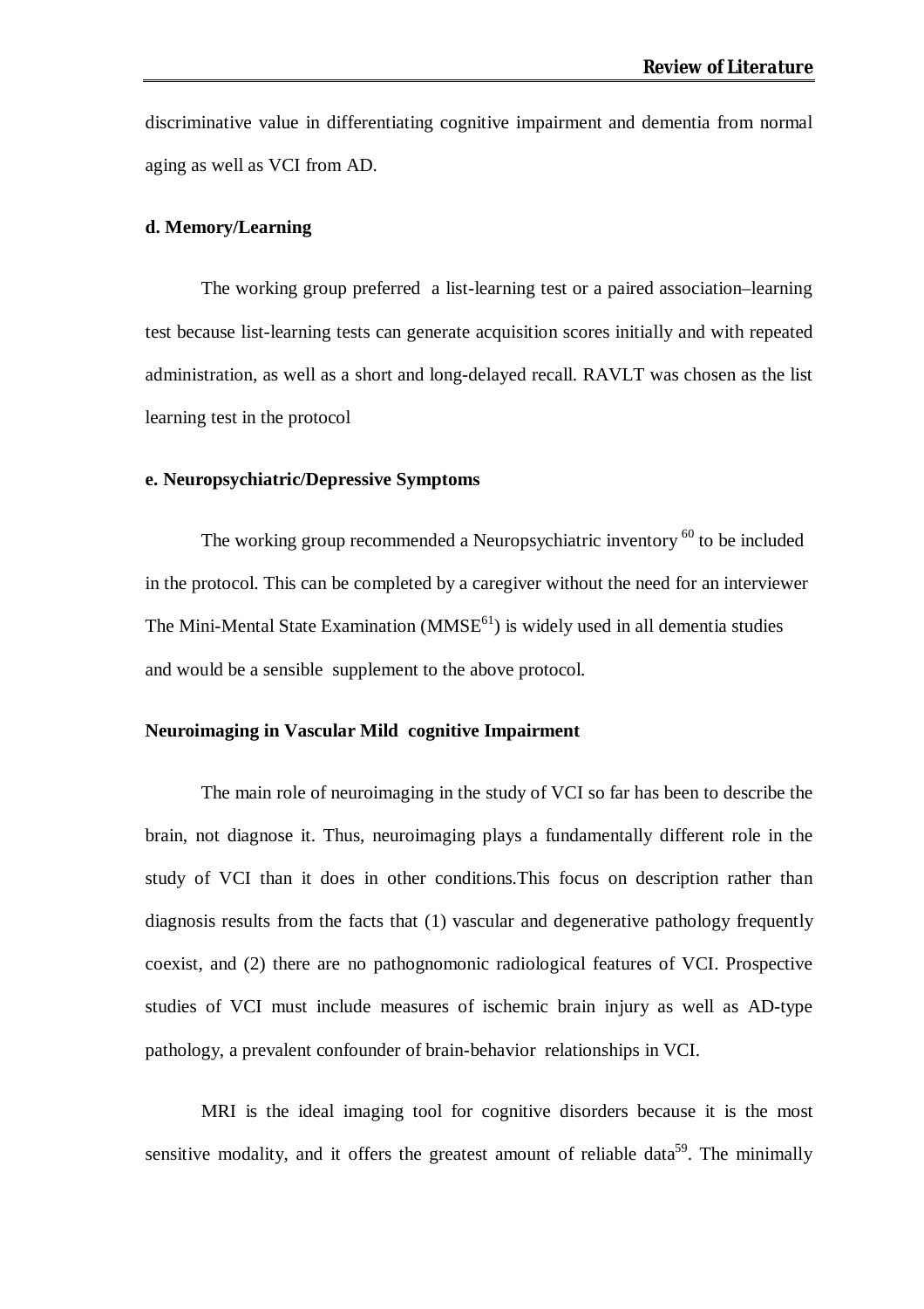discriminative value in differentiating cognitive impairment and dementia from normal aging as well as VCI from AD.

**d. Memory/Learning**

The working group preferred a list-learning test or a paired association–learning test because list-learning tests can generate acquisition scores initially and with repeated administration, as well as a short and long-delayed recall. RAVLT was chosen as the list learning test in the protocol

**e. Neuropsychiatric/Depressive Symptoms**

The working group recommended a Neuropsychiatric inventory [60] to be included in the protocol. This can be completed by a caregiver without the need for an interviewer The Mini-Mental State Examination (MMSE[61]) is widely used in all dementia studies and would be a sensible supplement to the above protocol.

**Neuroimaging in Vascular Mild cognitive Impairment**

The main role of neuroimaging in the study of VCI so far has been to describe the brain, not diagnose it. Thus, neuroimaging plays a fundamentally different role in the study of VCI than it does in other conditions.This focus on description rather than diagnosis results from the facts that (1) vascular and degenerative pathology frequently coexist, and (2) there are no pathognomonic radiological features of VCI. Prospective studies of VCI must include measures of ischemic brain injury as well as AD-type pathology, a prevalent confounder of brain-behavior relationships in VCI.

MRI is the ideal imaging tool for cognitive disorders because it is the most sensitive modality, and it offers the greatest amount of reliable data[59]. The minimally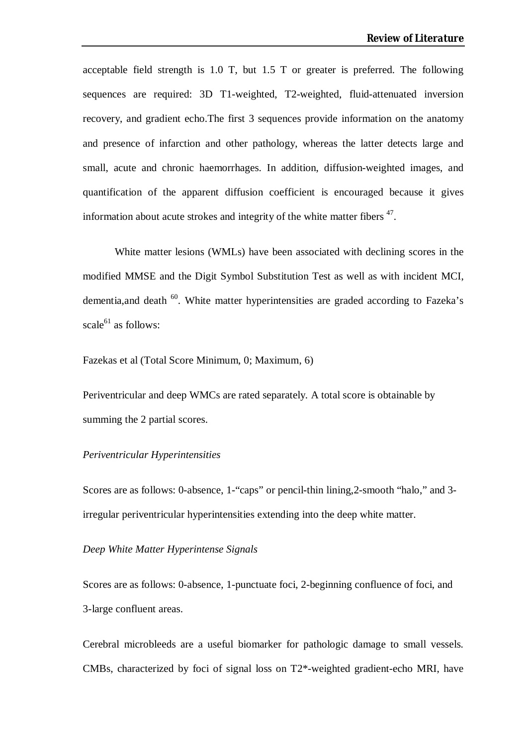acceptable field strength is 1.0 T, but 1.5 T or greater is preferred. The following sequences are required: 3D T1-weighted, T2-weighted, fluid-attenuated inversion recovery, and gradient echo.The first 3 sequences provide information on the anatomy and presence of infarction and other pathology, whereas the latter detects large and small, acute and chronic haemorrhages. In addition, diffusion-weighted images, and quantification of the apparent diffusion coefficient is encouraged because it gives information about acute strokes and integrity of the white matter fibers [47].

White matter lesions (WMLs) have been associated with declining scores in the modified MMSE and the Digit Symbol Substitution Test as well as with incident MCI, dementia,and death [60]. White matter hyperintensities are graded according to Fazeka's scale[61] as follows:

Fazekas et al (Total Score Minimum, 0; Maximum, 6)

Periventricular and deep WMCs are rated separately. A total score is obtainable by summing the 2 partial scores.

*Periventricular Hyperintensities*

Scores are as follows: 0-absence, 1-"caps" or pencil-thin lining,2-smooth "halo," and 3-irregular periventricular hyperintensities extending into the deep white matter.

*Deep White Matter Hyperintense Signals*

Scores are as follows: 0-absence, 1-punctuate foci, 2-beginning confluence of foci, and 3-large confluent areas.

Cerebral microbleeds are a useful biomarker for pathologic damage to small vessels. CMBs, characterized by foci of signal loss on T2*-weighted gradient-echo MRI, have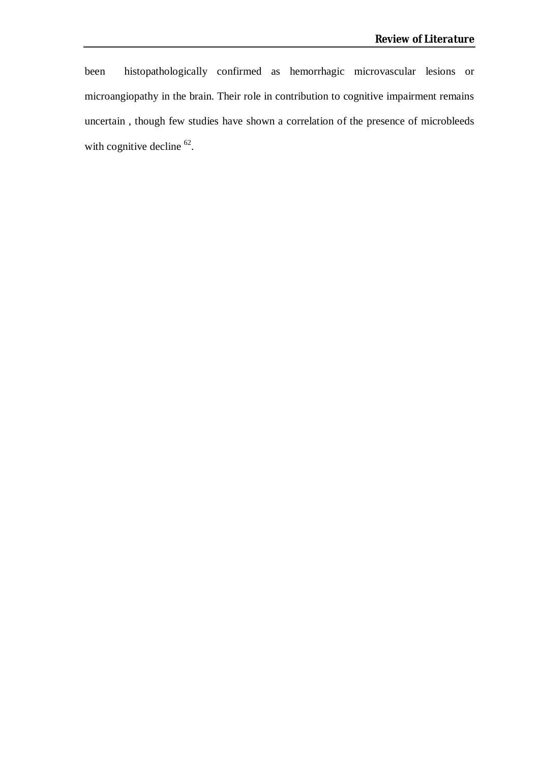been histopathologically confirmed as hemorrhagic microvascular lesions or microangiopathy in the brain. Their role in contribution to cognitive impairment remains uncertain , though few studies have shown a correlation of the presence of microbleeds with cognitive decline [62].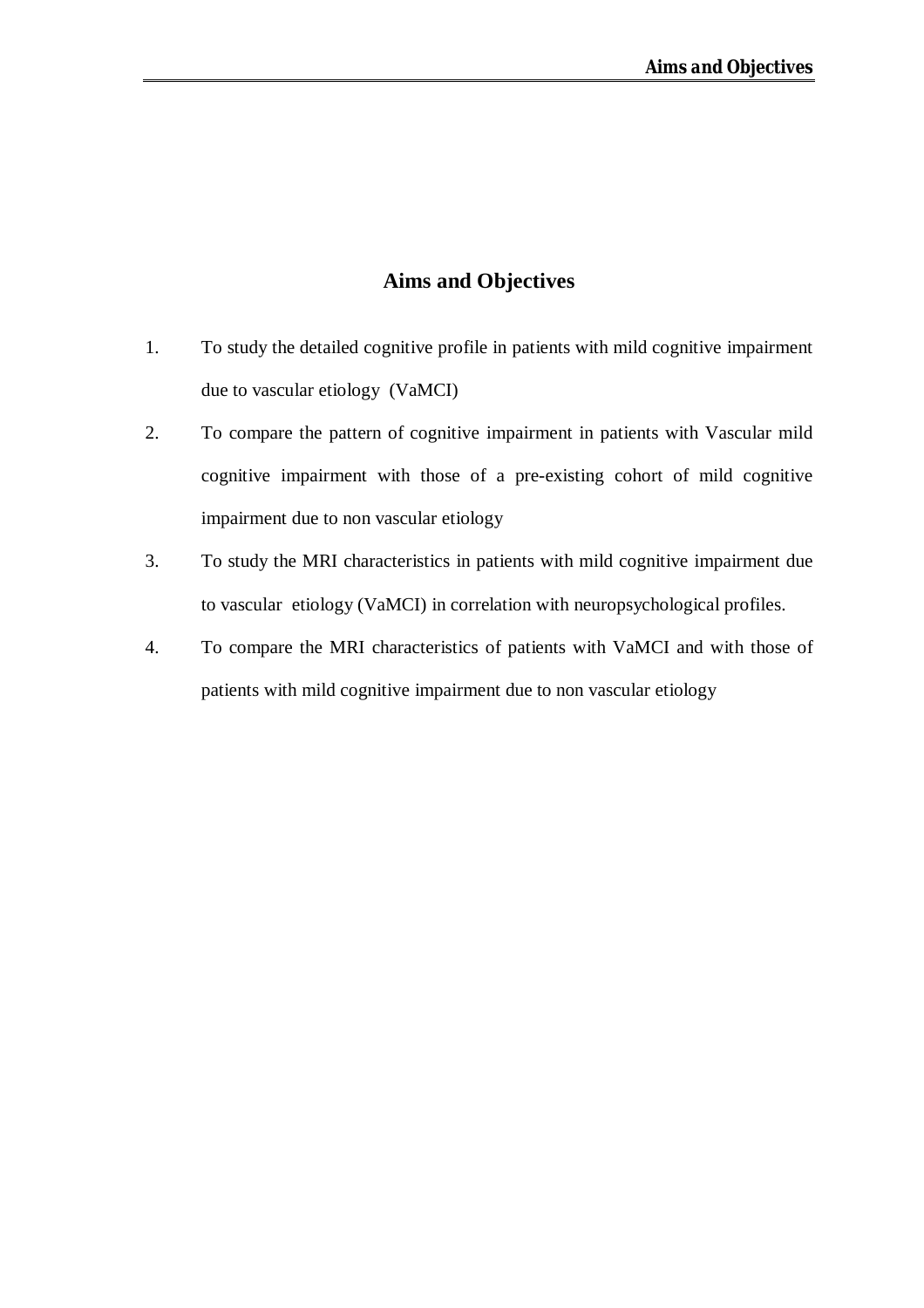# Aims and Objectives

1. To study the detailed cognitive profile in patients with mild cognitive impairment due to vascular etiology (VaMCI)
2. To compare the pattern of cognitive impairment in patients with Vascular mild cognitive impairment with those of a pre-existing cohort of mild cognitive impairment due to non vascular etiology
3. To study the MRI characteristics in patients with mild cognitive impairment due to vascular etiology (VaMCI) in correlation with neuropsychological profiles.
4. To compare the MRI characteristics of patients with VaMCI and with those of patients with mild cognitive impairment due to non vascular etiology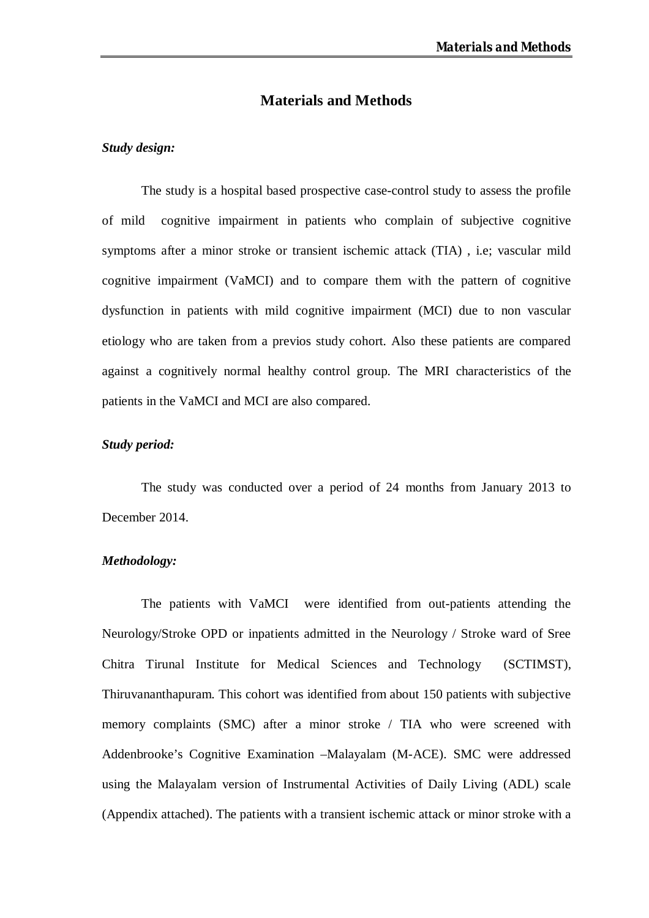# Materials and Methods

***Study design:***

The study is a hospital based prospective case-control study to assess the profile of mild cognitive impairment in patients who complain of subjective cognitive symptoms after a minor stroke or transient ischemic attack (TIA) , i.e; vascular mild cognitive impairment (VaMCI) and to compare them with the pattern of cognitive dysfunction in patients with mild cognitive impairment (MCI) due to non vascular etiology who are taken from a previos study cohort. Also these patients are compared against a cognitively normal healthy control group. The MRI characteristics of the patients in the VaMCI and MCI are also compared.

***Study period:***

The study was conducted over a period of 24 months from January 2013 to December 2014.

***Methodology:***

The patients with VaMCI were identified from out-patients attending the Neurology/Stroke OPD or inpatients admitted in the Neurology / Stroke ward of Sree Chitra Tirunal Institute for Medical Sciences and Technology (SCTIMST), Thiruvananthapuram. This cohort was identified from about 150 patients with subjective memory complaints (SMC) after a minor stroke / TIA who were screened with Addenbrooke's Cognitive Examination –Malayalam (M-ACE). SMC were addressed using the Malayalam version of Instrumental Activities of Daily Living (ADL) scale (Appendix attached). The patients with a transient ischemic attack or minor stroke with a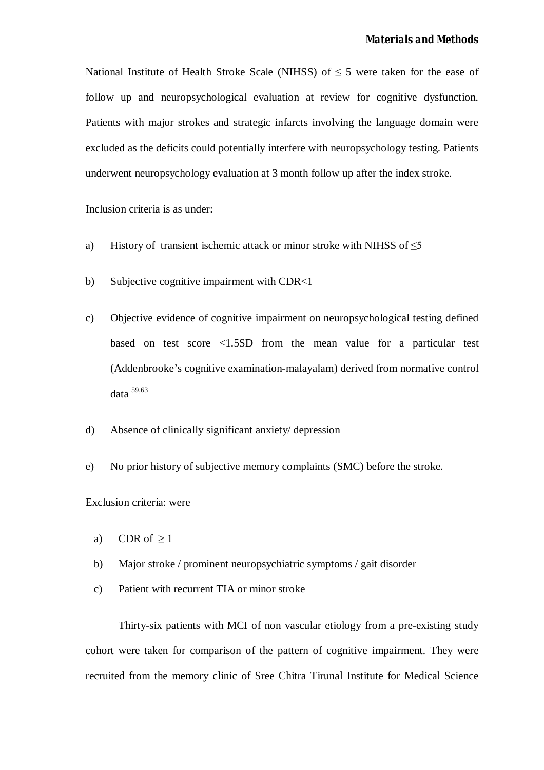National Institute of Health Stroke Scale (NIHSS) of $\leq 5$ were taken for the ease of follow up and neuropsychological evaluation at review for cognitive dysfunction. Patients with major strokes and strategic infarcts involving the language domain were excluded as the deficits could potentially interfere with neuropsychology testing. Patients underwent neuropsychology evaluation at 3 month follow up after the index stroke.

Inclusion criteria is as under:

a) History of transient ischemic attack or minor stroke with NIHSS of $\leq 5$

b) Subjective cognitive impairment with CDR<1

c) Objective evidence of cognitive impairment on neuropsychological testing defined based on test score <1.5SD from the mean value for a particular test (Addenbrooke's cognitive examination-malayalam) derived from normative control data [59,63]

d) Absence of clinically significant anxiety/ depression

e) No prior history of subjective memory complaints (SMC) before the stroke.

Exclusion criteria: were

a) CDR of $\geq 1$

b) Major stroke / prominent neuropsychiatric symptoms / gait disorder

c) Patient with recurrent TIA or minor stroke

Thirty-six patients with MCI of non vascular etiology from a pre-existing study cohort were taken for comparison of the pattern of cognitive impairment. They were recruited from the memory clinic of Sree Chitra Tirunal Institute for Medical Science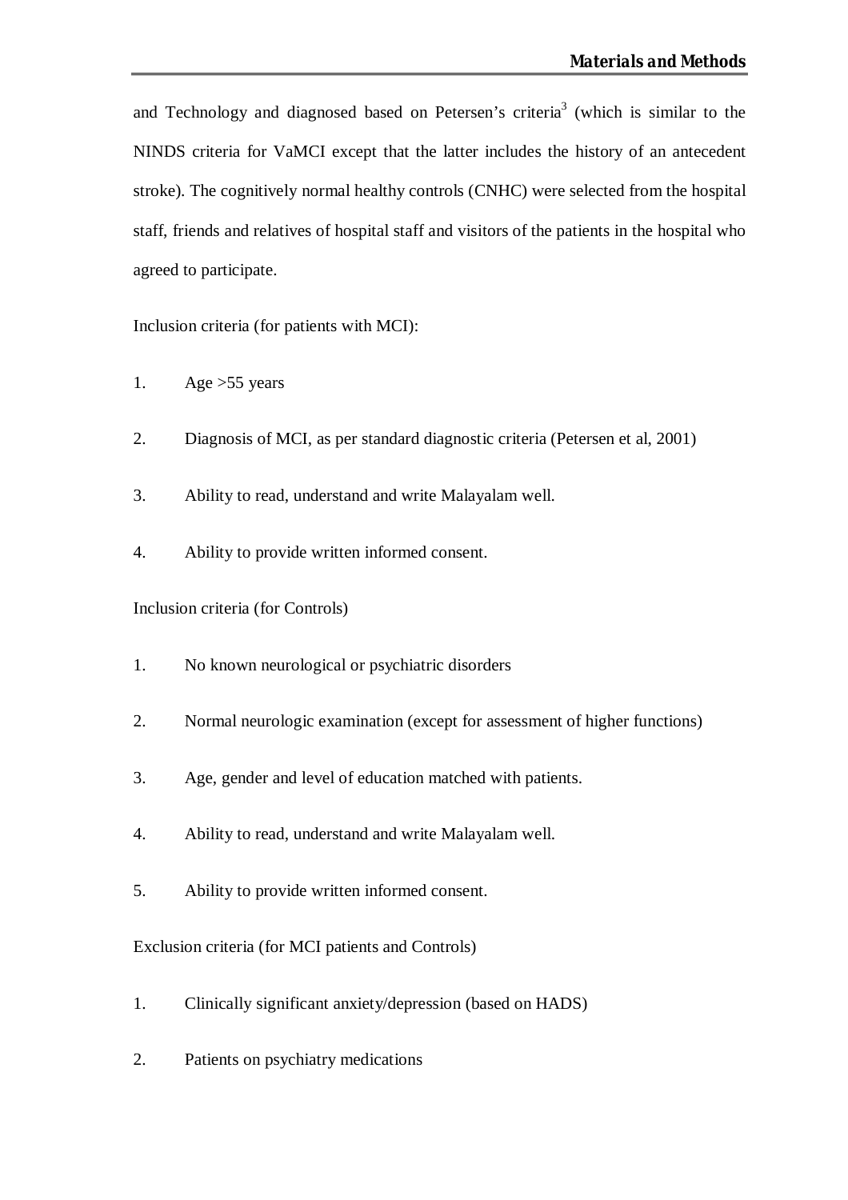and Technology and diagnosed based on Petersen's criteria[3] (which is similar to the NINDS criteria for VaMCI except that the latter includes the history of an antecedent stroke). The cognitively normal healthy controls (CNHC) were selected from the hospital staff, friends and relatives of hospital staff and visitors of the patients in the hospital who agreed to participate.

Inclusion criteria (for patients with MCI):

1. Age >55 years
2. Diagnosis of MCI, as per standard diagnostic criteria (Petersen et al, 2001)
3. Ability to read, understand and write Malayalam well.
4. Ability to provide written informed consent.

Inclusion criteria (for Controls)

1. No known neurological or psychiatric disorders
2. Normal neurologic examination (except for assessment of higher functions)
3. Age, gender and level of education matched with patients.
4. Ability to read, understand and write Malayalam well.
5. Ability to provide written informed consent.

Exclusion criteria (for MCI patients and Controls)

1. Clinically significant anxiety/depression (based on HADS)
2. Patients on psychiatry medications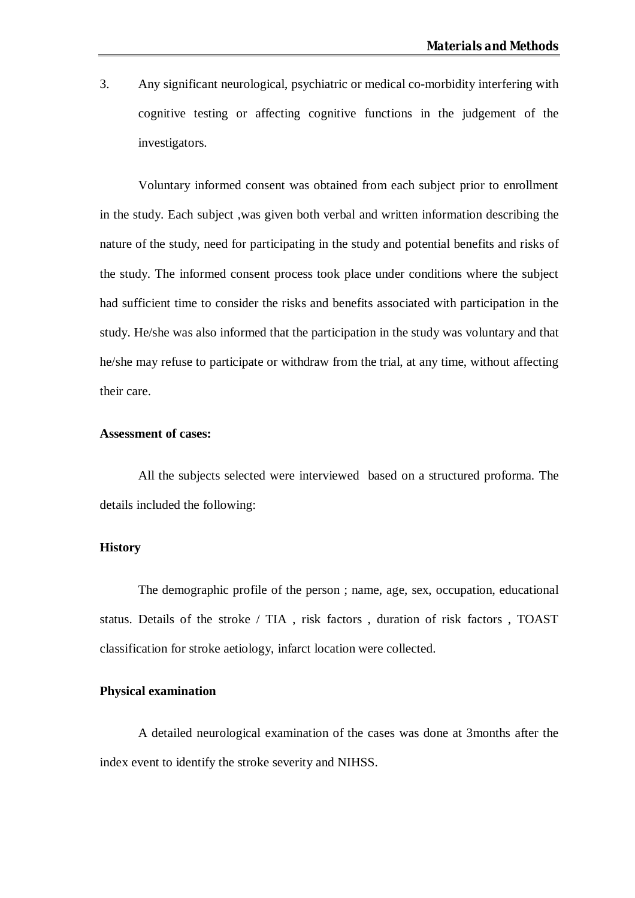3. Any significant neurological, psychiatric or medical co-morbidity interfering with cognitive testing or affecting cognitive functions in the judgement of the investigators.

Voluntary informed consent was obtained from each subject prior to enrollment in the study. Each subject ,was given both verbal and written information describing the nature of the study, need for participating in the study and potential benefits and risks of the study. The informed consent process took place under conditions where the subject had sufficient time to consider the risks and benefits associated with participation in the study. He/she was also informed that the participation in the study was voluntary and that he/she may refuse to participate or withdraw from the trial, at any time, without affecting their care.

**Assessment of cases:**

All the subjects selected were interviewed based on a structured proforma. The details included the following:

**History**

The demographic profile of the person ; name, age, sex, occupation, educational status. Details of the stroke / TIA , risk factors , duration of risk factors , TOAST classification for stroke aetiology, infarct location were collected.

**Physical examination**

A detailed neurological examination of the cases was done at 3months after the index event to identify the stroke severity and NIHSS.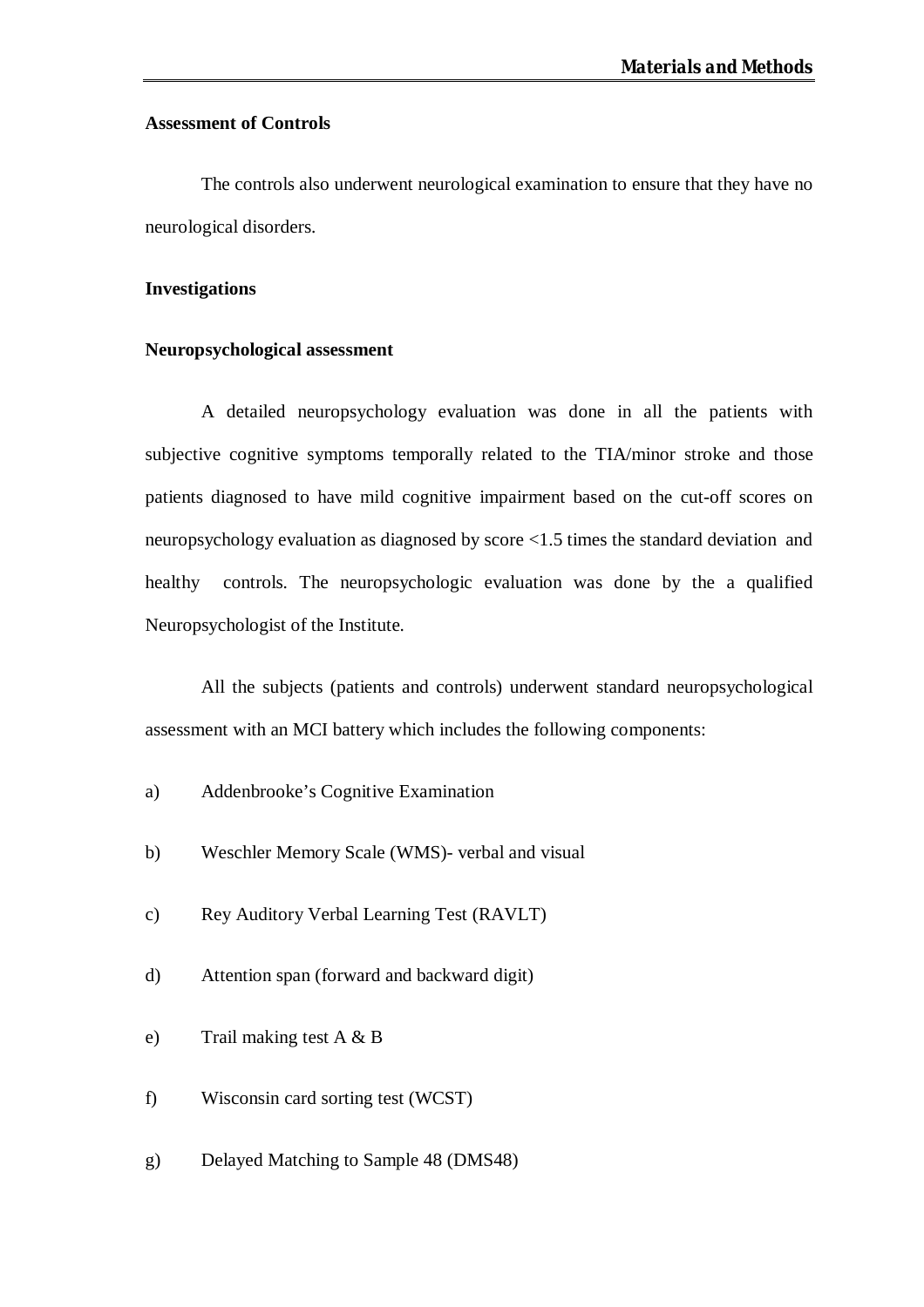**Assessment of Controls**

The controls also underwent neurological examination to ensure that they have no neurological disorders.

**Investigations**

**Neuropsychological assessment**

A detailed neuropsychology evaluation was done in all the patients with subjective cognitive symptoms temporally related to the TIA/minor stroke and those patients diagnosed to have mild cognitive impairment based on the cut-off scores on neuropsychology evaluation as diagnosed by score <1.5 times the standard deviation and healthy controls. The neuropsychologic evaluation was done by the a qualified Neuropsychologist of the Institute.

All the subjects (patients and controls) underwent standard neuropsychological assessment with an MCI battery which includes the following components:

a) Addenbrooke's Cognitive Examination

b) Weschler Memory Scale (WMS)- verbal and visual

c) Rey Auditory Verbal Learning Test (RAVLT)

d) Attention span (forward and backward digit)

e) Trail making test A & B

f) Wisconsin card sorting test (WCST)

g) Delayed Matching to Sample 48 (DMS48)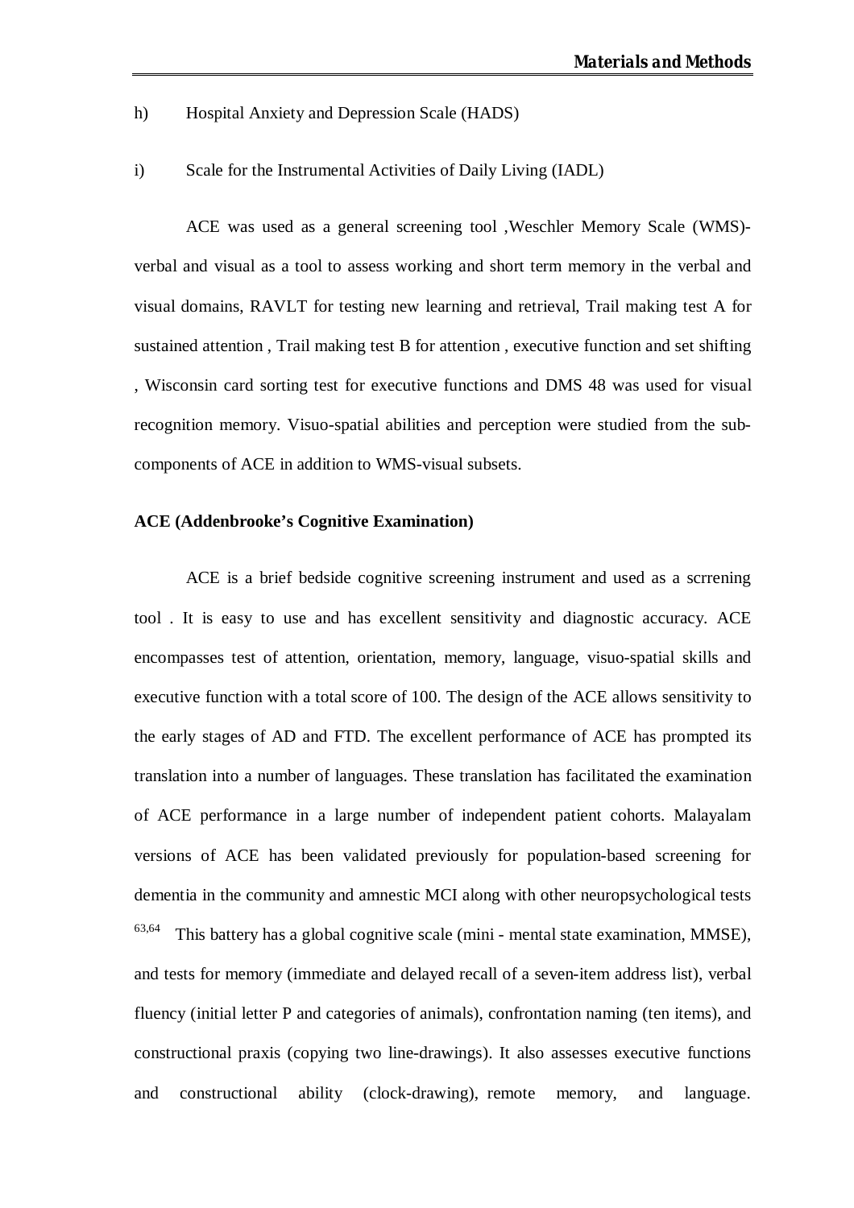h) Hospital Anxiety and Depression Scale (HADS)

i) Scale for the Instrumental Activities of Daily Living (IADL)

ACE was used as a general screening tool ,Weschler Memory Scale (WMS)-verbal and visual as a tool to assess working and short term memory in the verbal and visual domains, RAVLT for testing new learning and retrieval, Trail making test A for sustained attention , Trail making test B for attention , executive function and set shifting , Wisconsin card sorting test for executive functions and DMS 48 was used for visual recognition memory. Visuo-spatial abilities and perception were studied from the sub-components of ACE in addition to WMS-visual subsets.

**ACE (Addenbrooke's Cognitive Examination)**

ACE is a brief bedside cognitive screening instrument and used as a scrrening tool . It is easy to use and has excellent sensitivity and diagnostic accuracy. ACE encompasses test of attention, orientation, memory, language, visuo-spatial skills and executive function with a total score of 100. The design of the ACE allows sensitivity to the early stages of AD and FTD. The excellent performance of ACE has prompted its translation into a number of languages. These translation has facilitated the examination of ACE performance in a large number of independent patient cohorts. Malayalam versions of ACE has been validated previously for population-based screening for dementia in the community and amnestic MCI along with other neuropsychological tests [63,64] This battery has a global cognitive scale (mini - mental state examination, MMSE), and tests for memory (immediate and delayed recall of a seven-item address list), verbal fluency (initial letter P and categories of animals), confrontation naming (ten items), and constructional praxis (copying two line-drawings). It also assesses executive functions and constructional ability (clock-drawing), remote memory, and language.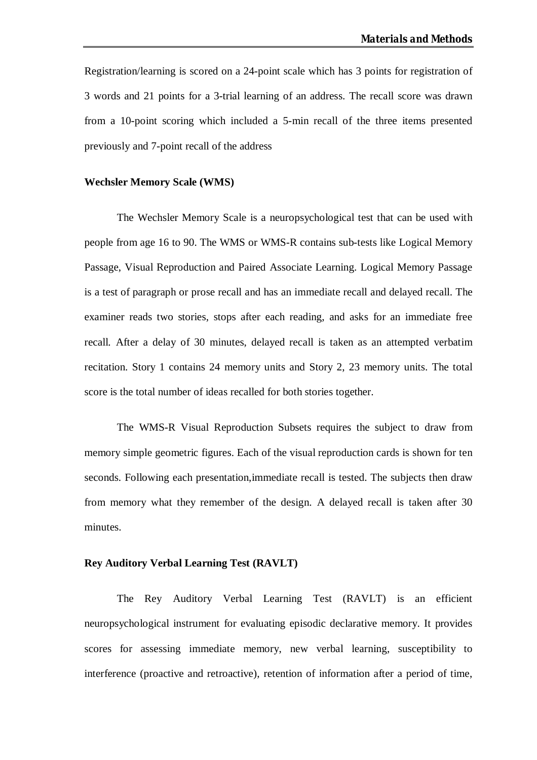Registration/learning is scored on a 24-point scale which has 3 points for registration of 3 words and 21 points for a 3-trial learning of an address. The recall score was drawn from a 10-point scoring which included a 5-min recall of the three items presented previously and 7-point recall of the address

**Wechsler Memory Scale (WMS)**

The Wechsler Memory Scale is a neuropsychological test that can be used with people from age 16 to 90. The WMS or WMS-R contains sub-tests like Logical Memory Passage, Visual Reproduction and Paired Associate Learning. Logical Memory Passage is a test of paragraph or prose recall and has an immediate recall and delayed recall. The examiner reads two stories, stops after each reading, and asks for an immediate free recall. After a delay of 30 minutes, delayed recall is taken as an attempted verbatim recitation. Story 1 contains 24 memory units and Story 2, 23 memory units. The total score is the total number of ideas recalled for both stories together.

The WMS-R Visual Reproduction Subsets requires the subject to draw from memory simple geometric figures. Each of the visual reproduction cards is shown for ten seconds. Following each presentation,immediate recall is tested. The subjects then draw from memory what they remember of the design. A delayed recall is taken after 30 minutes.

**Rey Auditory Verbal Learning Test (RAVLT)**

The Rey Auditory Verbal Learning Test (RAVLT) is an efficient neuropsychological instrument for evaluating episodic declarative memory. It provides scores for assessing immediate memory, new verbal learning, susceptibility to interference (proactive and retroactive), retention of information after a period of time,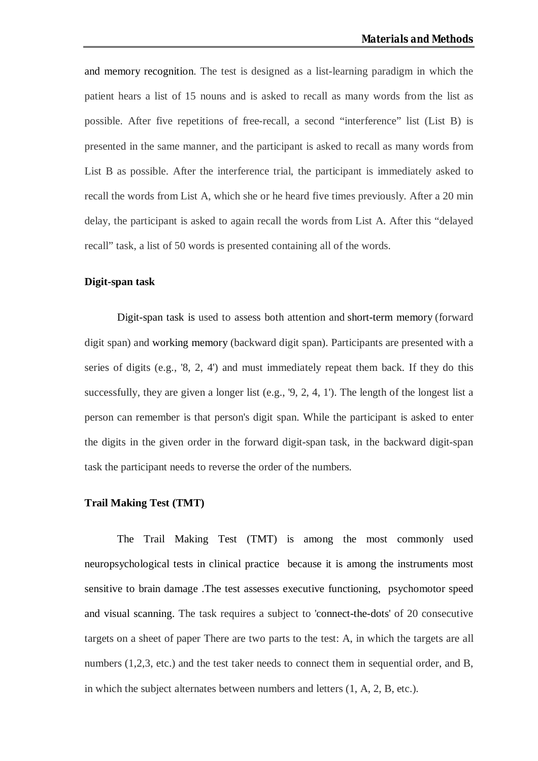and memory recognition. The test is designed as a list-learning paradigm in which the patient hears a list of 15 nouns and is asked to recall as many words from the list as possible. After five repetitions of free-recall, a second "interference" list (List B) is presented in the same manner, and the participant is asked to recall as many words from List B as possible. After the interference trial, the participant is immediately asked to recall the words from List A, which she or he heard five times previously. After a 20 min delay, the participant is asked to again recall the words from List A. After this "delayed recall" task, a list of 50 words is presented containing all of the words.

**Digit-span task**

Digit-span task is used to assess both attention and short-term memory (forward digit span) and working memory (backward digit span). Participants are presented with a series of digits (e.g., '8, 2, 4') and must immediately repeat them back. If they do this successfully, they are given a longer list (e.g., '9, 2, 4, 1'). The length of the longest list a person can remember is that person's digit span. While the participant is asked to enter the digits in the given order in the forward digit-span task, in the backward digit-span task the participant needs to reverse the order of the numbers.

**Trail Making Test (TMT)**

The Trail Making Test (TMT) is among the most commonly used neuropsychological tests in clinical practice because it is among the instruments most sensitive to brain damage .The test assesses executive functioning, psychomotor speed and visual scanning. The task requires a subject to 'connect-the-dots' of 20 consecutive targets on a sheet of paper There are two parts to the test: A, in which the targets are all numbers (1,2,3, etc.) and the test taker needs to connect them in sequential order, and B, in which the subject alternates between numbers and letters (1, A, 2, B, etc.).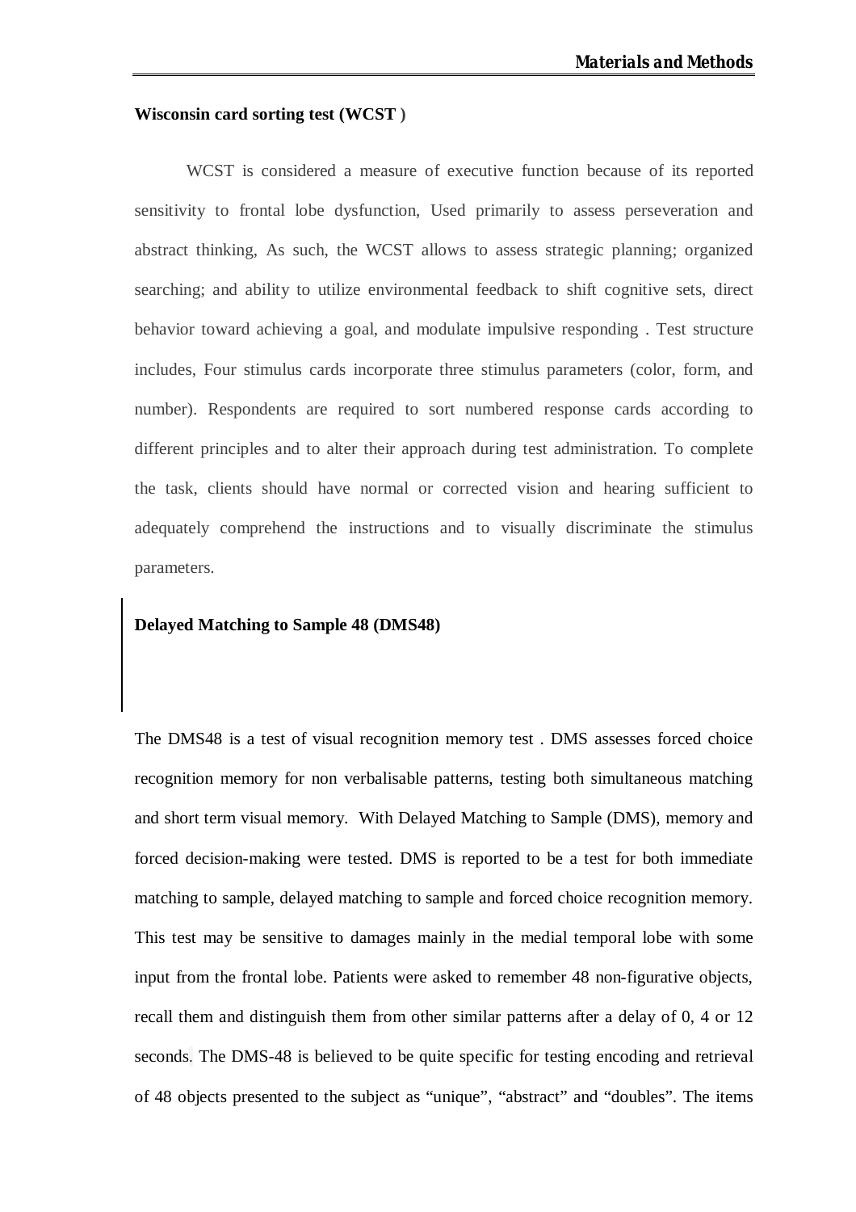**Wisconsin card sorting test (WCST )**

WCST is considered a measure of executive function because of its reported sensitivity to frontal lobe dysfunction, Used primarily to assess perseveration and abstract thinking, As such, the WCST allows to assess strategic planning; organized searching; and ability to utilize environmental feedback to shift cognitive sets, direct behavior toward achieving a goal, and modulate impulsive responding . Test structure includes, Four stimulus cards incorporate three stimulus parameters (color, form, and number). Respondents are required to sort numbered response cards according to different principles and to alter their approach during test administration. To complete the task, clients should have normal or corrected vision and hearing sufficient to adequately comprehend the instructions and to visually discriminate the stimulus parameters.

**Delayed Matching to Sample 48 (DMS48)**

The DMS48 is a test of visual recognition memory test . DMS assesses forced choice recognition memory for non verbalisable patterns, testing both simultaneous matching and short term visual memory. With Delayed Matching to Sample (DMS), memory and forced decision-making were tested. DMS is reported to be a test for both immediate matching to sample, delayed matching to sample and forced choice recognition memory. This test may be sensitive to damages mainly in the medial temporal lobe with some input from the frontal lobe. Patients were asked to remember 48 non-figurative objects, recall them and distinguish them from other similar patterns after a delay of 0, 4 or 12 seconds. The DMS-48 is believed to be quite specific for testing encoding and retrieval of 48 objects presented to the subject as "unique", "abstract" and "doubles". The items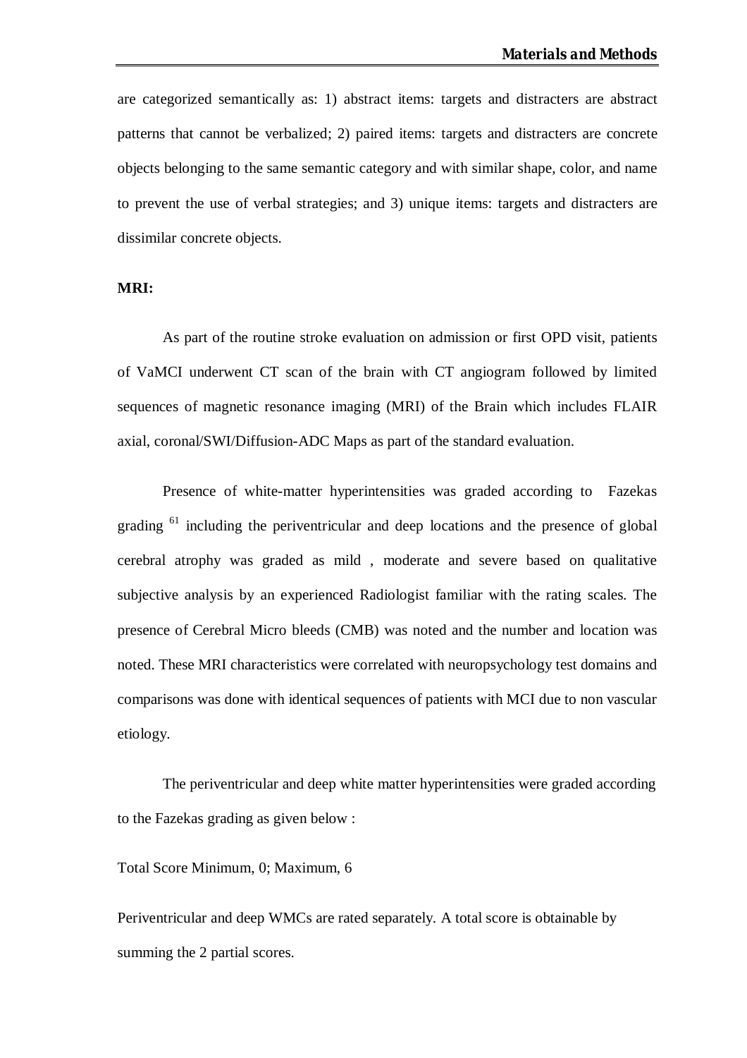are categorized semantically as: 1) abstract items: targets and distracters are abstract patterns that cannot be verbalized; 2) paired items: targets and distracters are concrete objects belonging to the same semantic category and with similar shape, color, and name to prevent the use of verbal strategies; and 3) unique items: targets and distracters are dissimilar concrete objects.

**MRI:**

As part of the routine stroke evaluation on admission or first OPD visit, patients of VaMCI underwent CT scan of the brain with CT angiogram followed by limited sequences of magnetic resonance imaging (MRI) of the Brain which includes FLAIR axial, coronal/SWI/Diffusion-ADC Maps as part of the standard evaluation.

Presence of white-matter hyperintensities was graded according to Fazekas grading [61] including the periventricular and deep locations and the presence of global cerebral atrophy was graded as mild , moderate and severe based on qualitative subjective analysis by an experienced Radiologist familiar with the rating scales. The presence of Cerebral Micro bleeds (CMB) was noted and the number and location was noted. These MRI characteristics were correlated with neuropsychology test domains and comparisons was done with identical sequences of patients with MCI due to non vascular etiology.

The periventricular and deep white matter hyperintensities were graded according to the Fazekas grading as given below :

Total Score Minimum, 0; Maximum, 6

Periventricular and deep WMCs are rated separately. A total score is obtainable by summing the 2 partial scores.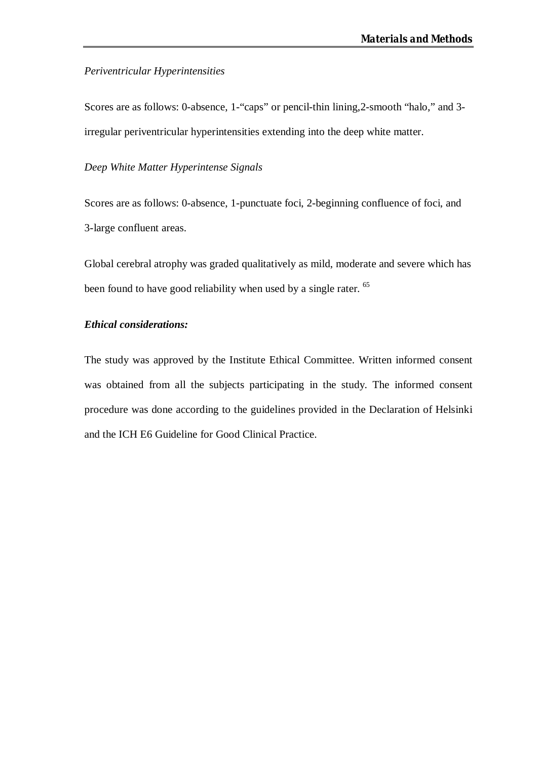*Periventricular Hyperintensities*

Scores are as follows: 0-absence, 1-“caps” or pencil-thin lining,2-smooth “halo,” and 3-irregular periventricular hyperintensities extending into the deep white matter.

*Deep White Matter Hyperintense Signals*

Scores are as follows: 0-absence, 1-punctuate foci, 2-beginning confluence of foci, and 3-large confluent areas.

Global cerebral atrophy was graded qualitatively as mild, moderate and severe which has been found to have good reliability when used by a single rater. [65]

***Ethical considerations:***

The study was approved by the Institute Ethical Committee. Written informed consent was obtained from all the subjects participating in the study. The informed consent procedure was done according to the guidelines provided in the Declaration of Helsinki and the ICH E6 Guideline for Good Clinical Practice.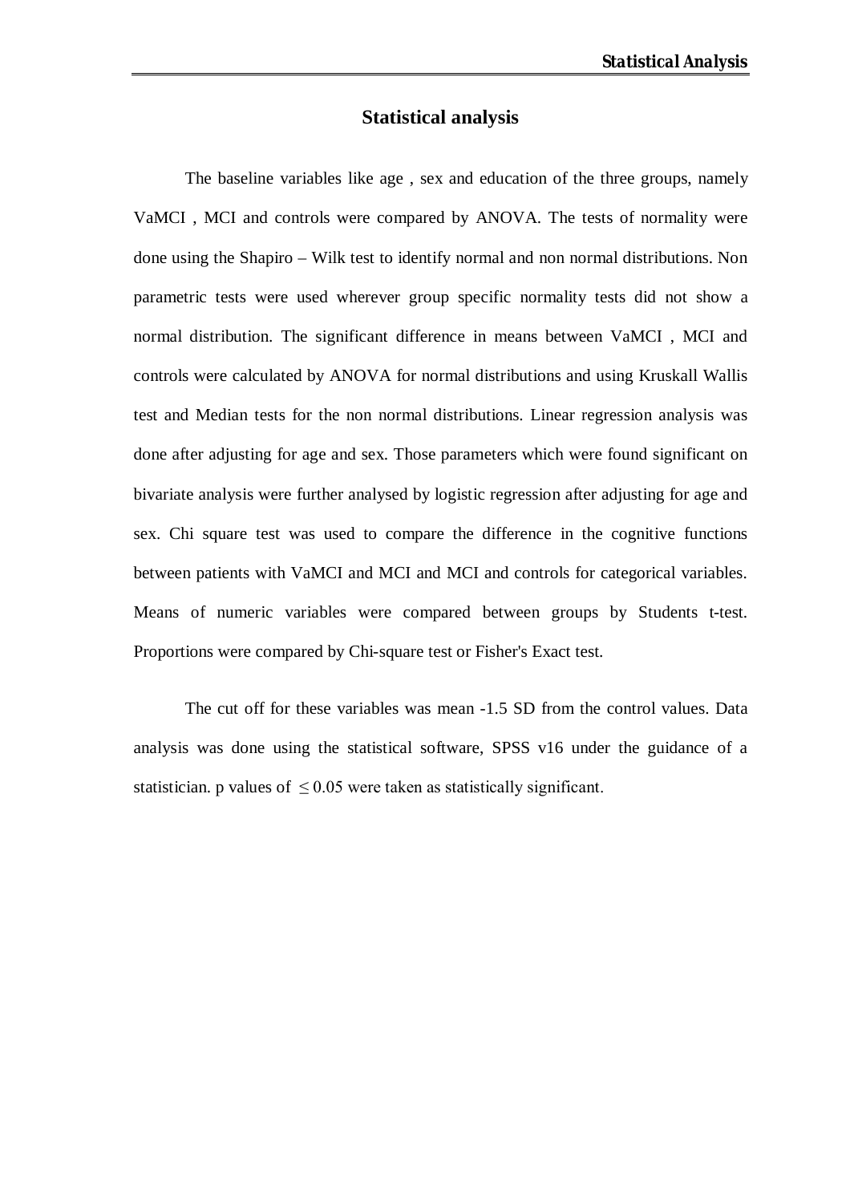# Statistical analysis

The baseline variables like age , sex and education of the three groups, namely VaMCI , MCI and controls were compared by ANOVA. The tests of normality were done using the Shapiro – Wilk test to identify normal and non normal distributions. Non parametric tests were used wherever group specific normality tests did not show a normal distribution. The significant difference in means between VaMCI , MCI and controls were calculated by ANOVA for normal distributions and using Kruskall Wallis test and Median tests for the non normal distributions. Linear regression analysis was done after adjusting for age and sex. Those parameters which were found significant on bivariate analysis were further analysed by logistic regression after adjusting for age and sex. Chi square test was used to compare the difference in the cognitive functions between patients with VaMCI and MCI and MCI and controls for categorical variables. Means of numeric variables were compared between groups by Students t-test. Proportions were compared by Chi-square test or Fisher's Exact test.

The cut off for these variables was mean -1.5 SD from the control values. Data analysis was done using the statistical software, SPSS v16 under the guidance of a statistician. p values of $\leq 0.05$ were taken as statistically significant.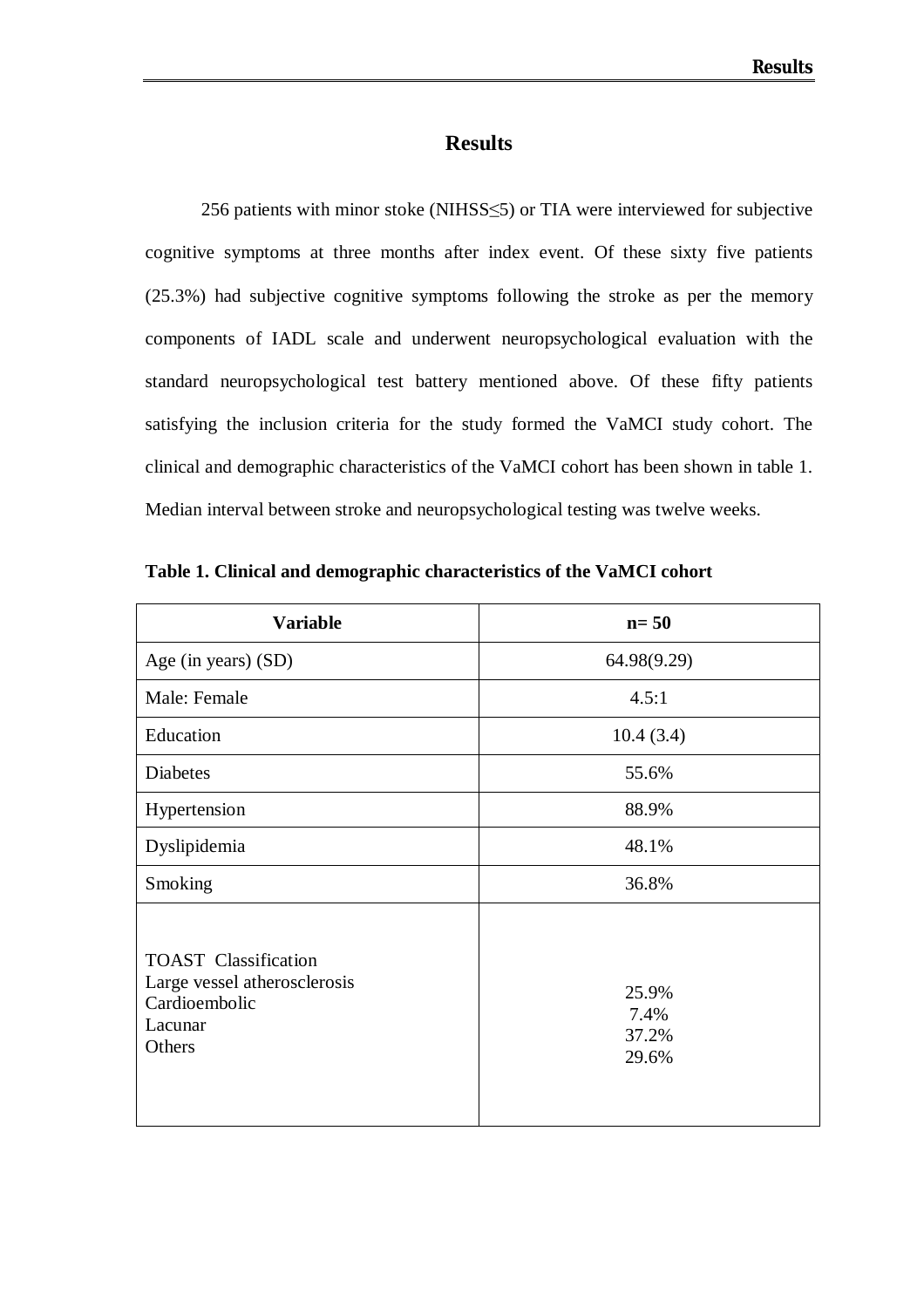# Results

256 patients with minor stoke (NIHSS≤5) or TIA were interviewed for subjective cognitive symptoms at three months after index event. Of these sixty five patients (25.3%) had subjective cognitive symptoms following the stroke as per the memory components of IADL scale and underwent neuropsychological evaluation with the standard neuropsychological test battery mentioned above. Of these fifty patients satisfying the inclusion criteria for the study formed the VaMCI study cohort. The clinical and demographic characteristics of the VaMCI cohort has been shown in table 1. Median interval between stroke and neuropsychological testing was twelve weeks.

**Table 1. Clinical and demographic characteristics of the VaMCI cohort**

| Variable | n= 50 |
|---|---|
| Age (in years) (SD) | 64.98(9.29) |
| Male: Female | 4.5:1 |
| Education | 10.4 (3.4) |
| Diabetes | 55.6% |
| Hypertension | 88.9% |
| Dyslipidemia | 48.1% |
| Smoking | 36.8% |
| TOAST Classification | |
| Large vessel atherosclerosis | 25.9% |
| Cardioembolic | 7.4% |
| Lacunar | 37.2% |
| Others | 29.6% |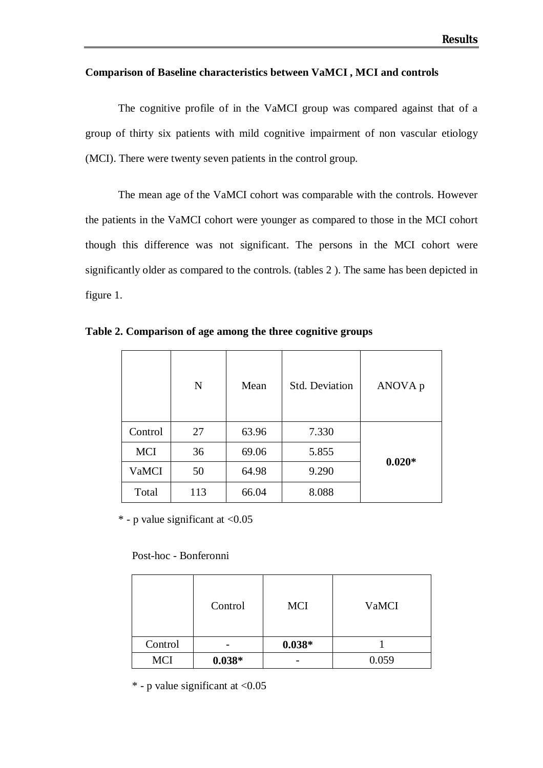**Comparison of Baseline characteristics between VaMCI , MCI and controls**

The cognitive profile of in the VaMCI group was compared against that of a group of thirty six patients with mild cognitive impairment of non vascular etiology (MCI). There were twenty seven patients in the control group.

The mean age of the VaMCI cohort was comparable with the controls. However the patients in the VaMCI cohort were younger as compared to those in the MCI cohort though this difference was not significant. The persons in the MCI cohort were significantly older as compared to the controls. (tables 2 ). The same has been depicted in figure 1.

**Table 2. Comparison of age among the three cognitive groups**

| | N | Mean | Std. Deviation | ANOVA p |
|---|---|---|---|---|
| Control | 27 | 63.96 | 7.330 | **0.020*** |
| MCI | 36 | 69.06 | 5.855 | |
| VaMCI | 50 | 64.98 | 9.290 | |
| Total | 113 | 66.04 | 8.088 | |

* - p value significant at <0.05

Post-hoc - Bonferonni

| | Control | MCI | VaMCI |
|---|---|---|---|
| Control | - | **0.038*** | 1 |
| MCI | **0.038*** | - | 0.059 |

* - p value significant at <0.05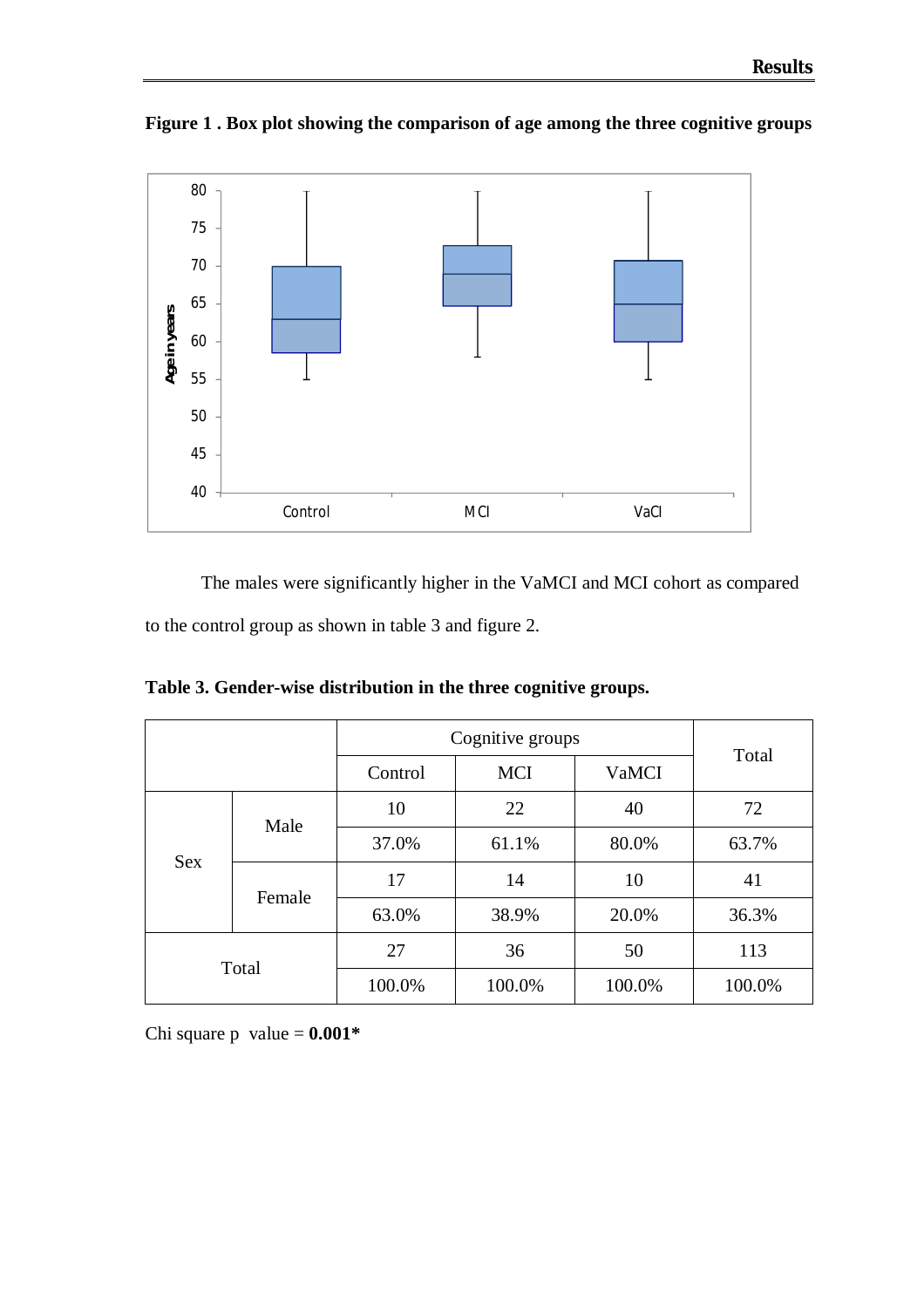**Figure 1 . Box plot showing the comparison of age among the three cognitive groups**

The males were significantly higher in the VaMCI and MCI cohort as compared to the control group as shown in table 3 and figure 2.

**Table 3. Gender-wise distribution in the three cognitive groups.**

| | | Cognitive groups | | | Total |
|---|---|---|---|---|---|
| | | Control | MCI | VaMCI | |
| Sex | Male | 10 | 22 | 40 | 72 |
| | | 37.0% | 61.1% | 80.0% | 63.7% |
| | Female | 17 | 14 | 10 | 41 |
| | | 63.0% | 38.9% | 20.0% | 36.3% |
| Total | | 27 | 36 | 50 | 113 |
| | | 100.0% | 100.0% | 100.0% | 100.0% |

Chi square p value = **0.001***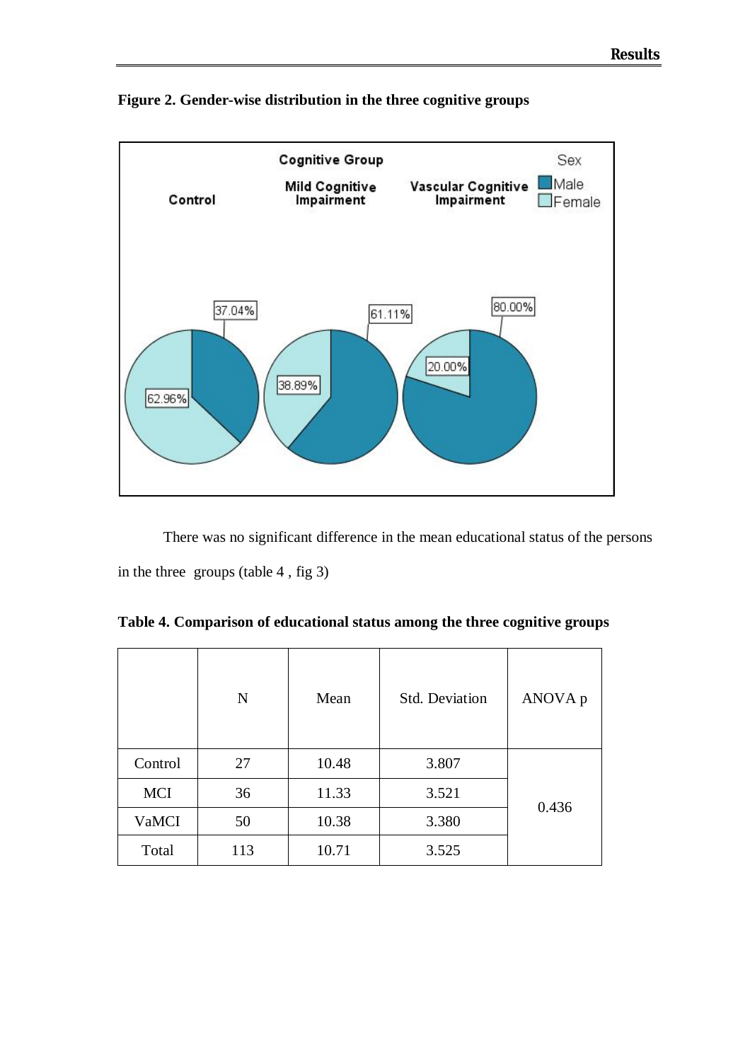**Figure 2. Gender-wise distribution in the three cognitive groups**

There was no significant difference in the mean educational status of the persons in the three groups (table 4 , fig 3)

**Table 4. Comparison of educational status among the three cognitive groups**

| | N | Mean | Std. Deviation | ANOVA p |
|---|---|---|---|---|
| Control | 27 | 10.48 | 3.807 | 0.436 |
| MCI | 36 | 11.33 | 3.521 | |
| VaMCI | 50 | 10.38 | 3.380 | |
| Total | 113 | 10.71 | 3.525 | |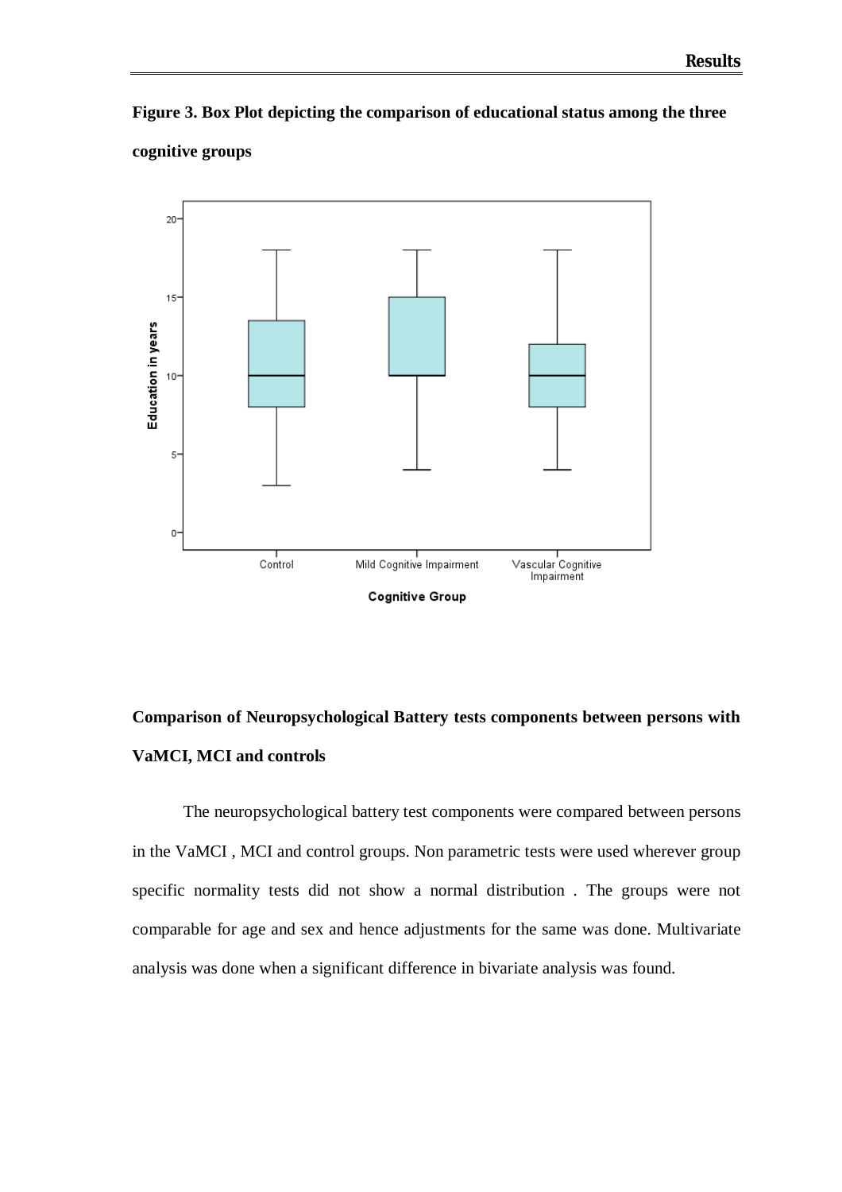**Figure 3. Box Plot depicting the comparison of educational status among the three cognitive groups**

**Comparison of Neuropsychological Battery tests components between persons with VaMCI, MCI and controls**

The neuropsychological battery test components were compared between persons in the VaMCI , MCI and control groups. Non parametric tests were used wherever group specific normality tests did not show a normal distribution . The groups were not comparable for age and sex and hence adjustments for the same was done. Multivariate analysis was done when a significant difference in bivariate analysis was found.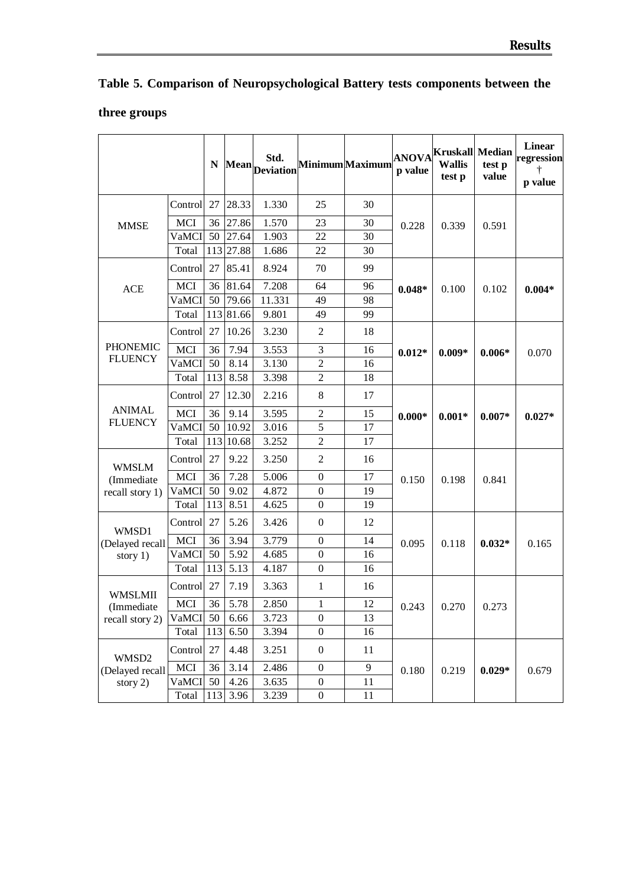**Table 5. Comparison of Neuropsychological Battery tests components between the three groups**

| | | N | Mean | Std. Deviation | Minimum | Maximum | ANOVA p value | Kruskall Wallis test p | Median test p value | Linear regression † p value |
|---|---|---|---|---|---|---|---|---|---|---|
| MMSE | Control | 27 | 28.33 | 1.330 | 25 | 30 | 0.228 | 0.339 | 0.591 | |
| | MCI | 36 | 27.86 | 1.570 | 23 | 30 | | | | |
| | VaMCI | 50 | 27.64 | 1.903 | 22 | 30 | | | | |
| | Total | 113 | 27.88 | 1.686 | 22 | 30 | | | | |
| ACE | Control | 27 | 85.41 | 8.924 | 70 | 99 | **0.048*** | 0.100 | 0.102 | **0.004*** |
| | MCI | 36 | 81.64 | 7.208 | 64 | 96 | | | | |
| | VaMCI | 50 | 79.66 | 11.331 | 49 | 98 | | | | |
| | Total | 113 | 81.66 | 9.801 | 49 | 99 | | | | |
| PHONEMIC FLUENCY | Control | 27 | 10.26 | 3.230 | 2 | 18 | **0.012*** | **0.009*** | **0.006*** | 0.070 |
| | MCI | 36 | 7.94 | 3.553 | 3 | 16 | | | | |
| | VaMCI | 50 | 8.14 | 3.130 | 2 | 16 | | | | |
| | Total | 113 | 8.58 | 3.398 | 2 | 18 | | | | |
| ANIMAL FLUENCY | Control | 27 | 12.30 | 2.216 | 8 | 17 | **0.000*** | **0.001*** | **0.007*** | **0.027*** |
| | MCI | 36 | 9.14 | 3.595 | 2 | 15 | | | | |
| | VaMCI | 50 | 10.92 | 3.016 | 5 | 17 | | | | |
| | Total | 113 | 10.68 | 3.252 | 2 | 17 | | | | |
| WMSLM (Immediate recall story 1) | Control | 27 | 9.22 | 3.250 | 2 | 16 | 0.150 | 0.198 | 0.841 | |
| | MCI | 36 | 7.28 | 5.006 | 0 | 17 | | | | |
| | VaMCI | 50 | 9.02 | 4.872 | 0 | 19 | | | | |
| | Total | 113 | 8.51 | 4.625 | 0 | 19 | | | | |
| WMSD1 (Delayed recall story 1) | Control | 27 | 5.26 | 3.426 | 0 | 12 | 0.095 | 0.118 | **0.032*** | 0.165 |
| | MCI | 36 | 3.94 | 3.779 | 0 | 14 | | | | |
| | VaMCI | 50 | 5.92 | 4.685 | 0 | 16 | | | | |
| | Total | 113 | 5.13 | 4.187 | 0 | 16 | | | | |
| WMSLMII (Immediate recall story 2) | Control | 27 | 7.19 | 3.363 | 1 | 16 | 0.243 | 0.270 | 0.273 | |
| | MCI | 36 | 5.78 | 2.850 | 1 | 12 | | | | |
| | VaMCI | 50 | 6.66 | 3.723 | 0 | 13 | | | | |
| | Total | 113 | 6.50 | 3.394 | 0 | 16 | | | | |
| WMSD2 (Delayed recall story 2) | Control | 27 | 4.48 | 3.251 | 0 | 11 | 0.180 | 0.219 | **0.029*** | 0.679 |
| | MCI | 36 | 3.14 | 2.486 | 0 | 9 | | | | |
| | VaMCI | 50 | 4.26 | 3.635 | 0 | 11 | | | | |
| | Total | 113 | 3.96 | 3.239 | 0 | 11 | | | | |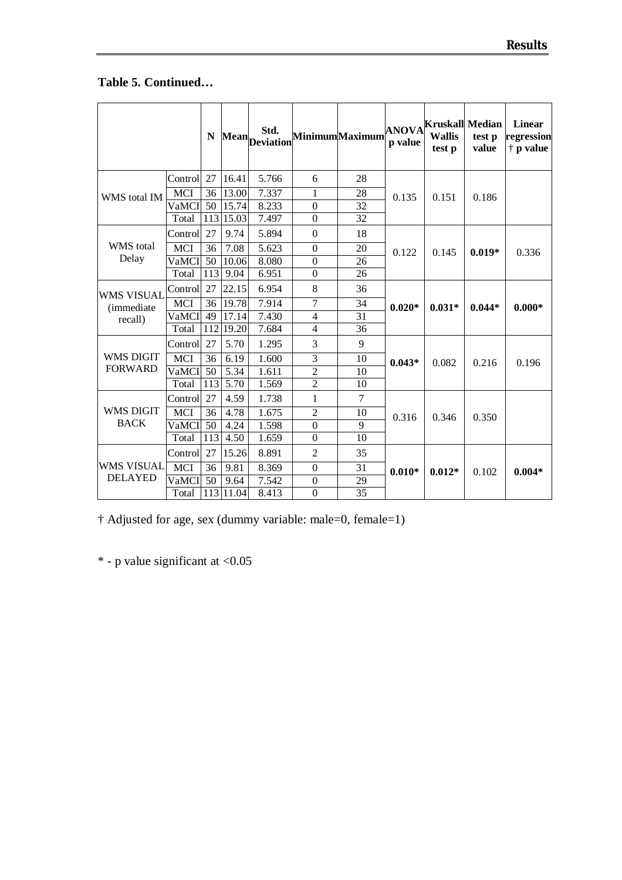**Table 5. Continued…**

| | | N | Mean | Std. Deviation | Minimum | Maximum | ANOVA p value | Kruskall Wallis test p | Median test p value | Linear regression † p value |
|---|---|---|---|---|---|---|---|---|---|---|
| WMS total IM | Control | 27 | 16.41 | 5.766 | 6 | 28 | 0.135 | 0.151 | 0.186 | |
| | MCI | 36 | 13.00 | 7.337 | 1 | 28 | | | | |
| | VaMCI | 50 | 15.74 | 8.233 | 0 | 32 | | | | |
| | Total | 113 | 15.03 | 7.497 | 0 | 32 | | | | |
| WMS total Delay | Control | 27 | 9.74 | 5.894 | 0 | 18 | 0.122 | 0.145 | **0.019*** | 0.336 |
| | MCI | 36 | 7.08 | 5.623 | 0 | 20 | | | | |
| | VaMCI | 50 | 10.06 | 8.080 | 0 | 26 | | | | |
| | Total | 113 | 9.04 | 6.951 | 0 | 26 | | | | |
| WMS VISUAL (immediate recall) | Control | 27 | 22.15 | 6.954 | 8 | 36 | **0.020*** | **0.031*** | **0.044*** | **0.000*** |
| | MCI | 36 | 19.78 | 7.914 | 7 | 34 | | | | |
| | VaMCI | 49 | 17.14 | 7.430 | 4 | 31 | | | | |
| | Total | 112 | 19.20 | 7.684 | 4 | 36 | | | | |
| WMS DIGIT FORWARD | Control | 27 | 5.70 | 1.295 | 3 | 9 | **0.043*** | 0.082 | 0.216 | 0.196 |
| | MCI | 36 | 6.19 | 1.600 | 3 | 10 | | | | |
| | VaMCI | 50 | 5.34 | 1.611 | 2 | 10 | | | | |
| | Total | 113 | 5.70 | 1.569 | 2 | 10 | | | | |
| WMS DIGIT BACK | Control | 27 | 4.59 | 1.738 | 1 | 7 | 0.316 | 0.346 | 0.350 | |
| | MCI | 36 | 4.78 | 1.675 | 2 | 10 | | | | |
| | VaMCI | 50 | 4.24 | 1.598 | 0 | 9 | | | | |
| | Total | 113 | 4.50 | 1.659 | 0 | 10 | | | | |
| WMS VISUAL DELAYED | Control | 27 | 15.26 | 8.891 | 2 | 35 | **0.010*** | **0.012*** | 0.102 | **0.004*** |
| | MCI | 36 | 9.81 | 8.369 | 0 | 31 | | | | |
| | VaMCI | 50 | 9.64 | 7.542 | 0 | 29 | | | | |
| | Total | 113 | 11.04 | 8.413 | 0 | 35 | | | | |

† Adjusted for age, sex (dummy variable: male=0, female=1)

* - p value significant at <0.05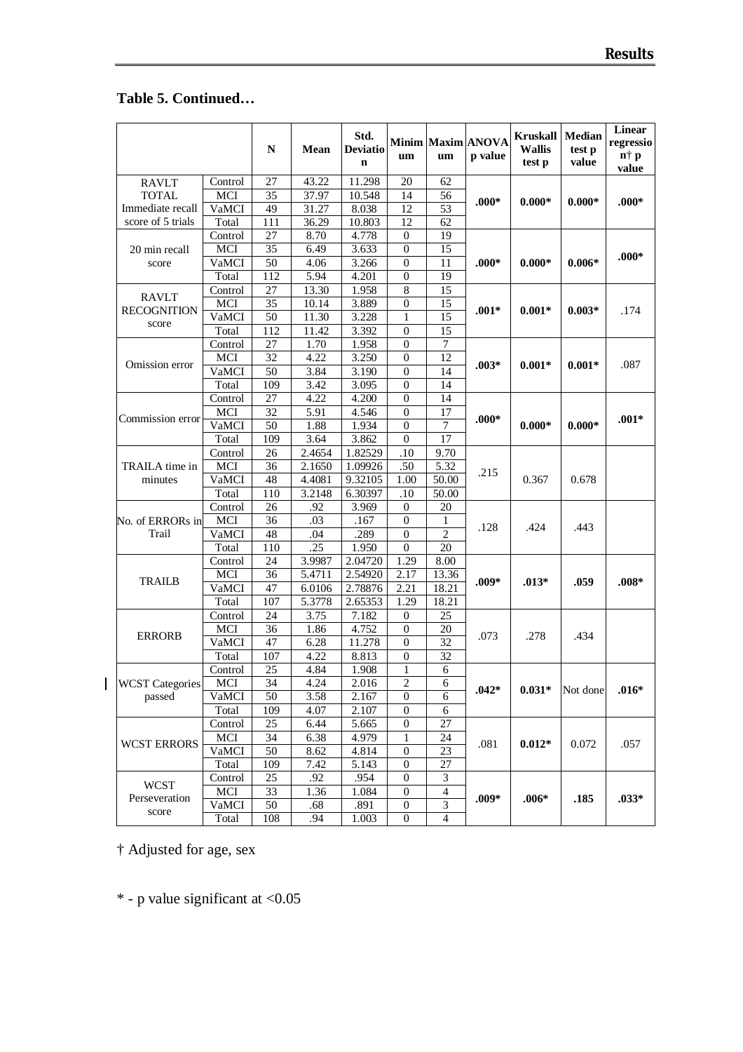**Table 5. Continued…**

| | | N | Mean | Std. Deviation | Minimum | Maximum | ANOVA p value | Kruskall Wallis test p | Median test p value | Linear regression† p value |
|---|---|---|---|---|---|---|---|---|---|---|
| RAVLT TOTAL Immediate recall score of 5 trials | Control | 27 | 43.22 | 11.298 | 20 | 62 | **.000*** | **0.000*** | **0.000*** | **.000*** |
| | MCI | 35 | 37.97 | 10.548 | 14 | 56 | | | | |
| | VaMCI | 49 | 31.27 | 8.038 | 12 | 53 | | | | |
| | Total | 111 | 36.29 | 10.803 | 12 | 62 | | | | |
| 20 min recall score | Control | 27 | 8.70 | 4.778 | 0 | 19 | **.000*** | **0.000*** | **0.006*** | **.000*** |
| | MCI | 35 | 6.49 | 3.633 | 0 | 15 | | | | |
| | VaMCI | 50 | 4.06 | 3.266 | 0 | 11 | | | | |
| | Total | 112 | 5.94 | 4.201 | 0 | 19 | | | | |
| RAVLT RECOGNITION score | Control | 27 | 13.30 | 1.958 | 8 | 15 | **.001*** | **0.001*** | **0.003*** | .174 |
| | MCI | 35 | 10.14 | 3.889 | 0 | 15 | | | | |
| | VaMCI | 50 | 11.30 | 3.228 | 1 | 15 | | | | |
| | Total | 112 | 11.42 | 3.392 | 0 | 15 | | | | |
| Omission error | Control | 27 | 1.70 | 1.958 | 0 | 7 | **.003*** | **0.001*** | **0.001*** | .087 |
| | MCI | 32 | 4.22 | 3.250 | 0 | 12 | | | | |
| | VaMCI | 50 | 3.84 | 3.190 | 0 | 14 | | | | |
| | Total | 109 | 3.42 | 3.095 | 0 | 14 | | | | |
| Commission error | Control | 27 | 4.22 | 4.200 | 0 | 14 | **.000*** | **0.000*** | **0.000*** | **.001*** |
| | MCI | 32 | 5.91 | 4.546 | 0 | 17 | | | | |
| | VaMCI | 50 | 1.88 | 1.934 | 0 | 7 | | | | |
| | Total | 109 | 3.64 | 3.862 | 0 | 17 | | | | |
| TRAILA time in minutes | Control | 26 | 2.4654 | 1.82529 | .10 | 9.70 | .215 | 0.367 | 0.678 | |
| | MCI | 36 | 2.1650 | 1.09926 | .50 | 5.32 | | | | |
| | VaMCI | 48 | 4.4081 | 9.32105 | 1.00 | 50.00 | | | | |
| | Total | 110 | 3.2148 | 6.30397 | .10 | 50.00 | | | | |
| No. of ERRORs in Trail | Control | 26 | .92 | 3.969 | 0 | 20 | .128 | .424 | .443 | |
| | MCI | 36 | .03 | .167 | 0 | 1 | | | | |
| | VaMCI | 48 | .04 | .289 | 0 | 2 | | | | |
| | Total | 110 | .25 | 1.950 | 0 | 20 | | | | |
| TRAILB | Control | 24 | 3.9987 | 2.04720 | 1.29 | 8.00 | **.009*** | **.013*** | **.059** | **.008*** |
| | MCI | 36 | 5.4711 | 2.54920 | 2.17 | 13.36 | | | | |
| | VaMCI | 47 | 6.0106 | 2.78876 | 2.21 | 18.21 | | | | |
| | Total | 107 | 5.3778 | 2.65353 | 1.29 | 18.21 | | | | |
| ERRORB | Control | 24 | 3.75 | 7.182 | 0 | 25 | .073 | .278 | .434 | |
| | MCI | 36 | 1.86 | 4.752 | 0 | 20 | | | | |
| | VaMCI | 47 | 6.28 | 11.278 | 0 | 32 | | | | |
| | Total | 107 | 4.22 | 8.813 | 0 | 32 | | | | |
| WCST Categories passed | Control | 25 | 4.84 | 1.908 | 1 | 6 | **.042*** | **0.031*** | Not done | **.016*** |
| | MCI | 34 | 4.24 | 2.016 | 2 | 6 | | | | |
| | VaMCI | 50 | 3.58 | 2.167 | 0 | 6 | | | | |
| | Total | 109 | 4.07 | 2.107 | 0 | 6 | | | | |
| WCST ERRORS | Control | 25 | 6.44 | 5.665 | 0 | 27 | .081 | **0.012*** | 0.072 | .057 |
| | MCI | 34 | 6.38 | 4.979 | 1 | 24 | | | | |
| | VaMCI | 50 | 8.62 | 4.814 | 0 | 23 | | | | |
| | Total | 109 | 7.42 | 5.143 | 0 | 27 | | | | |
| WCST Perseveration score | Control | 25 | .92 | .954 | 0 | 3 | **.009*** | **.006*** | **.185** | **.033*** |
| | MCI | 33 | 1.36 | 1.084 | 0 | 4 | | | | |
| | VaMCI | 50 | .68 | .891 | 0 | 3 | | | | |
| | Total | 108 | .94 | 1.003 | 0 | 4 | | | | |

† Adjusted for age, sex

* - p value significant at <0.05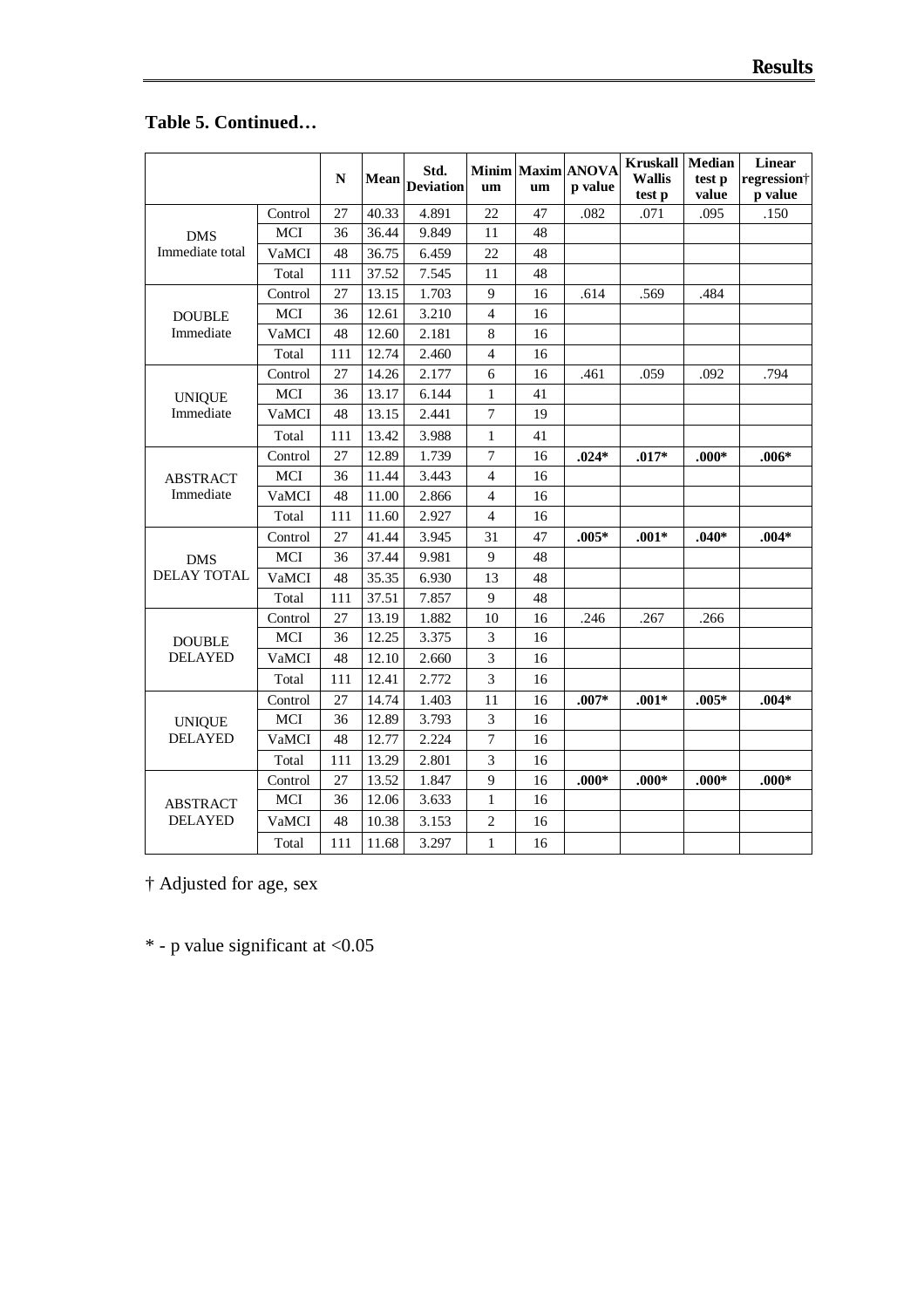**Table 5. Continued…**

| | | N | Mean | Std. Deviation | Minimum | Maximum | ANOVA p value | Kruskall Wallis test p | Median test p value | Linear regression† p value |
|---|---|---|---|---|---|---|---|---|---|---|
| DMS Immediate total | Control | 27 | 40.33 | 4.891 | 22 | 47 | .082 | .071 | .095 | .150 |
| | MCI | 36 | 36.44 | 9.849 | 11 | 48 | | | | |
| | VaMCI | 48 | 36.75 | 6.459 | 22 | 48 | | | | |
| | Total | 111 | 37.52 | 7.545 | 11 | 48 | | | | |
| DOUBLE Immediate | Control | 27 | 13.15 | 1.703 | 9 | 16 | .614 | .569 | .484 | |
| | MCI | 36 | 12.61 | 3.210 | 4 | 16 | | | | |
| | VaMCI | 48 | 12.60 | 2.181 | 8 | 16 | | | | |
| | Total | 111 | 12.74 | 2.460 | 4 | 16 | | | | |
| UNIQUE Immediate | Control | 27 | 14.26 | 2.177 | 6 | 16 | .461 | .059 | .092 | .794 |
| | MCI | 36 | 13.17 | 6.144 | 1 | 41 | | | | |
| | VaMCI | 48 | 13.15 | 2.441 | 7 | 19 | | | | |
| | Total | 111 | 13.42 | 3.988 | 1 | 41 | | | | |
| ABSTRACT Immediate | Control | 27 | 12.89 | 1.739 | 7 | 16 | **.024*** | **.017*** | **.000*** | **.006*** |
| | MCI | 36 | 11.44 | 3.443 | 4 | 16 | | | | |
| | VaMCI | 48 | 11.00 | 2.866 | 4 | 16 | | | | |
| | Total | 111 | 11.60 | 2.927 | 4 | 16 | | | | |
| DMS DELAY TOTAL | Control | 27 | 41.44 | 3.945 | 31 | 47 | **.005*** | **.001*** | **.040*** | **.004*** |
| | MCI | 36 | 37.44 | 9.981 | 9 | 48 | | | | |
| | VaMCI | 48 | 35.35 | 6.930 | 13 | 48 | | | | |
| | Total | 111 | 37.51 | 7.857 | 9 | 48 | | | | |
| DOUBLE DELAYED | Control | 27 | 13.19 | 1.882 | 10 | 16 | .246 | .267 | .266 | |
| | MCI | 36 | 12.25 | 3.375 | 3 | 16 | | | | |
| | VaMCI | 48 | 12.10 | 2.660 | 3 | 16 | | | | |
| | Total | 111 | 12.41 | 2.772 | 3 | 16 | | | | |
| UNIQUE DELAYED | Control | 27 | 14.74 | 1.403 | 11 | 16 | **.007*** | **.001*** | **.005*** | **.004*** |
| | MCI | 36 | 12.89 | 3.793 | 3 | 16 | | | | |
| | VaMCI | 48 | 12.77 | 2.224 | 7 | 16 | | | | |
| | Total | 111 | 13.29 | 2.801 | 3 | 16 | | | | |
| ABSTRACT DELAYED | Control | 27 | 13.52 | 1.847 | 9 | 16 | **.000*** | **.000*** | **.000*** | **.000*** |
| | MCI | 36 | 12.06 | 3.633 | 1 | 16 | | | | |
| | VaMCI | 48 | 10.38 | 3.153 | 2 | 16 | | | | |
| | Total | 111 | 11.68 | 3.297 | 1 | 16 | | | | |

† Adjusted for age, sex

* - p value significant at <0.05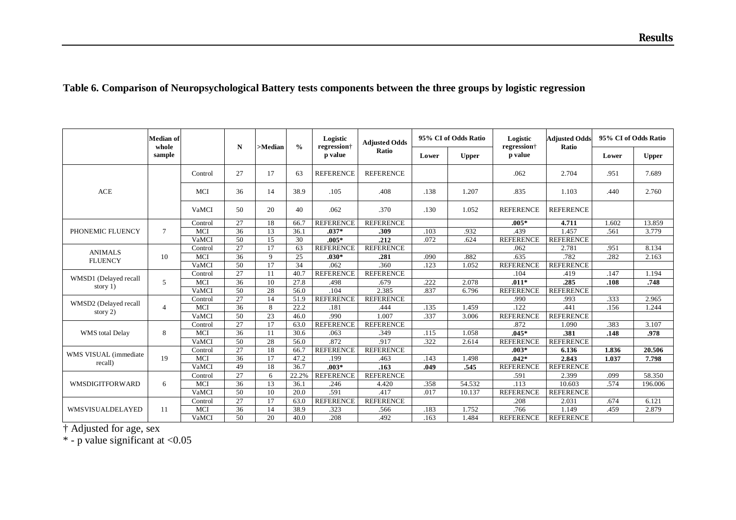**Table 6. Comparison of Neuropsychological Battery tests components between the three groups by logistic regression**

| | Median of whole sample | | N | >Median | % | Logistic regression† p value | Adjusted Odds Ratio | 95% CI of Odds Ratio | | Logistic regression† p value | Adjusted Odds Ratio | 95% CI of Odds Ratio | |
|---|---|---|---|---|---|---|---|---|---|---|---|---|---|
| | | | | | | | | Lower | Upper | | | Lower | Upper |
| ACE | | Control | 27 | 17 | 63 | REFERENCE | REFERENCE | | | .062 | 2.704 | .951 | 7.689 |
| | | MCI | 36 | 14 | 38.9 | .105 | .408 | .138 | 1.207 | .835 | 1.103 | .440 | 2.760 |
| | | VaMCI | 50 | 20 | 40 | .062 | .370 | .130 | 1.052 | REFERENCE | REFERENCE | | |
| PHONEMIC FLUENCY | 7 | Control | 27 | 18 | 66.7 | REFERENCE | REFERENCE | | | **.005*** | **4.711** | 1.602 | 13.859 |
| | | MCI | 36 | 13 | 36.1 | **.037*** | **.309** | .103 | .932 | .439 | 1.457 | .561 | 3.779 |
| | | VaMCI | 50 | 15 | 30 | **.005*** | **.212** | .072 | .624 | REFERENCE | REFERENCE | | |
| ANIMALS FLUENCY | 10 | Control | 27 | 17 | 63 | REFERENCE | REFERENCE | | | .062 | 2.781 | .951 | 8.134 |
| | | MCI | 36 | 9 | 25 | **.030*** | **.281** | .090 | .882 | .635 | .782 | .282 | 2.163 |
| | | VaMCI | 50 | 17 | 34 | .062 | .360 | .123 | 1.052 | REFERENCE | REFERENCE | | |
| WMSD1 (Delayed recall story 1) | 5 | Control | 27 | 11 | 40.7 | REFERENCE | REFERENCE | | | .104 | .419 | .147 | 1.194 |
| | | MCI | 36 | 10 | 27.8 | .498 | .679 | .222 | 2.078 | **.011*** | **.285** | **.108** | **.748** |
| | | VaMCI | 50 | 28 | 56.0 | .104 | 2.385 | .837 | 6.796 | REFERENCE | REFERENCE | | |
| WMSD2 (Delayed recall story 2) | 4 | Control | 27 | 14 | 51.9 | REFERENCE | REFERENCE | | | .990 | .993 | .333 | 2.965 |
| | | MCI | 36 | 8 | 22.2 | .181 | .444 | .135 | 1.459 | .122 | .441 | .156 | 1.244 |
| | | VaMCI | 50 | 23 | 46.0 | .990 | 1.007 | .337 | 3.006 | REFERENCE | REFERENCE | | |
| WMS total Delay | 8 | Control | 27 | 17 | 63.0 | REFERENCE | REFERENCE | | | .872 | 1.090 | .383 | 3.107 |
| | | MCI | 36 | 11 | 30.6 | .063 | .349 | .115 | 1.058 | **.045*** | **.381** | **.148** | **.978** |
| | | VaMCI | 50 | 28 | 56.0 | .872 | .917 | .322 | 2.614 | REFERENCE | REFERENCE | | |
| WMS VISUAL (immediate recall) | 19 | Control | 27 | 18 | 66.7 | REFERENCE | REFERENCE | | | **.003*** | **6.136** | **1.836** | **20.506** |
| | | MCI | 36 | 17 | 47.2 | .199 | .463 | .143 | 1.498 | **.042*** | **2.843** | **1.037** | **7.798** |
| | | VaMCI | 49 | 18 | 36.7 | **.003*** | **.163** | **.049** | **.545** | REFERENCE | REFERENCE | | |
| WMSDIGITFORWARD | 6 | Control | 27 | 6 | 22.2% | REFERENCE | REFERENCE | | | .591 | 2.399 | .099 | 58.350 |
| | | MCI | 36 | 13 | 36.1 | .246 | 4.420 | .358 | 54.532 | .113 | 10.603 | .574 | 196.006 |
| | | VaMCI | 50 | 10 | 20.0 | .591 | .417 | .017 | 10.137 | REFERENCE | REFERENCE | | |
| WMSVISUALDELAYED | 11 | Control | 27 | 17 | 63.0 | REFERENCE | REFERENCE | | | .208 | 2.031 | .674 | 6.121 |
| | | MCI | 36 | 14 | 38.9 | .323 | .566 | .183 | 1.752 | .766 | 1.149 | .459 | 2.879 |
| | | VaMCI | 50 | 20 | 40.0 | .208 | .492 | .163 | 1.484 | REFERENCE | REFERENCE | | |

† Adjusted for age, sex

* - p value significant at <0.05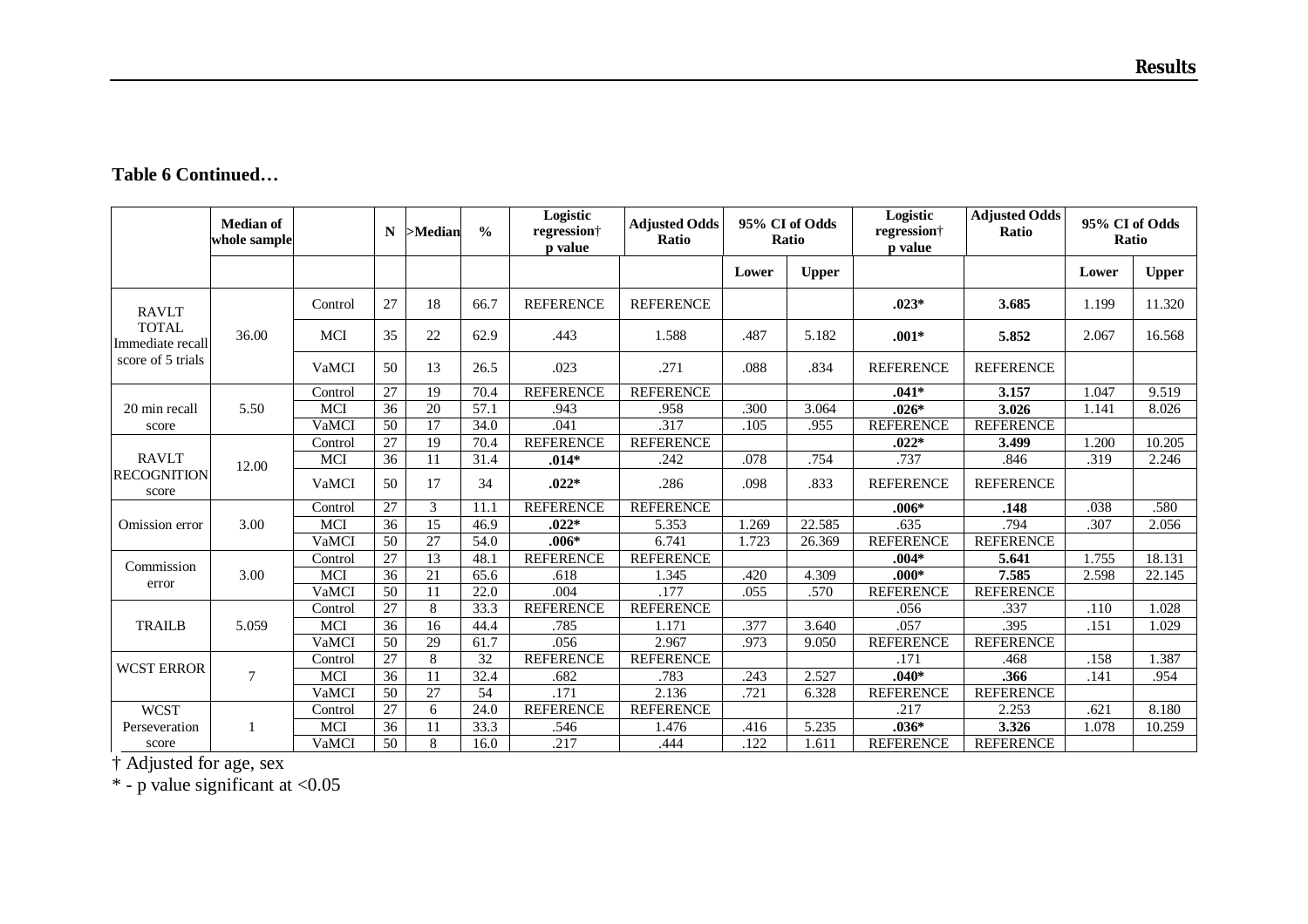**Table 6 Continued…**

| | Median of whole sample | | N | >Median | % | Logistic regression† p value | Adjusted Odds Ratio | 95% CI of Odds Ratio | | Logistic regression† p value | Adjusted Odds Ratio | 95% CI of Odds Ratio | |
|---|---|---|---|---|---|---|---|---|---|---|---|---|---|
| | | | | | | | | Lower | Upper | | | Lower | Upper |
| RAVLT TOTAL Immediate recall score of 5 trials | 36.00 | Control | 27 | 18 | 66.7 | REFERENCE | REFERENCE | | | **.023*** | **3.685** | 1.199 | 11.320 |
| | | MCI | 35 | 22 | 62.9 | .443 | 1.588 | .487 | 5.182 | **.001*** | **5.852** | 2.067 | 16.568 |
| | | VaMCI | 50 | 13 | 26.5 | .023 | .271 | .088 | .834 | REFERENCE | REFERENCE | | |
| 20 min recall score | 5.50 | Control | 27 | 19 | 70.4 | REFERENCE | REFERENCE | | | **.041*** | **3.157** | 1.047 | 9.519 |
| | | MCI | 36 | 20 | 57.1 | .943 | .958 | .300 | 3.064 | **.026*** | **3.026** | 1.141 | 8.026 |
| | | VaMCI | 50 | 17 | 34.0 | .041 | .317 | .105 | .955 | REFERENCE | REFERENCE | | |
| RAVLT RECOGNITION score | 12.00 | Control | 27 | 19 | 70.4 | REFERENCE | REFERENCE | | | **.022*** | **3.499** | 1.200 | 10.205 |
| | | MCI | 36 | 11 | 31.4 | **.014*** | .242 | .078 | .754 | .737 | .846 | .319 | 2.246 |
| | | VaMCI | 50 | 17 | 34 | **.022*** | .286 | .098 | .833 | REFERENCE | REFERENCE | | |
| Omission error | 3.00 | Control | 27 | 3 | 11.1 | REFERENCE | REFERENCE | | | **.006*** | **.148** | .038 | .580 |
| | | MCI | 36 | 15 | 46.9 | **.022*** | 5.353 | 1.269 | 22.585 | .635 | .794 | .307 | 2.056 |
| | | VaMCI | 50 | 27 | 54.0 | **.006*** | 6.741 | 1.723 | 26.369 | REFERENCE | REFERENCE | | |
| Commission error | 3.00 | Control | 27 | 13 | 48.1 | REFERENCE | REFERENCE | | | **.004*** | **5.641** | 1.755 | 18.131 |
| | | MCI | 36 | 21 | 65.6 | .618 | 1.345 | .420 | 4.309 | **.000*** | **7.585** | 2.598 | 22.145 |
| | | VaMCI | 50 | 11 | 22.0 | .004 | .177 | .055 | .570 | REFERENCE | REFERENCE | | |
| TRAILB | 5.059 | Control | 27 | 8 | 33.3 | REFERENCE | REFERENCE | | | .056 | .337 | .110 | 1.028 |
| | | MCI | 36 | 16 | 44.4 | .785 | 1.171 | .377 | 3.640 | .057 | .395 | .151 | 1.029 |
| | | VaMCI | 50 | 29 | 61.7 | .056 | 2.967 | .973 | 9.050 | REFERENCE | REFERENCE | | |
| WCST ERROR | 7 | Control | 27 | 8 | 32 | REFERENCE | REFERENCE | | | .171 | .468 | .158 | 1.387 |
| | | MCI | 36 | 11 | 32.4 | .682 | .783 | .243 | 2.527 | **.040*** | **.366** | .141 | .954 |
| | | VaMCI | 50 | 27 | 54 | .171 | 2.136 | .721 | 6.328 | REFERENCE | REFERENCE | | |
| WCST Perseveration score | 1 | Control | 27 | 6 | 24.0 | REFERENCE | REFERENCE | | | .217 | 2.253 | .621 | 8.180 |
| | | MCI | 36 | 11 | 33.3 | .546 | 1.476 | .416 | 5.235 | **.036*** | **3.326** | 1.078 | 10.259 |
| | | VaMCI | 50 | 8 | 16.0 | .217 | .444 | .122 | 1.611 | REFERENCE | REFERENCE | | |

† Adjusted for age, sex

* - p value significant at <0.05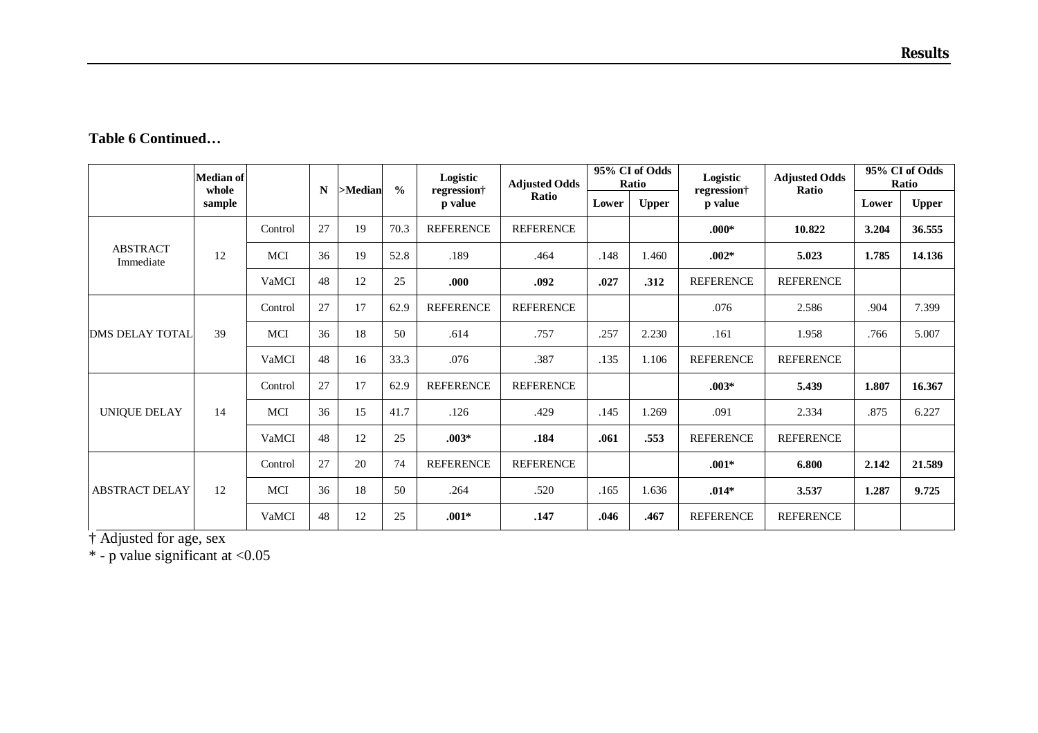**Table 6 Continued…**

| | Median of whole sample | | N | >Median | % | Logistic regression† p value | Adjusted Odds Ratio | 95% CI of Odds Ratio | | Logistic regression† p value | Adjusted Odds Ratio | 95% CI of Odds Ratio | |
|---|---|---|---|---|---|---|---|---|---|---|---|---|---|
| | | | | | | | | Lower | Upper | | | Lower | Upper |
| ABSTRACT Immediate | 12 | Control | 27 | 19 | 70.3 | REFERENCE | REFERENCE | | | **.000*** | **10.822** | **3.204** | **36.555** |
| | | MCI | 36 | 19 | 52.8 | .189 | .464 | .148 | 1.460 | **.002*** | **5.023** | **1.785** | **14.136** |
| | | VaMCI | 48 | 12 | 25 | **.000** | **.092** | **.027** | **.312** | REFERENCE | REFERENCE | | |
| DMS DELAY TOTAL | 39 | Control | 27 | 17 | 62.9 | REFERENCE | REFERENCE | | | .076 | 2.586 | .904 | 7.399 |
| | | MCI | 36 | 18 | 50 | .614 | .757 | .257 | 2.230 | .161 | 1.958 | .766 | 5.007 |
| | | VaMCI | 48 | 16 | 33.3 | .076 | .387 | .135 | 1.106 | REFERENCE | REFERENCE | | |
| UNIQUE DELAY | 14 | Control | 27 | 17 | 62.9 | REFERENCE | REFERENCE | | | **.003*** | **5.439** | **1.807** | **16.367** |
| | | MCI | 36 | 15 | 41.7 | .126 | .429 | .145 | 1.269 | .091 | 2.334 | .875 | 6.227 |
| | | VaMCI | 48 | 12 | 25 | **.003*** | **.184** | **.061** | **.553** | REFERENCE | REFERENCE | | |
| ABSTRACT DELAY | 12 | Control | 27 | 20 | 74 | REFERENCE | REFERENCE | | | **.001*** | **6.800** | **2.142** | **21.589** |
| | | MCI | 36 | 18 | 50 | .264 | .520 | .165 | 1.636 | **.014*** | **3.537** | **1.287** | **9.725** |
| | | VaMCI | 48 | 12 | 25 | **.001*** | **.147** | **.046** | **.467** | REFERENCE | REFERENCE | | |

† Adjusted for age, sex

* - p value significant at <0.05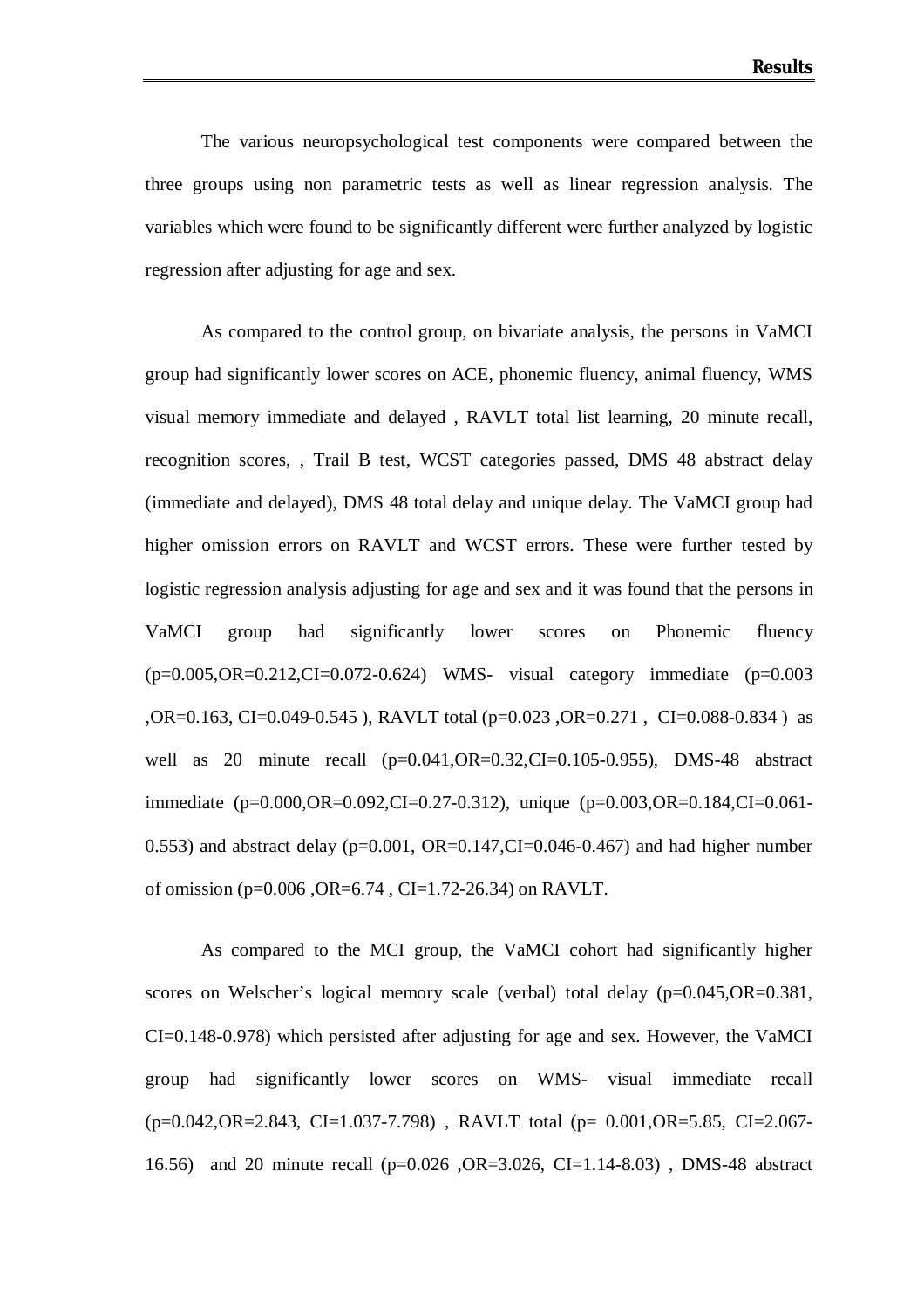The various neuropsychological test components were compared between the three groups using non parametric tests as well as linear regression analysis. The variables which were found to be significantly different were further analyzed by logistic regression after adjusting for age and sex.

As compared to the control group, on bivariate analysis, the persons in VaMCI group had significantly lower scores on ACE, phonemic fluency, animal fluency, WMS visual memory immediate and delayed , RAVLT total list learning, 20 minute recall, recognition scores, , Trail B test, WCST categories passed, DMS 48 abstract delay (immediate and delayed), DMS 48 total delay and unique delay. The VaMCI group had higher omission errors on RAVLT and WCST errors. These were further tested by logistic regression analysis adjusting for age and sex and it was found that the persons in VaMCI group had significantly lower scores on Phonemic fluency (p=0.005,OR=0.212,CI=0.072-0.624) WMS- visual category immediate (p=0.003 ,OR=0.163, CI=0.049-0.545 ), RAVLT total (p=0.023 ,OR=0.271 , CI=0.088-0.834 ) as well as 20 minute recall (p=0.041,OR=0.32,CI=0.105-0.955), DMS-48 abstract immediate (p=0.000,OR=0.092,CI=0.27-0.312), unique (p=0.003,OR=0.184,CI=0.061-0.553) and abstract delay (p=0.001, OR=0.147,CI=0.046-0.467) and had higher number of omission (p=0.006 ,OR=6.74 , CI=1.72-26.34) on RAVLT.

As compared to the MCI group, the VaMCI cohort had significantly higher scores on Welscher's logical memory scale (verbal) total delay (p=0.045,OR=0.381, CI=0.148-0.978) which persisted after adjusting for age and sex. However, the VaMCI group had significantly lower scores on WMS- visual immediate recall (p=0.042,OR=2.843, CI=1.037-7.798) , RAVLT total (p= 0.001,OR=5.85, CI=2.067-16.56) and 20 minute recall (p=0.026 ,OR=3.026, CI=1.14-8.03) , DMS-48 abstract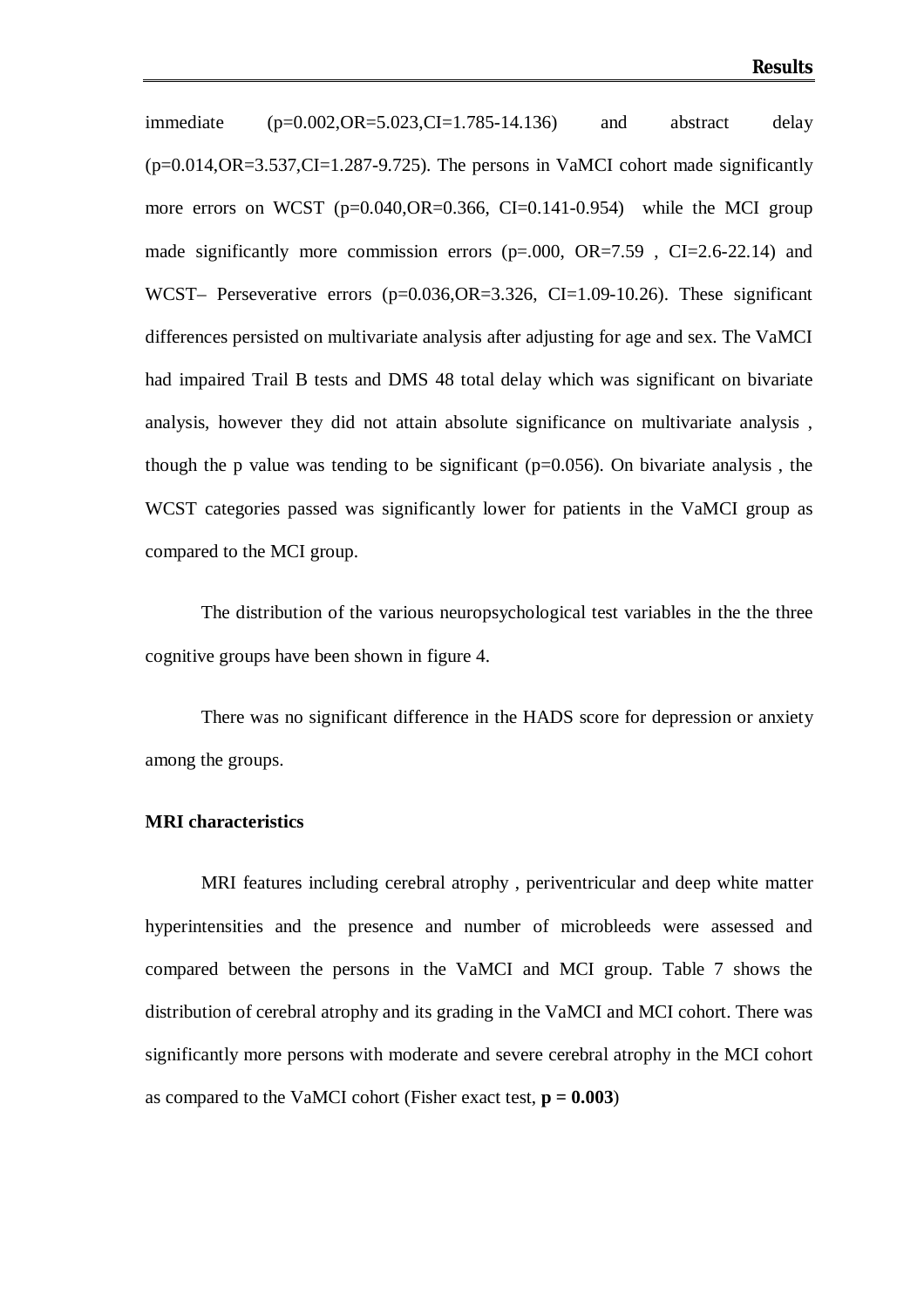immediate (p=0.002,OR=5.023,CI=1.785-14.136) and abstract delay (p=0.014,OR=3.537,CI=1.287-9.725). The persons in VaMCI cohort made significantly more errors on WCST (p=0.040,OR=0.366, CI=0.141-0.954) while the MCI group made significantly more commission errors (p=.000, OR=7.59 , CI=2.6-22.14) and WCST– Perseverative errors (p=0.036,OR=3.326, CI=1.09-10.26). These significant differences persisted on multivariate analysis after adjusting for age and sex. The VaMCI had impaired Trail B tests and DMS 48 total delay which was significant on bivariate analysis, however they did not attain absolute significance on multivariate analysis , though the p value was tending to be significant (p=0.056). On bivariate analysis , the WCST categories passed was significantly lower for patients in the VaMCI group as compared to the MCI group.

The distribution of the various neuropsychological test variables in the the three cognitive groups have been shown in figure 4.

There was no significant difference in the HADS score for depression or anxiety among the groups.

**MRI characteristics**

MRI features including cerebral atrophy , periventricular and deep white matter hyperintensities and the presence and number of microbleeds were assessed and compared between the persons in the VaMCI and MCI group. Table 7 shows the distribution of cerebral atrophy and its grading in the VaMCI and MCI cohort. There was significantly more persons with moderate and severe cerebral atrophy in the MCI cohort as compared to the VaMCI cohort (Fisher exact test, **p = 0.003**)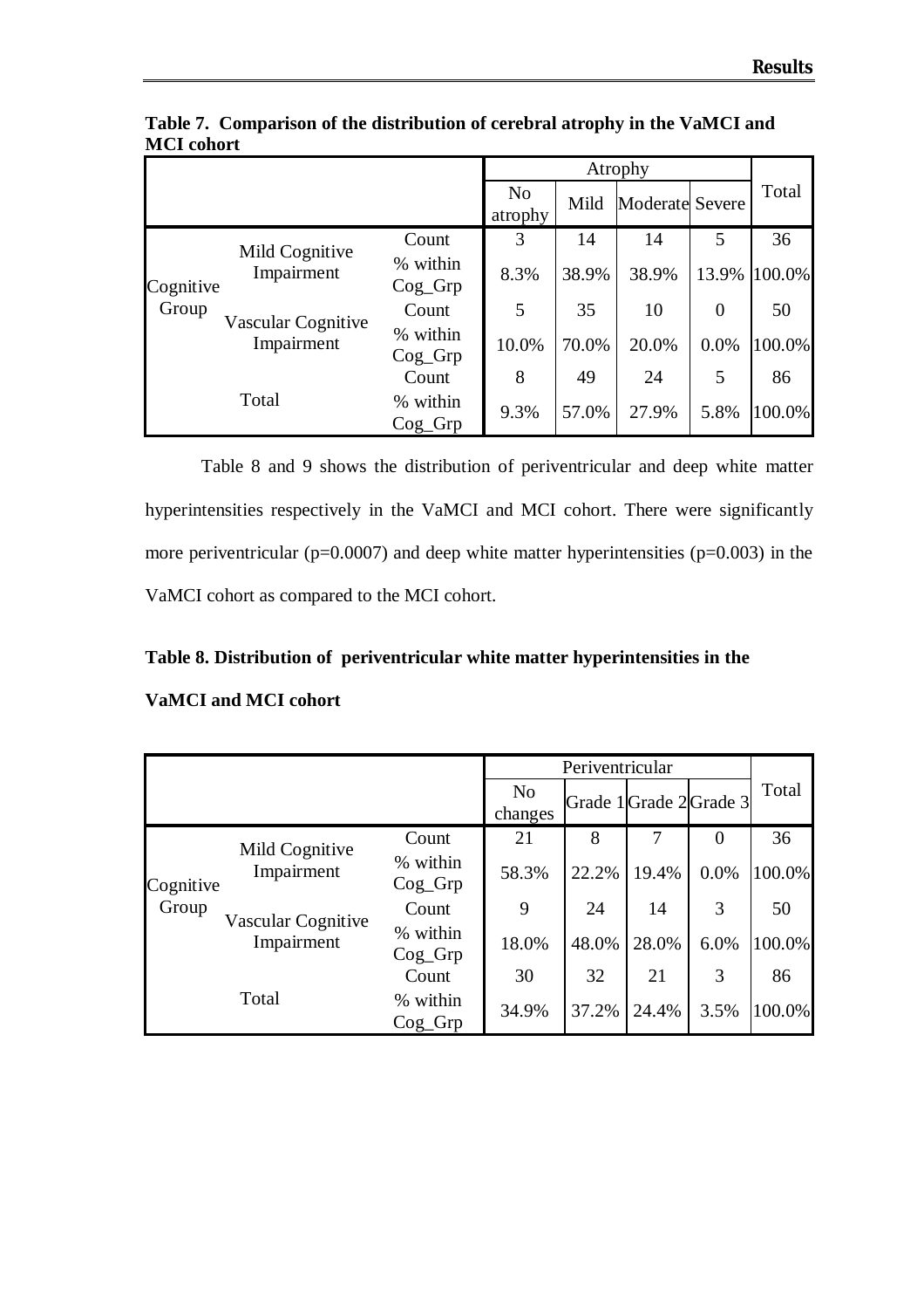**Table 7. Comparison of the distribution of cerebral atrophy in the VaMCI and MCI cohort**

| | | | Atrophy | | | | Total |
|---|---|---|---|---|---|---|---|
| | | | No atrophy | Mild | Moderate | Severe | |
| Cognitive Group | Mild Cognitive Impairment | Count | 3 | 14 | 14 | 5 | 36 |
| | | % within Cog_Grp | 8.3% | 38.9% | 38.9% | 13.9% | 100.0% |
| | Vascular Cognitive Impairment | Count | 5 | 35 | 10 | 0 | 50 |
| | | % within Cog_Grp | 10.0% | 70.0% | 20.0% | 0.0% | 100.0% |
| Total | | Count | 8 | 49 | 24 | 5 | 86 |
| | | % within Cog_Grp | 9.3% | 57.0% | 27.9% | 5.8% | 100.0% |

Table 8 and 9 shows the distribution of periventricular and deep white matter hyperintensities respectively in the VaMCI and MCI cohort. There were significantly more periventricular (p=0.0007) and deep white matter hyperintensities (p=0.003) in the VaMCI cohort as compared to the MCI cohort.

**Table 8. Distribution of periventricular white matter hyperintensities in the VaMCI and MCI cohort**

| | | | Periventricular | | | | Total |
|---|---|---|---|---|---|---|---|
| | | | No changes | Grade 1 | Grade 2 | Grade 3 | |
| Cognitive Group | Mild Cognitive Impairment | Count | 21 | 8 | 7 | 0 | 36 |
| | | % within Cog_Grp | 58.3% | 22.2% | 19.4% | 0.0% | 100.0% |
| | Vascular Cognitive Impairment | Count | 9 | 24 | 14 | 3 | 50 |
| | | % within Cog_Grp | 18.0% | 48.0% | 28.0% | 6.0% | 100.0% |
| Total | | Count | 30 | 32 | 21 | 3 | 86 |
| | | % within Cog_Grp | 34.9% | 37.2% | 24.4% | 3.5% | 100.0% |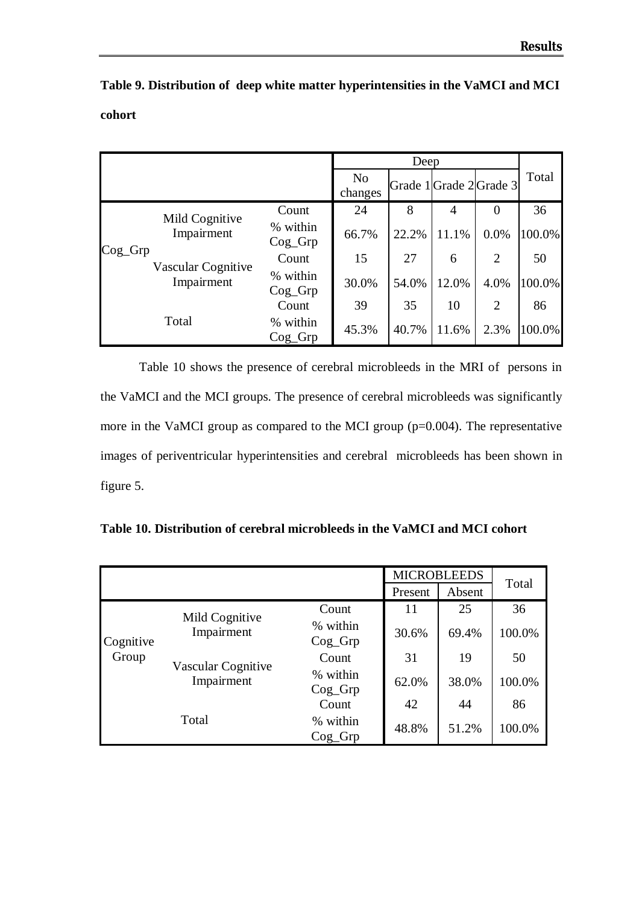**Table 9. Distribution of deep white matter hyperintensities in the VaMCI and MCI cohort**

| | | | Deep | | | | Total |
|---|---|---|---|---|---|---|---|
| | | | No changes | Grade 1 | Grade 2 | Grade 3 | |
| Cog_Grp | Mild Cognitive Impairment | Count | 24 | 8 | 4 | 0 | 36 |
| | | % within Cog_Grp | 66.7% | 22.2% | 11.1% | 0.0% | 100.0% |
| | Vascular Cognitive Impairment | Count | 15 | 27 | 6 | 2 | 50 |
| | | % within Cog_Grp | 30.0% | 54.0% | 12.0% | 4.0% | 100.0% |
| Total | | Count | 39 | 35 | 10 | 2 | 86 |
| | | % within Cog_Grp | 45.3% | 40.7% | 11.6% | 2.3% | 100.0% |

Table 10 shows the presence of cerebral microbleeds in the MRI of persons in the VaMCI and the MCI groups. The presence of cerebral microbleeds was significantly more in the VaMCI group as compared to the MCI group (p=0.004). The representative images of periventricular hyperintensities and cerebral microbleeds has been shown in figure 5.

**Table 10. Distribution of cerebral microbleeds in the VaMCI and MCI cohort**

| | | | MICROBLEEDS | | Total |
|---|---|---|---|---|---|
| | | | Present | Absent | |
| Cognitive Group | Mild Cognitive Impairment | Count | 11 | 25 | 36 |
| | | % within Cog_Grp | 30.6% | 69.4% | 100.0% |
| | Vascular Cognitive Impairment | Count | 31 | 19 | 50 |
| | | % within Cog_Grp | 62.0% | 38.0% | 100.0% |
| Total | | Count | 42 | 44 | 86 |
| | | % within Cog_Grp | 48.8% | 51.2% | 100.0% |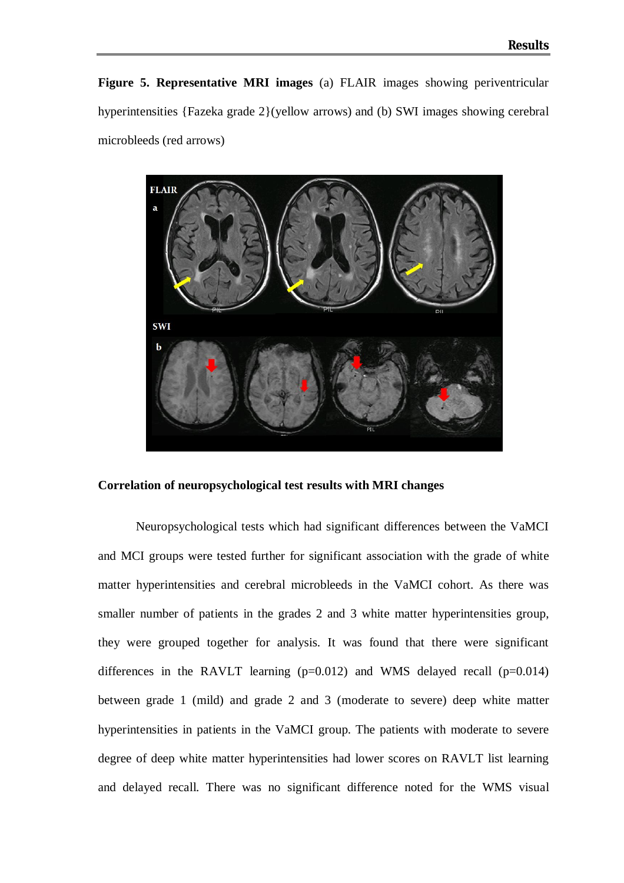**Figure 5. Representative MRI images** (a) FLAIR images showing periventricular hyperintensities {Fazeka grade 2}(yellow arrows) and (b) SWI images showing cerebral microbleeds (red arrows)

**Correlation of neuropsychological test results with MRI changes**

Neuropsychological tests which had significant differences between the VaMCI and MCI groups were tested further for significant association with the grade of white matter hyperintensities and cerebral microbleeds in the VaMCI cohort. As there was smaller number of patients in the grades 2 and 3 white matter hyperintensities group, they were grouped together for analysis. It was found that there were significant differences in the RAVLT learning ($p=0.012$) and WMS delayed recall ($p=0.014$) between grade 1 (mild) and grade 2 and 3 (moderate to severe) deep white matter hyperintensities in patients in the VaMCI group. The patients with moderate to severe degree of deep white matter hyperintensities had lower scores on RAVLT list learning and delayed recall. There was no significant difference noted for the WMS visual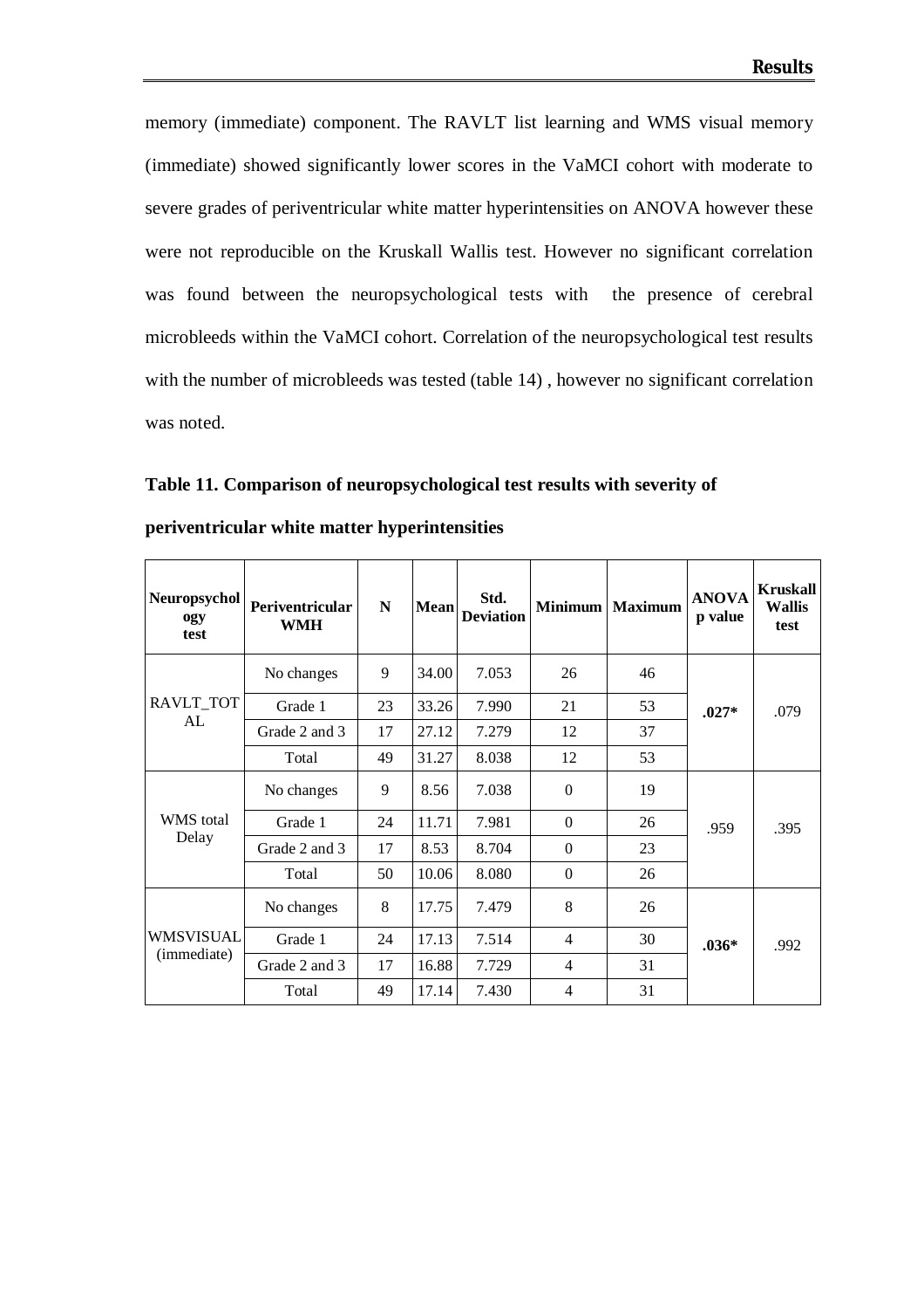memory (immediate) component. The RAVLT list learning and WMS visual memory (immediate) showed significantly lower scores in the VaMCI cohort with moderate to severe grades of periventricular white matter hyperintensities on ANOVA however these were not reproducible on the Kruskall Wallis test. However no significant correlation was found between the neuropsychological tests with the presence of cerebral microbleeds within the VaMCI cohort. Correlation of the neuropsychological test results with the number of microbleeds was tested (table 14) , however no significant correlation was noted.

**Table 11. Comparison of neuropsychological test results with severity of periventricular white matter hyperintensities**

| Neuropsychology test | Periventricular WMH | N | Mean | Std. Deviation | Minimum | Maximum | ANOVA p value | Kruskall Wallis test |
|---|---|---|---|---|---|---|---|---|
| RAVLT_TOTAL | No changes | 9 | 34.00 | 7.053 | 26 | 46 | **.027*** | .079 |
| | Grade 1 | 23 | 33.26 | 7.990 | 21 | 53 | | |
| | Grade 2 and 3 | 17 | 27.12 | 7.279 | 12 | 37 | | |
| | Total | 49 | 31.27 | 8.038 | 12 | 53 | | |
| WMS total Delay | No changes | 9 | 8.56 | 7.038 | 0 | 19 | .959 | .395 |
| | Grade 1 | 24 | 11.71 | 7.981 | 0 | 26 | | |
| | Grade 2 and 3 | 17 | 8.53 | 8.704 | 0 | 23 | | |
| | Total | 50 | 10.06 | 8.080 | 0 | 26 | | |
| WMSVISUAL (immediate) | No changes | 8 | 17.75 | 7.479 | 8 | 26 | **.036*** | .992 |
| | Grade 1 | 24 | 17.13 | 7.514 | 4 | 30 | | |
| | Grade 2 and 3 | 17 | 16.88 | 7.729 | 4 | 31 | | |
| | Total | 49 | 17.14 | 7.430 | 4 | 31 | | |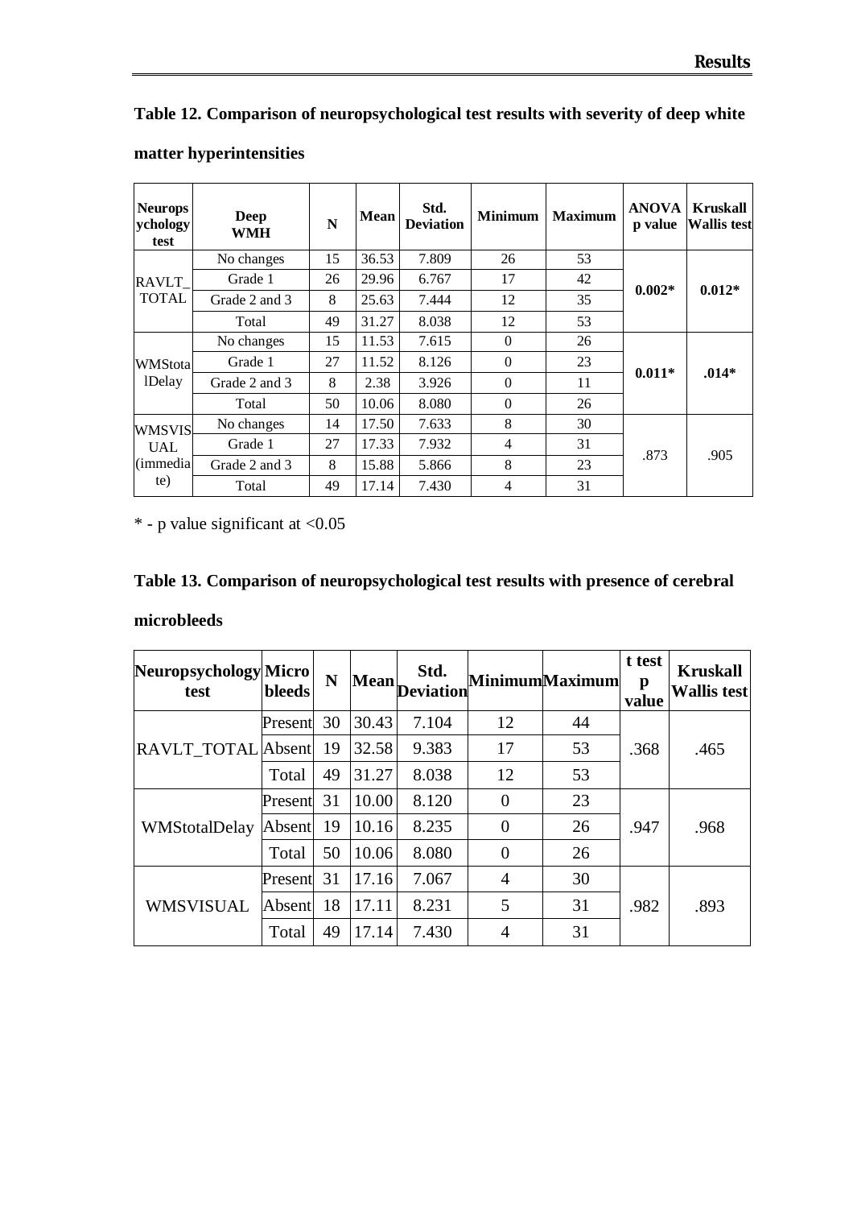**Table 12. Comparison of neuropsychological test results with severity of deep white matter hyperintensities**

| Neuropsychology test | Deep WMH | N | Mean | Std. Deviation | Minimum | Maximum | ANOVA p value | Kruskall Wallis test |
|---|---|---|---|---|---|---|---|---|
| RAVLT_TOTAL | No changes | 15 | 36.53 | 7.809 | 26 | 53 | **0.002*** | **0.012*** |
| | Grade 1 | 26 | 29.96 | 6.767 | 17 | 42 | | |
| | Grade 2 and 3 | 8 | 25.63 | 7.444 | 12 | 35 | | |
| | Total | 49 | 31.27 | 8.038 | 12 | 53 | | |
| WMStotalDelay | No changes | 15 | 11.53 | 7.615 | 0 | 26 | **0.011*** | **.014*** |
| | Grade 1 | 27 | 11.52 | 8.126 | 0 | 23 | | |
| | Grade 2 and 3 | 8 | 2.38 | 3.926 | 0 | 11 | | |
| | Total | 50 | 10.06 | 8.080 | 0 | 26 | | |
| WMSVISUAL (immediate) | No changes | 14 | 17.50 | 7.633 | 8 | 30 | .873 | .905 |
| | Grade 1 | 27 | 17.33 | 7.932 | 4 | 31 | | |
| | Grade 2 and 3 | 8 | 15.88 | 5.866 | 8 | 23 | | |
| | Total | 49 | 17.14 | 7.430 | 4 | 31 | | |

* - p value significant at <0.05

**Table 13. Comparison of neuropsychological test results with presence of cerebral microbleeds**

| Neuropsychology test | Micro bleeds | N | Mean | Std. Deviation | Minimum | Maximum | t test p value | Kruskall Wallis test |
|---|---|---|---|---|---|---|---|---|
| RAVLT_TOTAL | Present | 30 | 30.43 | 7.104 | 12 | 44 | .368 | .465 |
| | Absent | 19 | 32.58 | 9.383 | 17 | 53 | | |
| | Total | 49 | 31.27 | 8.038 | 12 | 53 | | |
| WMStotalDelay | Present | 31 | 10.00 | 8.120 | 0 | 23 | .947 | .968 |
| | Absent | 19 | 10.16 | 8.235 | 0 | 26 | | |
| | Total | 50 | 10.06 | 8.080 | 0 | 26 | | |
| WMSVISUAL | Present | 31 | 17.16 | 7.067 | 4 | 30 | .982 | .893 |
| | Absent | 18 | 17.11 | 8.231 | 5 | 31 | | |
| | Total | 49 | 17.14 | 7.430 | 4 | 31 | | |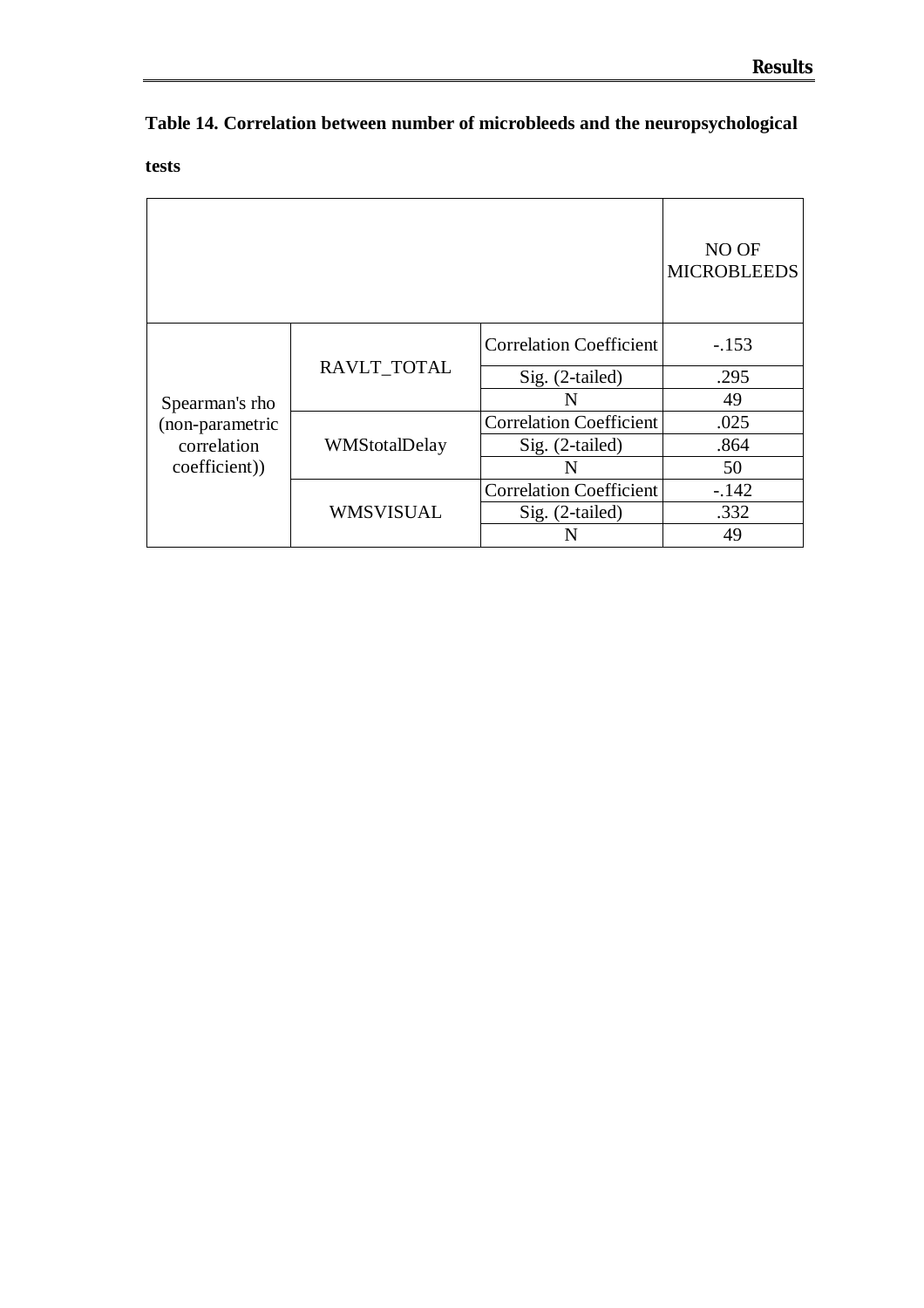**Table 14. Correlation between number of microbleeds and the neuropsychological tests**

| | | | NO OF MICROBLEEDS |
|---|---|---|---|
| Spearman's rho (non-parametric correlation coefficient)) | RAVLT_TOTAL | Correlation Coefficient | -.153 |
| | | Sig. (2-tailed) | .295 |
| | | N | 49 |
| | WMStotalDelay | Correlation Coefficient | .025 |
| | | Sig. (2-tailed) | .864 |
| | | N | 50 |
| | WMSVISUAL | Correlation Coefficient | -.142 |
| | | Sig. (2-tailed) | .332 |
| | | N | 49 |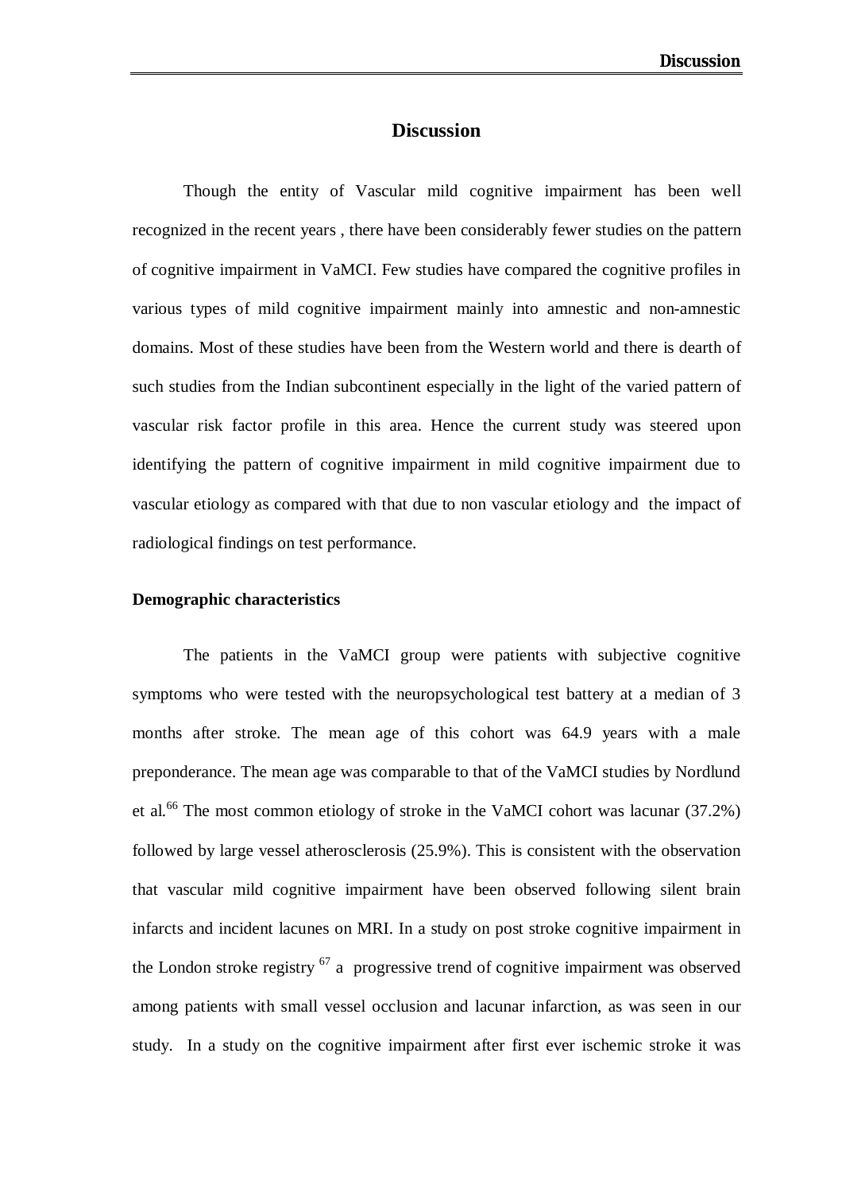# Discussion

Though the entity of Vascular mild cognitive impairment has been well recognized in the recent years , there have been considerably fewer studies on the pattern of cognitive impairment in VaMCI. Few studies have compared the cognitive profiles in various types of mild cognitive impairment mainly into amnestic and non-amnestic domains. Most of these studies have been from the Western world and there is dearth of such studies from the Indian subcontinent especially in the light of the varied pattern of vascular risk factor profile in this area. Hence the current study was steered upon identifying the pattern of cognitive impairment in mild cognitive impairment due to vascular etiology as compared with that due to non vascular etiology and the impact of radiological findings on test performance.

**Demographic characteristics**

The patients in the VaMCI group were patients with subjective cognitive symptoms who were tested with the neuropsychological test battery at a median of 3 months after stroke. The mean age of this cohort was 64.9 years with a male preponderance. The mean age was comparable to that of the VaMCI studies by Nordlund et al.[66] The most common etiology of stroke in the VaMCI cohort was lacunar (37.2%) followed by large vessel atherosclerosis (25.9%). This is consistent with the observation that vascular mild cognitive impairment have been observed following silent brain infarcts and incident lacunes on MRI. In a study on post stroke cognitive impairment in the London stroke registry [67] a progressive trend of cognitive impairment was observed among patients with small vessel occlusion and lacunar infarction, as was seen in our study. In a study on the cognitive impairment after first ever ischemic stroke it was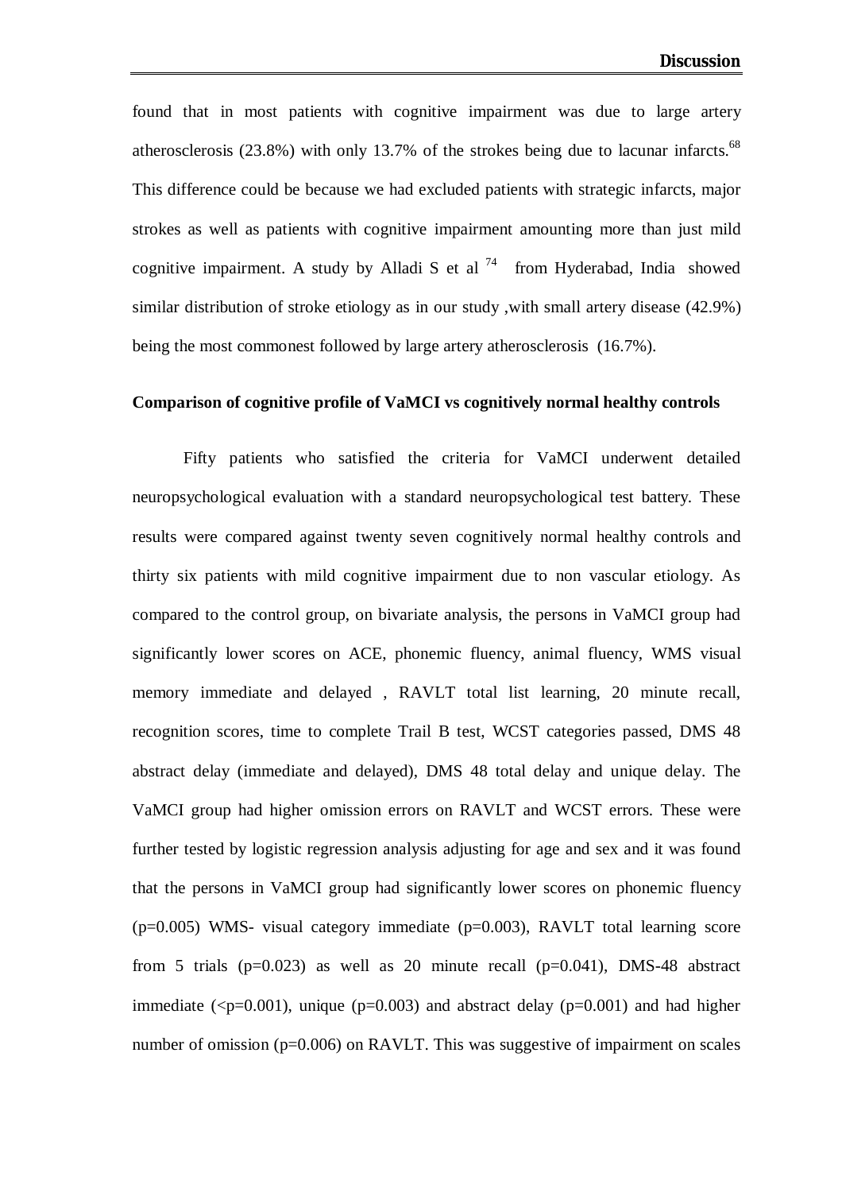found that in most patients with cognitive impairment was due to large artery atherosclerosis (23.8%) with only 13.7% of the strokes being due to lacunar infarcts.[68] This difference could be because we had excluded patients with strategic infarcts, major strokes as well as patients with cognitive impairment amounting more than just mild cognitive impairment. A study by Alladi S et al [74] from Hyderabad, India showed similar distribution of stroke etiology as in our study ,with small artery disease (42.9%) being the most commonest followed by large artery atherosclerosis (16.7%).

**Comparison of cognitive profile of VaMCI vs cognitively normal healthy controls**

Fifty patients who satisfied the criteria for VaMCI underwent detailed neuropsychological evaluation with a standard neuropsychological test battery. These results were compared against twenty seven cognitively normal healthy controls and thirty six patients with mild cognitive impairment due to non vascular etiology. As compared to the control group, on bivariate analysis, the persons in VaMCI group had significantly lower scores on ACE, phonemic fluency, animal fluency, WMS visual memory immediate and delayed , RAVLT total list learning, 20 minute recall, recognition scores, time to complete Trail B test, WCST categories passed, DMS 48 abstract delay (immediate and delayed), DMS 48 total delay and unique delay. The VaMCI group had higher omission errors on RAVLT and WCST errors. These were further tested by logistic regression analysis adjusting for age and sex and it was found that the persons in VaMCI group had significantly lower scores on phonemic fluency (p=0.005) WMS- visual category immediate (p=0.003), RAVLT total learning score from 5 trials (p=0.023) as well as 20 minute recall (p=0.041), DMS-48 abstract immediate (<p=0.001), unique (p=0.003) and abstract delay (p=0.001) and had higher number of omission (p=0.006) on RAVLT. This was suggestive of impairment on scales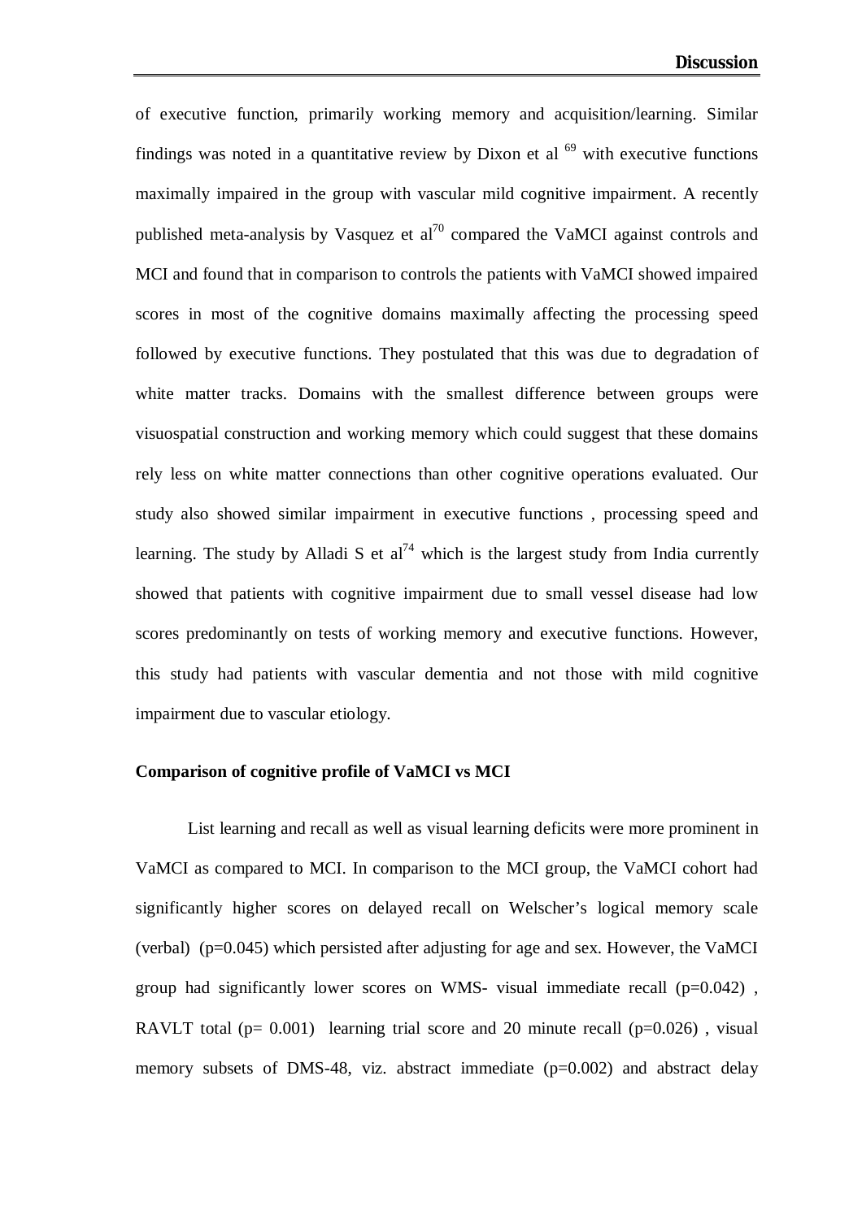of executive function, primarily working memory and acquisition/learning. Similar findings was noted in a quantitative review by Dixon et al [69] with executive functions maximally impaired in the group with vascular mild cognitive impairment. A recently published meta-analysis by Vasquez et al[70] compared the VaMCI against controls and MCI and found that in comparison to controls the patients with VaMCI showed impaired scores in most of the cognitive domains maximally affecting the processing speed followed by executive functions. They postulated that this was due to degradation of white matter tracks. Domains with the smallest difference between groups were visuospatial construction and working memory which could suggest that these domains rely less on white matter connections than other cognitive operations evaluated. Our study also showed similar impairment in executive functions , processing speed and learning. The study by Alladi S et al[74] which is the largest study from India currently showed that patients with cognitive impairment due to small vessel disease had low scores predominantly on tests of working memory and executive functions. However, this study had patients with vascular dementia and not those with mild cognitive impairment due to vascular etiology.

**Comparison of cognitive profile of VaMCI vs MCI**

List learning and recall as well as visual learning deficits were more prominent in VaMCI as compared to MCI. In comparison to the MCI group, the VaMCI cohort had significantly higher scores on delayed recall on Welscher's logical memory scale (verbal) ($p=0.045$) which persisted after adjusting for age and sex. However, the VaMCI group had significantly lower scores on WMS- visual immediate recall ($p=0.042$) , RAVLT total ($p= 0.001$) learning trial score and 20 minute recall ($p=0.026$) , visual memory subsets of DMS-48, viz. abstract immediate ($p=0.002$) and abstract delay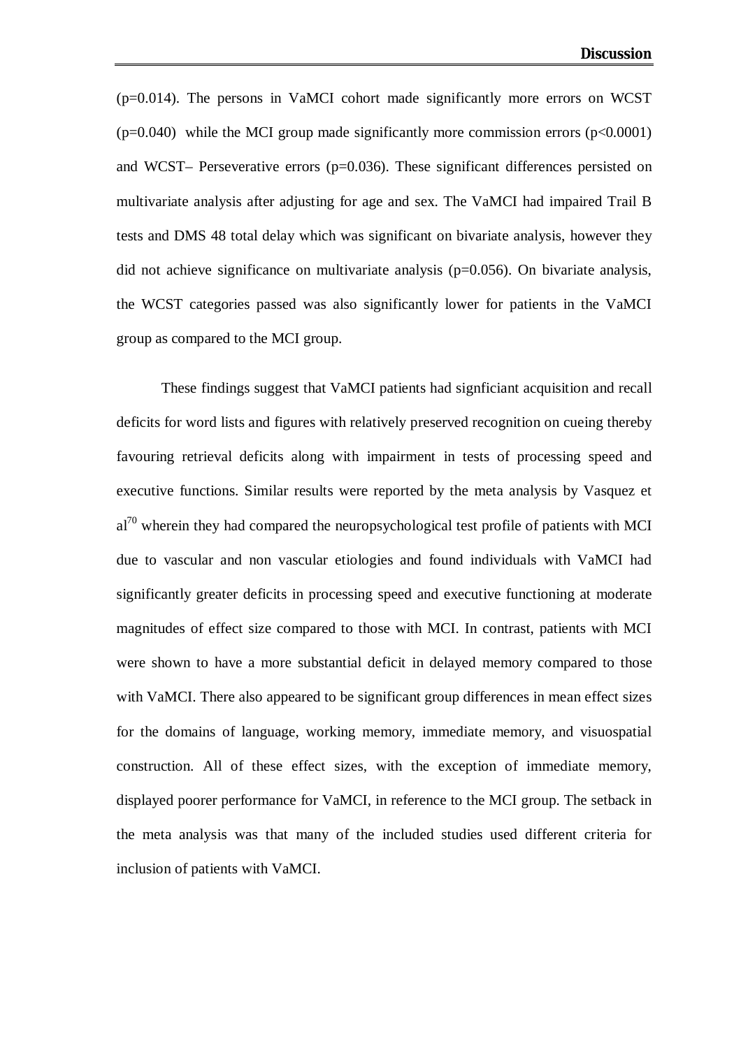(p=0.014). The persons in VaMCI cohort made significantly more errors on WCST (p=0.040) while the MCI group made significantly more commission errors (p<0.0001) and WCST– Perseverative errors (p=0.036). These significant differences persisted on multivariate analysis after adjusting for age and sex. The VaMCI had impaired Trail B tests and DMS 48 total delay which was significant on bivariate analysis, however they did not achieve significance on multivariate analysis (p=0.056). On bivariate analysis, the WCST categories passed was also significantly lower for patients in the VaMCI group as compared to the MCI group.

These findings suggest that VaMCI patients had signficiant acquisition and recall deficits for word lists and figures with relatively preserved recognition on cueing thereby favouring retrieval deficits along with impairment in tests of processing speed and executive functions. Similar results were reported by the meta analysis by Vasquez et al[70] wherein they had compared the neuropsychological test profile of patients with MCI due to vascular and non vascular etiologies and found individuals with VaMCI had significantly greater deficits in processing speed and executive functioning at moderate magnitudes of effect size compared to those with MCI. In contrast, patients with MCI were shown to have a more substantial deficit in delayed memory compared to those with VaMCI. There also appeared to be significant group differences in mean effect sizes for the domains of language, working memory, immediate memory, and visuospatial construction. All of these effect sizes, with the exception of immediate memory, displayed poorer performance for VaMCI, in reference to the MCI group. The setback in the meta analysis was that many of the included studies used different criteria for inclusion of patients with VaMCI.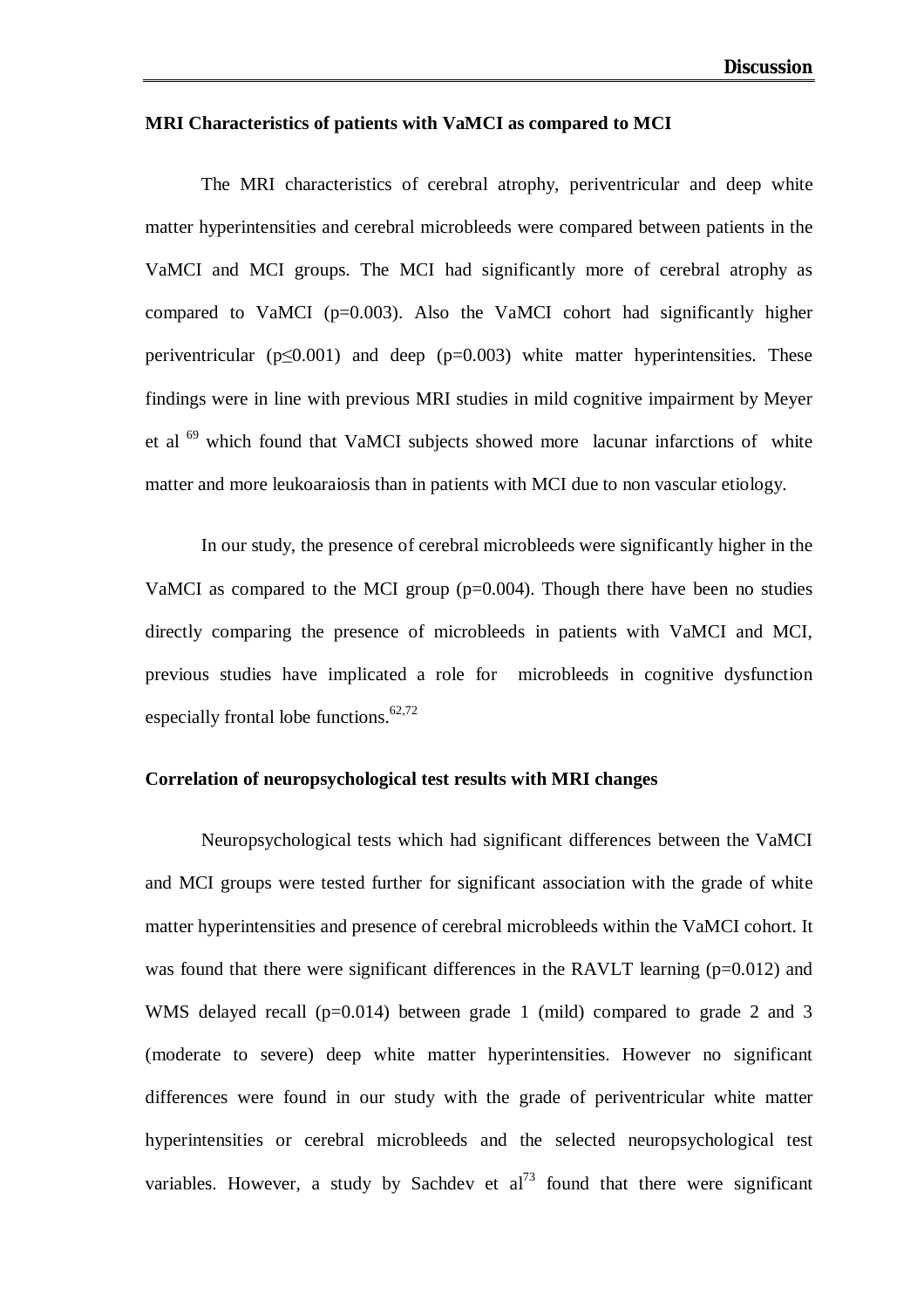**MRI Characteristics of patients with VaMCI as compared to MCI**

The MRI characteristics of cerebral atrophy, periventricular and deep white matter hyperintensities and cerebral microbleeds were compared between patients in the VaMCI and MCI groups. The MCI had significantly more of cerebral atrophy as compared to VaMCI ($p=0.003$). Also the VaMCI cohort had significantly higher periventricular ($p\leq0.001$) and deep ($p=0.003$) white matter hyperintensities. These findings were in line with previous MRI studies in mild cognitive impairment by Meyer et al [69] which found that VaMCI subjects showed more lacunar infarctions of white matter and more leukoaraiosis than in patients with MCI due to non vascular etiology.

In our study, the presence of cerebral microbleeds were significantly higher in the VaMCI as compared to the MCI group ($p=0.004$). Though there have been no studies directly comparing the presence of microbleeds in patients with VaMCI and MCI, previous studies have implicated a role for microbleeds in cognitive dysfunction especially frontal lobe functions.[62,72]

**Correlation of neuropsychological test results with MRI changes**

Neuropsychological tests which had significant differences between the VaMCI and MCI groups were tested further for significant association with the grade of white matter hyperintensities and presence of cerebral microbleeds within the VaMCI cohort. It was found that there were significant differences in the RAVLT learning ($p=0.012$) and WMS delayed recall ($p=0.014$) between grade 1 (mild) compared to grade 2 and 3 (moderate to severe) deep white matter hyperintensities. However no significant differences were found in our study with the grade of periventricular white matter hyperintensities or cerebral microbleeds and the selected neuropsychological test variables. However, a study by Sachdev et al[73] found that there were significant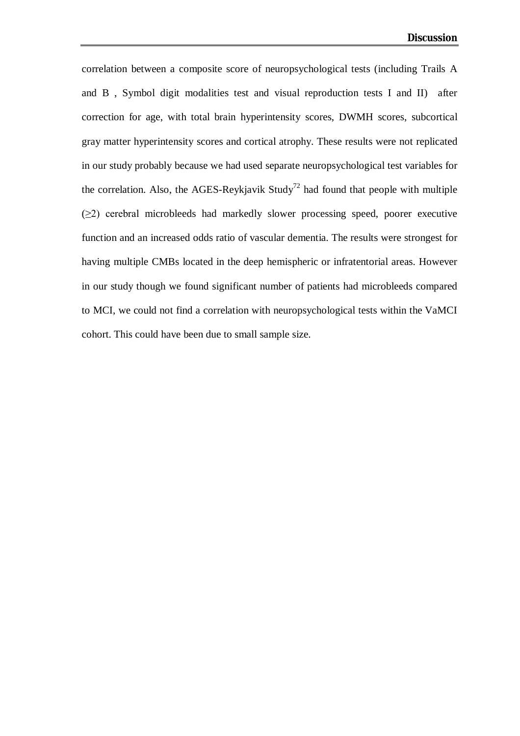correlation between a composite score of neuropsychological tests (including Trails A and B , Symbol digit modalities test and visual reproduction tests I and II) after correction for age, with total brain hyperintensity scores, DWMH scores, subcortical gray matter hyperintensity scores and cortical atrophy. These results were not replicated in our study probably because we had used separate neuropsychological test variables for the correlation. Also, the AGES-Reykjavik Study[72] had found that people with multiple (≥2) cerebral microbleeds had markedly slower processing speed, poorer executive function and an increased odds ratio of vascular dementia. The results were strongest for having multiple CMBs located in the deep hemispheric or infratentorial areas. However in our study though we found significant number of patients had microbleeds compared to MCI, we could not find a correlation with neuropsychological tests within the VaMCI cohort. This could have been due to small sample size.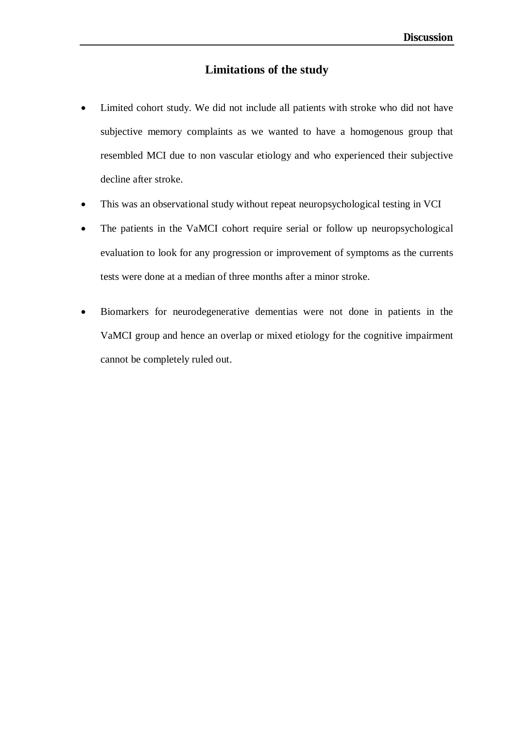## Limitations of the study

- Limited cohort study. We did not include all patients with stroke who did not have subjective memory complaints as we wanted to have a homogenous group that resembled MCI due to non vascular etiology and who experienced their subjective decline after stroke.
- This was an observational study without repeat neuropsychological testing in VCI
- The patients in the VaMCI cohort require serial or follow up neuropsychological evaluation to look for any progression or improvement of symptoms as the currents tests were done at a median of three months after a minor stroke.
- Biomarkers for neurodegenerative dementias were not done in patients in the VaMCI group and hence an overlap or mixed etiology for the cognitive impairment cannot be completely ruled out.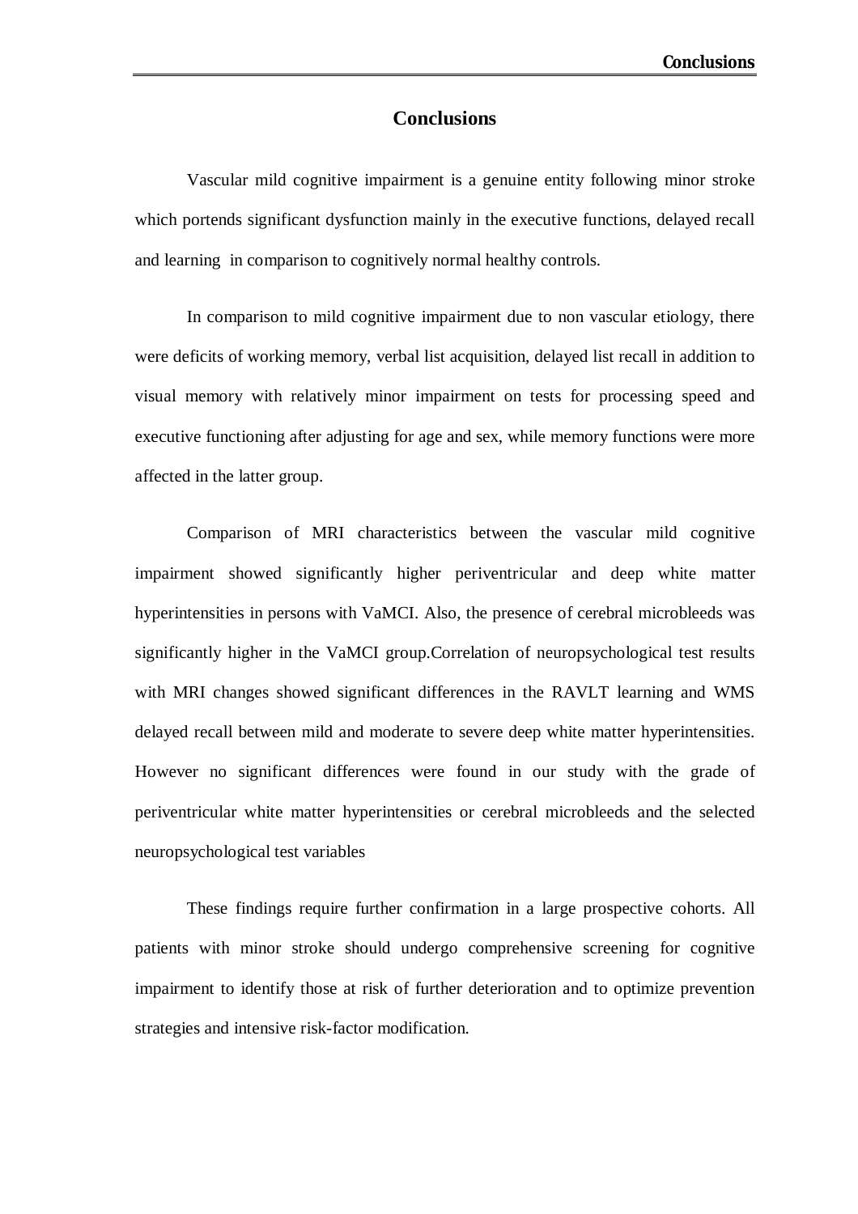# Conclusions

Vascular mild cognitive impairment is a genuine entity following minor stroke which portends significant dysfunction mainly in the executive functions, delayed recall and learning in comparison to cognitively normal healthy controls.

In comparison to mild cognitive impairment due to non vascular etiology, there were deficits of working memory, verbal list acquisition, delayed list recall in addition to visual memory with relatively minor impairment on tests for processing speed and executive functioning after adjusting for age and sex, while memory functions were more affected in the latter group.

Comparison of MRI characteristics between the vascular mild cognitive impairment showed significantly higher periventricular and deep white matter hyperintensities in persons with VaMCI. Also, the presence of cerebral microbleeds was significantly higher in the VaMCI group.Correlation of neuropsychological test results with MRI changes showed significant differences in the RAVLT learning and WMS delayed recall between mild and moderate to severe deep white matter hyperintensities. However no significant differences were found in our study with the grade of periventricular white matter hyperintensities or cerebral microbleeds and the selected neuropsychological test variables

These findings require further confirmation in a large prospective cohorts. All patients with minor stroke should undergo comprehensive screening for cognitive impairment to identify those at risk of further deterioration and to optimize prevention strategies and intensive risk-factor modification.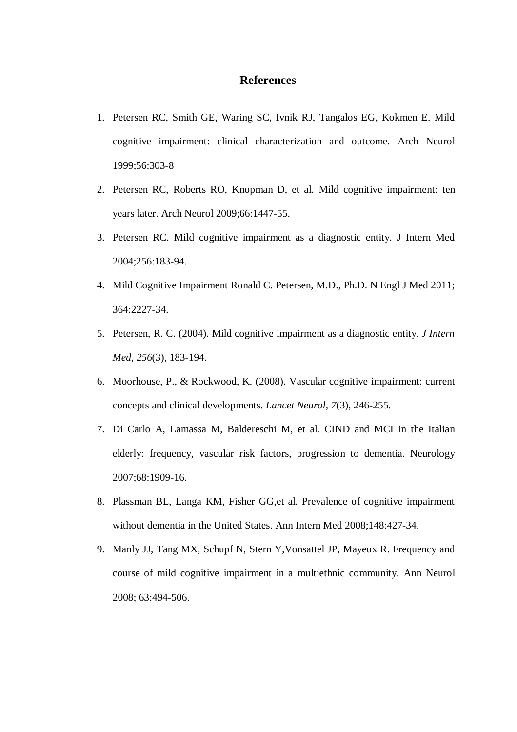# References

1. Petersen RC, Smith GE, Waring SC, Ivnik RJ, Tangalos EG, Kokmen E. Mild cognitive impairment: clinical characterization and outcome. Arch Neurol 1999;56:303-8
2. Petersen RC, Roberts RO, Knopman D, et al. Mild cognitive impairment: ten years later. Arch Neurol 2009;66:1447-55.
3. Petersen RC. Mild cognitive impairment as a diagnostic entity. J Intern Med 2004;256:183-94.
4. Mild Cognitive Impairment Ronald C. Petersen, M.D., Ph.D. N Engl J Med 2011; 364:2227-34.
5. Petersen, R. C. (2004). Mild cognitive impairment as a diagnostic entity. *J Intern Med*, *256*(3), 183-194.
6. Moorhouse, P., & Rockwood, K. (2008). Vascular cognitive impairment: current concepts and clinical developments. *Lancet Neurol*, *7*(3), 246-255.
7. Di Carlo A, Lamassa M, Baldereschi M, et al. CIND and MCI in the Italian elderly: frequency, vascular risk factors, progression to dementia. Neurology 2007;68:1909-16.
8. Plassman BL, Langa KM, Fisher GG,et al. Prevalence of cognitive impairment without dementia in the United States. Ann Intern Med 2008;148:427-34.
9. Manly JJ, Tang MX, Schupf N, Stern Y,Vonsattel JP, Mayeux R. Frequency and course of mild cognitive impairment in a multiethnic community. Ann Neurol 2008; 63:494-506.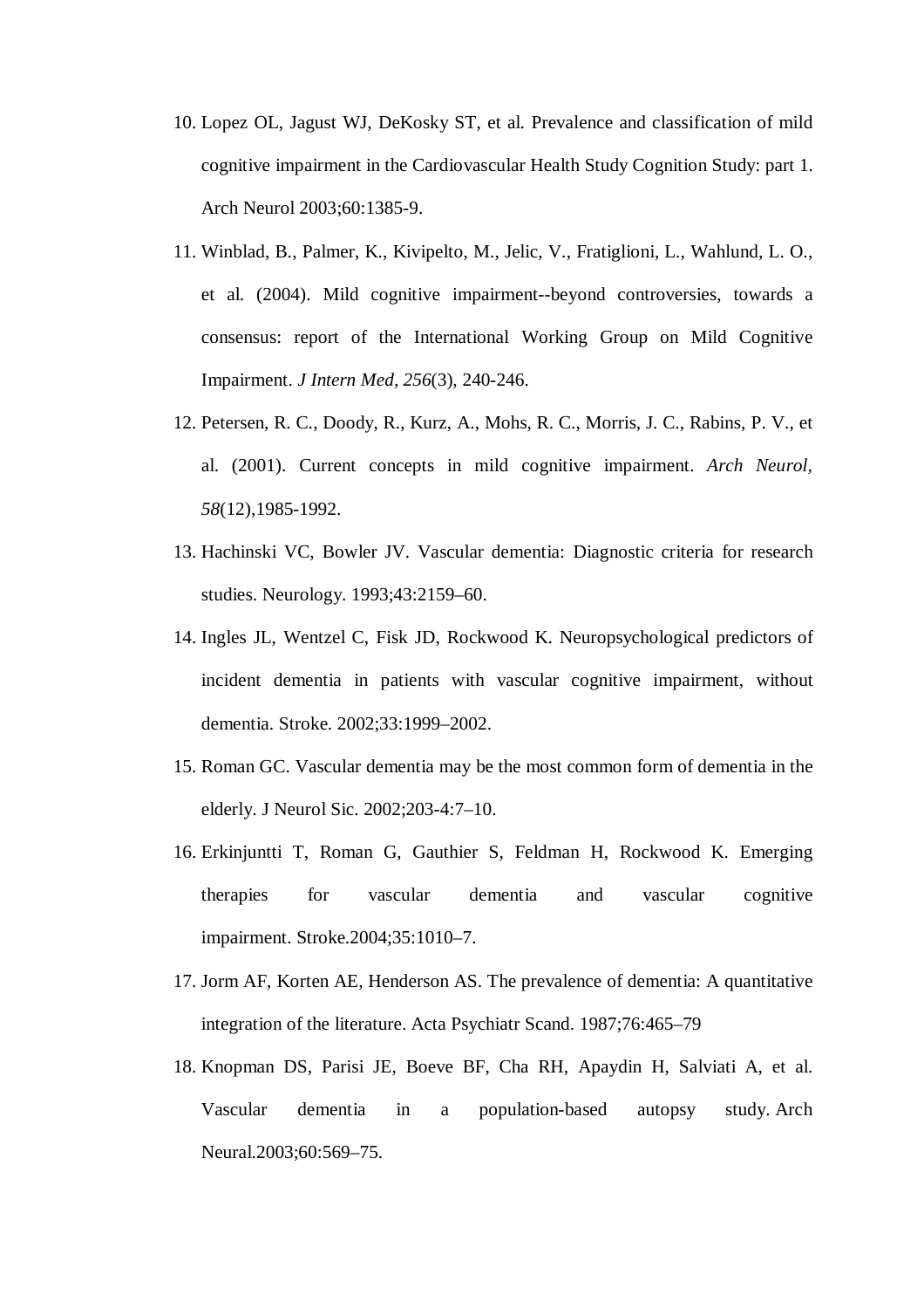10. Lopez OL, Jagust WJ, DeKosky ST, et al. Prevalence and classification of mild cognitive impairment in the Cardiovascular Health Study Cognition Study: part 1. Arch Neurol 2003;60:1385-9.
11. Winblad, B., Palmer, K., Kivipelto, M., Jelic, V., Fratiglioni, L., Wahlund, L. O., et al. (2004). Mild cognitive impairment--beyond controversies, towards a consensus: report of the International Working Group on Mild Cognitive Impairment. *J Intern Med, 256*(3), 240-246.
12. Petersen, R. C., Doody, R., Kurz, A., Mohs, R. C., Morris, J. C., Rabins, P. V., et al. (2001). Current concepts in mild cognitive impairment. *Arch Neurol, 58*(12),1985-1992.
13. Hachinski VC, Bowler JV. Vascular dementia: Diagnostic criteria for research studies. Neurology. 1993;43:2159–60.
14. Ingles JL, Wentzel C, Fisk JD, Rockwood K. Neuropsychological predictors of incident dementia in patients with vascular cognitive impairment, without dementia. Stroke. 2002;33:1999–2002.
15. Roman GC. Vascular dementia may be the most common form of dementia in the elderly. J Neurol Sic. 2002;203-4:7–10.
16. Erkinjuntti T, Roman G, Gauthier S, Feldman H, Rockwood K. Emerging therapies for vascular dementia and vascular cognitive impairment. Stroke.2004;35:1010–7.
17. Jorm AF, Korten AE, Henderson AS. The prevalence of dementia: A quantitative integration of the literature. Acta Psychiatr Scand. 1987;76:465–79
18. Knopman DS, Parisi JE, Boeve BF, Cha RH, Apaydin H, Salviati A, et al. Vascular dementia in a population-based autopsy study. Arch Neural.2003;60:569–75.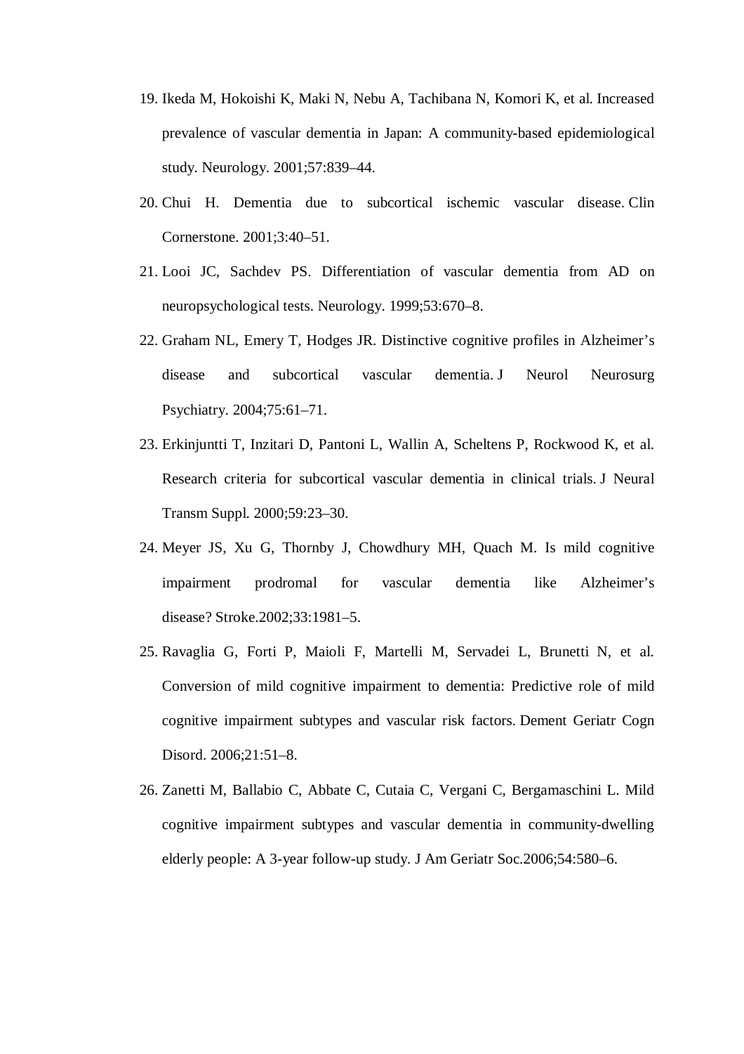19. Ikeda M, Hokoishi K, Maki N, Nebu A, Tachibana N, Komori K, et al. Increased prevalence of vascular dementia in Japan: A community-based epidemiological study. Neurology. 2001;57:839–44.
20. Chui H. Dementia due to subcortical ischemic vascular disease. Clin Cornerstone. 2001;3:40–51.
21. Looi JC, Sachdev PS. Differentiation of vascular dementia from AD on neuropsychological tests. Neurology. 1999;53:670–8.
22. Graham NL, Emery T, Hodges JR. Distinctive cognitive profiles in Alzheimer's disease and subcortical vascular dementia. J Neurol Neurosurg Psychiatry. 2004;75:61–71.
23. Erkinjuntti T, Inzitari D, Pantoni L, Wallin A, Scheltens P, Rockwood K, et al. Research criteria for subcortical vascular dementia in clinical trials. J Neural Transm Suppl. 2000;59:23–30.
24. Meyer JS, Xu G, Thornby J, Chowdhury MH, Quach M. Is mild cognitive impairment prodromal for vascular dementia like Alzheimer's disease? Stroke.2002;33:1981–5.
25. Ravaglia G, Forti P, Maioli F, Martelli M, Servadei L, Brunetti N, et al. Conversion of mild cognitive impairment to dementia: Predictive role of mild cognitive impairment subtypes and vascular risk factors. Dement Geriatr Cogn Disord. 2006;21:51–8.
26. Zanetti M, Ballabio C, Abbate C, Cutaia C, Vergani C, Bergamaschini L. Mild cognitive impairment subtypes and vascular dementia in community-dwelling elderly people: A 3-year follow-up study. J Am Geriatr Soc.2006;54:580–6.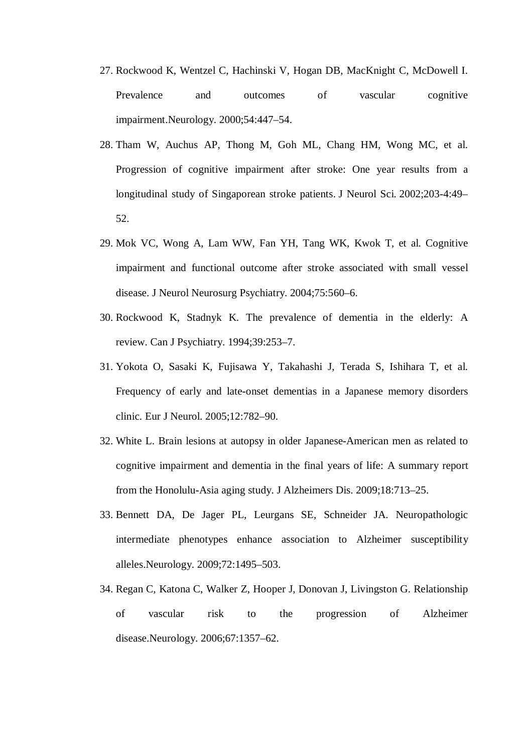27. Rockwood K, Wentzel C, Hachinski V, Hogan DB, MacKnight C, McDowell I. Prevalence and outcomes of vascular cognitive impairment.Neurology. 2000;54:447–54.
28. Tham W, Auchus AP, Thong M, Goh ML, Chang HM, Wong MC, et al. Progression of cognitive impairment after stroke: One year results from a longitudinal study of Singaporean stroke patients. J Neurol Sci. 2002;203-4:49–52.
29. Mok VC, Wong A, Lam WW, Fan YH, Tang WK, Kwok T, et al. Cognitive impairment and functional outcome after stroke associated with small vessel disease. J Neurol Neurosurg Psychiatry. 2004;75:560–6.
30. Rockwood K, Stadnyk K. The prevalence of dementia in the elderly: A review. Can J Psychiatry. 1994;39:253–7.
31. Yokota O, Sasaki K, Fujisawa Y, Takahashi J, Terada S, Ishihara T, et al. Frequency of early and late-onset dementias in a Japanese memory disorders clinic. Eur J Neurol. 2005;12:782–90.
32. White L. Brain lesions at autopsy in older Japanese-American men as related to cognitive impairment and dementia in the final years of life: A summary report from the Honolulu-Asia aging study. J Alzheimers Dis. 2009;18:713–25.
33. Bennett DA, De Jager PL, Leurgans SE, Schneider JA. Neuropathologic intermediate phenotypes enhance association to Alzheimer susceptibility alleles.Neurology. 2009;72:1495–503.
34. Regan C, Katona C, Walker Z, Hooper J, Donovan J, Livingston G. Relationship of vascular risk to the progression of Alzheimer disease.Neurology. 2006;67:1357–62.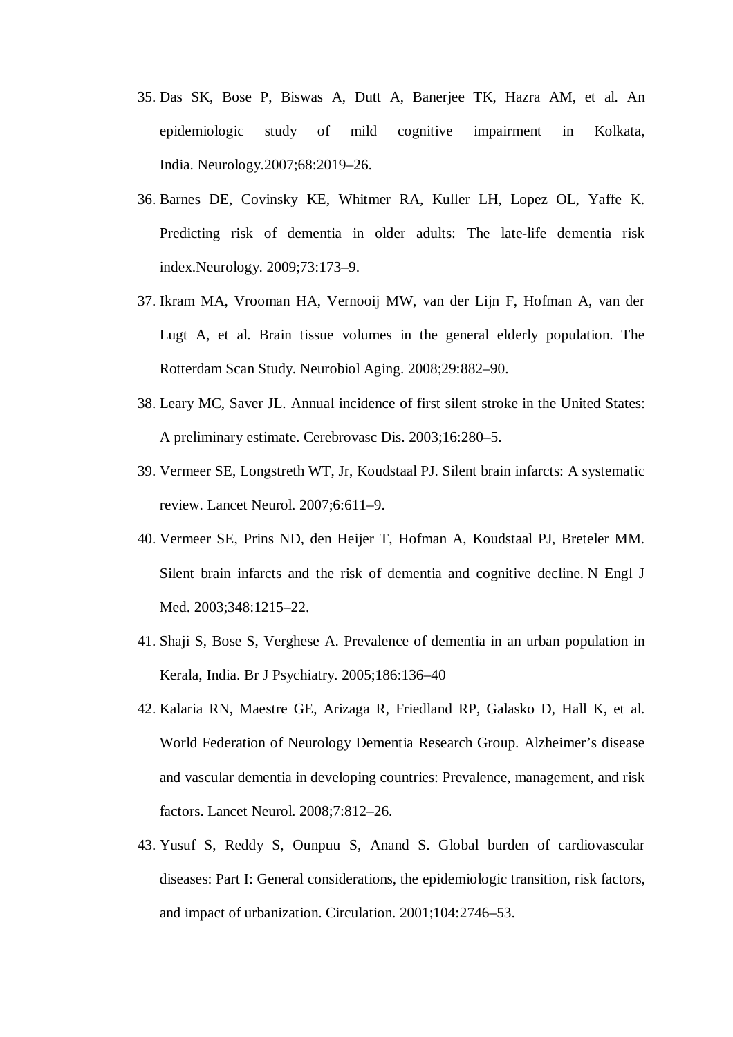35. Das SK, Bose P, Biswas A, Dutt A, Banerjee TK, Hazra AM, et al. An epidemiologic study of mild cognitive impairment in Kolkata, India. Neurology.2007;68:2019–26.
36. Barnes DE, Covinsky KE, Whitmer RA, Kuller LH, Lopez OL, Yaffe K. Predicting risk of dementia in older adults: The late-life dementia risk index.Neurology. 2009;73:173–9.
37. Ikram MA, Vrooman HA, Vernooij MW, van der Lijn F, Hofman A, van der Lugt A, et al. Brain tissue volumes in the general elderly population. The Rotterdam Scan Study. Neurobiol Aging. 2008;29:882–90.
38. Leary MC, Saver JL. Annual incidence of first silent stroke in the United States: A preliminary estimate. Cerebrovasc Dis. 2003;16:280–5.
39. Vermeer SE, Longstreth WT, Jr, Koudstaal PJ. Silent brain infarcts: A systematic review. Lancet Neurol. 2007;6:611–9.
40. Vermeer SE, Prins ND, den Heijer T, Hofman A, Koudstaal PJ, Breteler MM. Silent brain infarcts and the risk of dementia and cognitive decline. N Engl J Med. 2003;348:1215–22.
41. Shaji S, Bose S, Verghese A. Prevalence of dementia in an urban population in Kerala, India. Br J Psychiatry. 2005;186:136–40
42. Kalaria RN, Maestre GE, Arizaga R, Friedland RP, Galasko D, Hall K, et al. World Federation of Neurology Dementia Research Group. Alzheimer’s disease and vascular dementia in developing countries: Prevalence, management, and risk factors. Lancet Neurol. 2008;7:812–26.
43. Yusuf S, Reddy S, Ounpuu S, Anand S. Global burden of cardiovascular diseases: Part I: General considerations, the epidemiologic transition, risk factors, and impact of urbanization. Circulation. 2001;104:2746–53.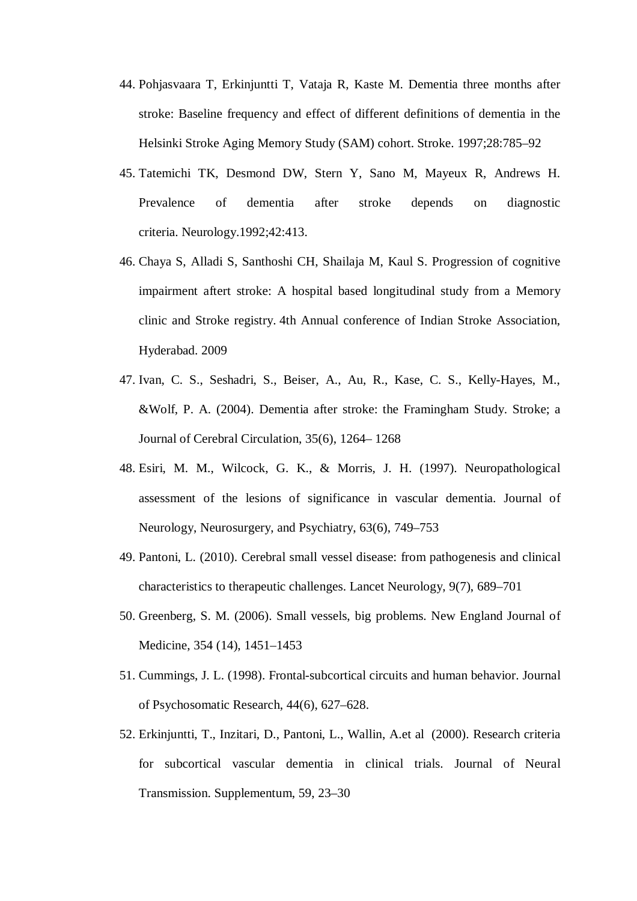44. Pohjasvaara T, Erkinjuntti T, Vataja R, Kaste M. Dementia three months after stroke: Baseline frequency and effect of different definitions of dementia in the Helsinki Stroke Aging Memory Study (SAM) cohort. Stroke. 1997;28:785–92
45. Tatemichi TK, Desmond DW, Stern Y, Sano M, Mayeux R, Andrews H. Prevalence of dementia after stroke depends on diagnostic criteria. Neurology.1992;42:413.
46. Chaya S, Alladi S, Santhoshi CH, Shailaja M, Kaul S. Progression of cognitive impairment aftert stroke: A hospital based longitudinal study from a Memory clinic and Stroke registry. 4th Annual conference of Indian Stroke Association, Hyderabad. 2009
47. Ivan, C. S., Seshadri, S., Beiser, A., Au, R., Kase, C. S., Kelly-Hayes, M., &Wolf, P. A. (2004). Dementia after stroke: the Framingham Study. Stroke; a Journal of Cerebral Circulation, 35(6), 1264– 1268
48. Esiri, M. M., Wilcock, G. K., & Morris, J. H. (1997). Neuropathological assessment of the lesions of significance in vascular dementia. Journal of Neurology, Neurosurgery, and Psychiatry, 63(6), 749–753
49. Pantoni, L. (2010). Cerebral small vessel disease: from pathogenesis and clinical characteristics to therapeutic challenges. Lancet Neurology, 9(7), 689–701
50. Greenberg, S. M. (2006). Small vessels, big problems. New England Journal of Medicine, 354 (14), 1451–1453
51. Cummings, J. L. (1998). Frontal-subcortical circuits and human behavior. Journal of Psychosomatic Research, 44(6), 627–628.
52. Erkinjuntti, T., Inzitari, D., Pantoni, L., Wallin, A.et al (2000). Research criteria for subcortical vascular dementia in clinical trials. Journal of Neural Transmission. Supplementum, 59, 23–30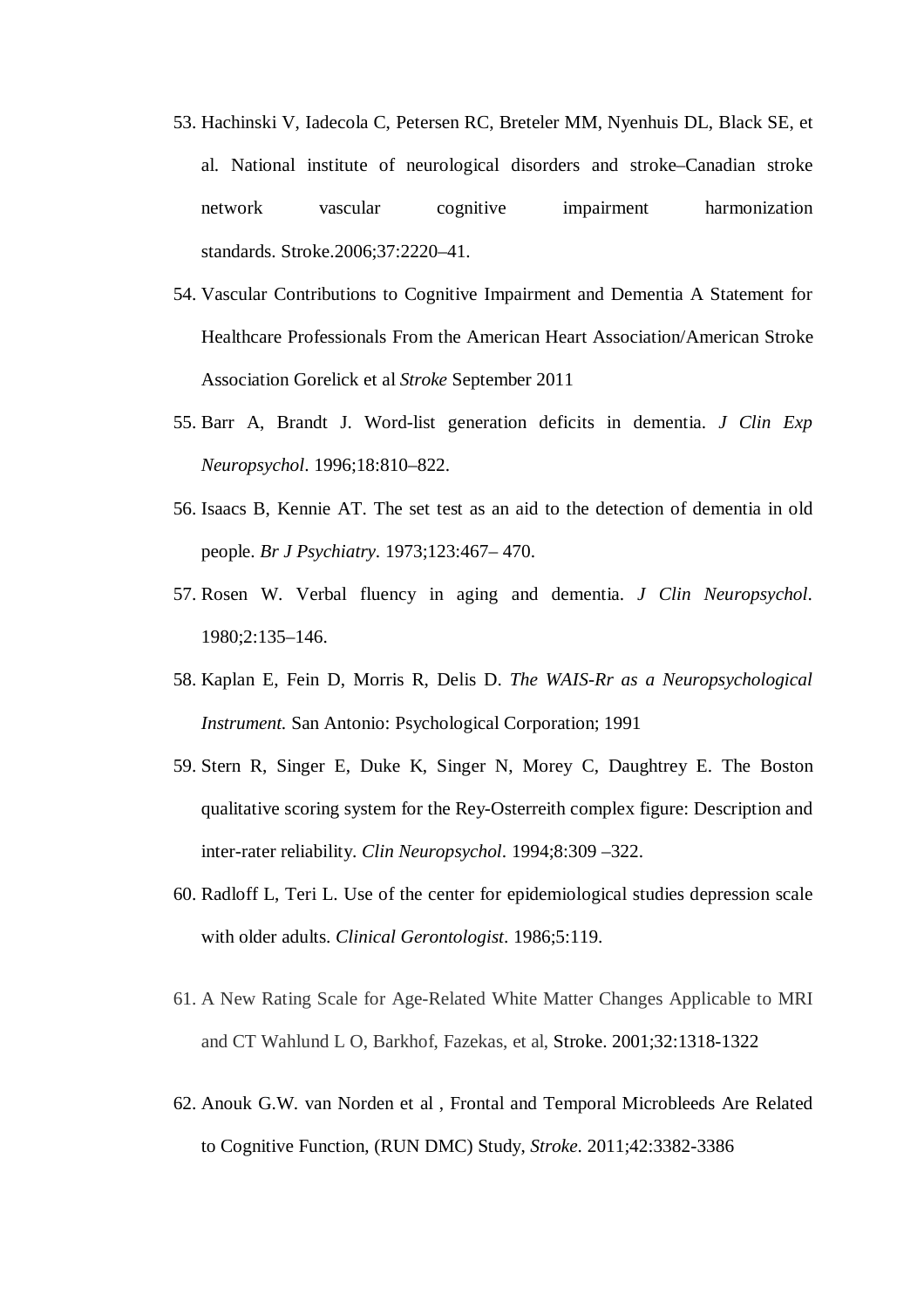53. Hachinski V, Iadecola C, Petersen RC, Breteler MM, Nyenhuis DL, Black SE, et al. National institute of neurological disorders and stroke–Canadian stroke network vascular cognitive impairment harmonization standards. Stroke.2006;37:2220–41.
54. Vascular Contributions to Cognitive Impairment and Dementia A Statement for Healthcare Professionals From the American Heart Association/American Stroke Association Gorelick et al *Stroke* September 2011
55. Barr A, Brandt J. Word-list generation deficits in dementia. *J Clin Exp Neuropsychol*. 1996;18:810–822.
56. Isaacs B, Kennie AT. The set test as an aid to the detection of dementia in old people. *Br J Psychiatry*. 1973;123:467– 470.
57. Rosen W. Verbal fluency in aging and dementia. *J Clin Neuropsychol*. 1980;2:135–146.
58. Kaplan E, Fein D, Morris R, Delis D. *The WAIS-Rr as a Neuropsychological Instrument.* San Antonio: Psychological Corporation; 1991
59. Stern R, Singer E, Duke K, Singer N, Morey C, Daughtrey E. The Boston qualitative scoring system for the Rey-Osterreith complex figure: Description and inter-rater reliability. *Clin Neuropsychol*. 1994;8:309 –322.
60. Radloff L, Teri L. Use of the center for epidemiological studies depression scale with older adults. *Clinical Gerontologist*. 1986;5:119.
61. A New Rating Scale for Age-Related White Matter Changes Applicable to MRI and CT Wahlund L O, Barkhof, Fazekas, et al, Stroke. 2001;32:1318-1322
62. Anouk G.W. van Norden et al , Frontal and Temporal Microbleeds Are Related to Cognitive Function, (RUN DMC) Study, *Stroke*. 2011;42:3382-3386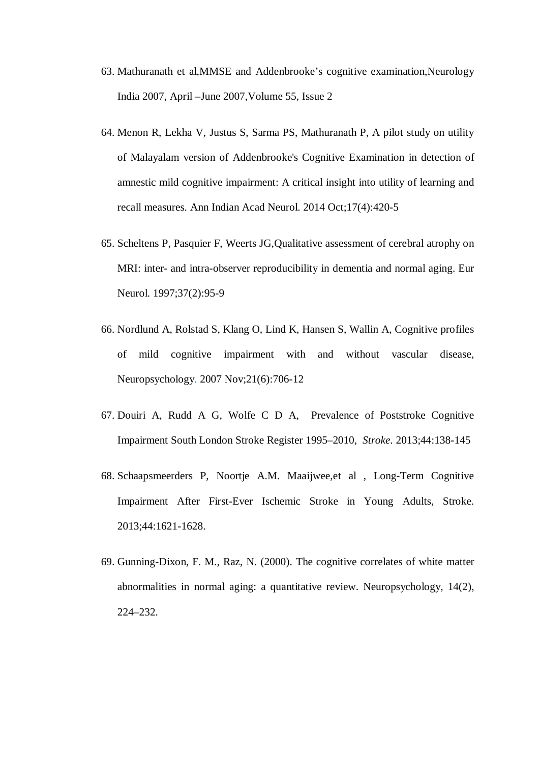63. Mathuranath et al,MMSE and Addenbrooke's cognitive examination,Neurology India 2007, April –June 2007,Volume 55, Issue 2

64. Menon R, Lekha V, Justus S, Sarma PS, Mathuranath P, A pilot study on utility of Malayalam version of Addenbrooke's Cognitive Examination in detection of amnestic mild cognitive impairment: A critical insight into utility of learning and recall measures. Ann Indian Acad Neurol. 2014 Oct;17(4):420-5

65. Scheltens P, Pasquier F, Weerts JG,Qualitative assessment of cerebral atrophy on MRI: inter- and intra-observer reproducibility in dementia and normal aging. Eur Neurol. 1997;37(2):95-9

66. Nordlund A, Rolstad S, Klang O, Lind K, Hansen S, Wallin A, Cognitive profiles of mild cognitive impairment with and without vascular disease, Neuropsychology. 2007 Nov;21(6):706-12

67. Douiri A, Rudd A G, Wolfe C D A, Prevalence of Poststroke Cognitive Impairment South London Stroke Register 1995–2010, *Stroke*. 2013;44:138-145

68. Schaapsmeerders P, Noortje A.M. Maaijwee,et al , Long-Term Cognitive Impairment After First-Ever Ischemic Stroke in Young Adults, Stroke. 2013;44:1621-1628.

69. Gunning-Dixon, F. M., Raz, N. (2000). The cognitive correlates of white matter abnormalities in normal aging: a quantitative review. Neuropsychology, 14(2), 224–232.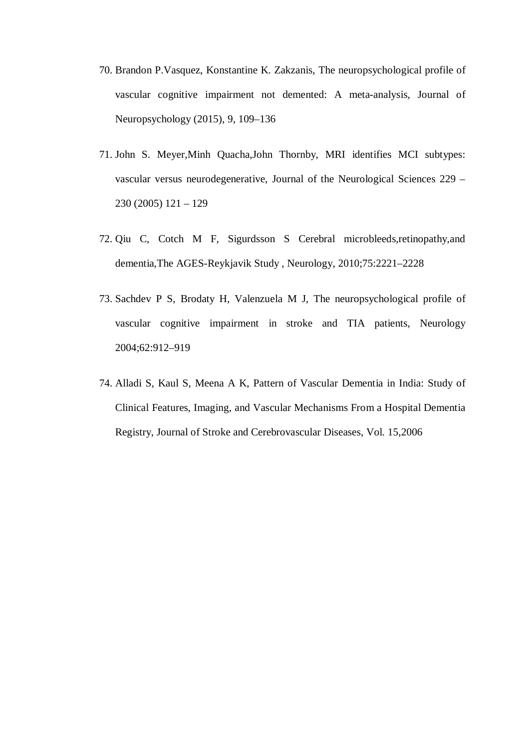70. Brandon P.Vasquez, Konstantine K. Zakzanis, The neuropsychological profile of vascular cognitive impairment not demented: A meta-analysis, Journal of Neuropsychology (2015), 9, 109–136

71. John S. Meyer,Minh Quacha,John Thornby, MRI identifies MCI subtypes: vascular versus neurodegenerative, Journal of the Neurological Sciences 229 – 230 (2005) 121 – 129

72. Qiu C, Cotch M F, Sigurdsson S Cerebral microbleeds,retinopathy,and dementia,The AGES-Reykjavik Study , Neurology, 2010;75:2221–2228

73. Sachdev P S, Brodaty H, Valenzuela M J, The neuropsychological profile of vascular cognitive impairment in stroke and TIA patients, Neurology 2004;62:912–919

74. Alladi S, Kaul S, Meena A K, Pattern of Vascular Dementia in India: Study of Clinical Features, Imaging, and Vascular Mechanisms From a Hospital Dementia Registry, Journal of Stroke and Cerebrovascular Diseases, Vol. 15,2006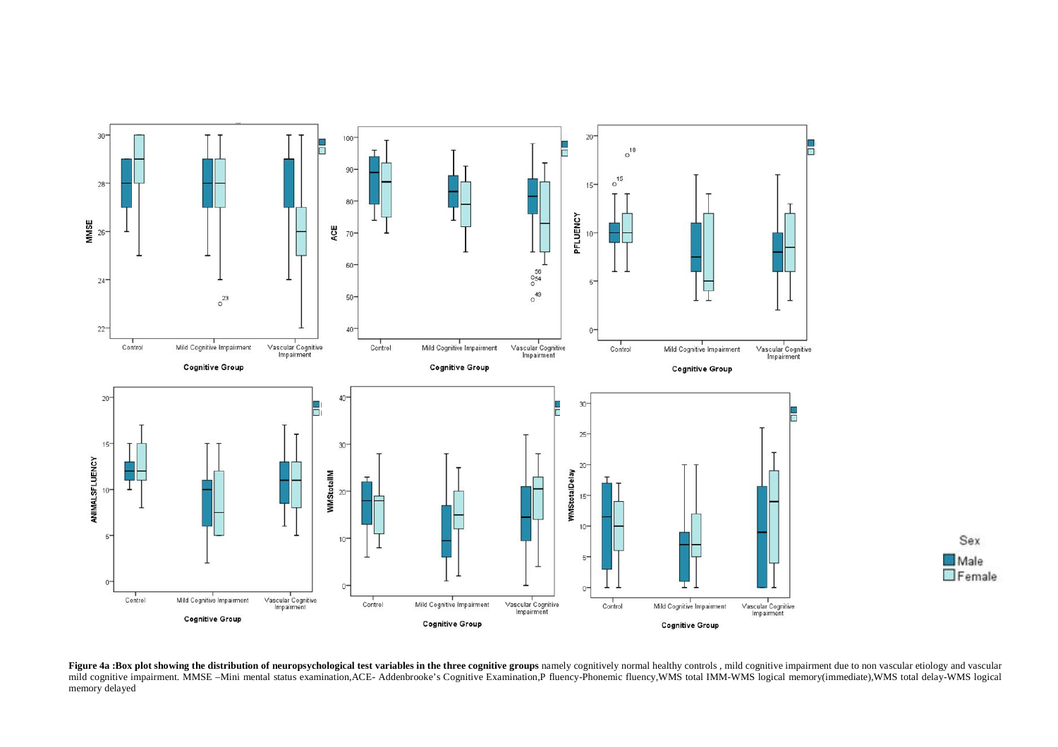**Figure 4a :Box plot showing the distribution of neuropsychological test variables in the three cognitive groups** namely cognitively normal healthy controls , mild cognitive impairment due to non vascular etiology and vascular mild cognitive impairment. MMSE –Mini mental status examination,ACE- Addenbrooke's Cognitive Examination,P fluency-Phonemic fluency,WMS total IMM-WMS logical memory(immediate),WMS total delay-WMS logical memory delayed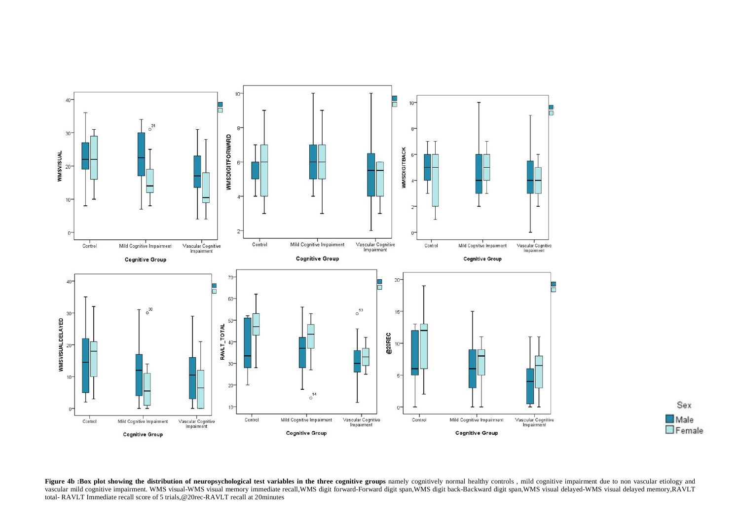**Figure 4b :Box plot showing the distribution of neuropsychological test variables in the three cognitive groups** namely cognitively normal healthy controls , mild cognitive impairment due to non vascular etiology and vascular mild cognitive impairment. WMS visual-WMS visual memory immediate recall,WMS digit forward-Forward digit span,WMS digit back-Backward digit span,WMS visual delayed-WMS visual delayed memory,RAVLT total- RAVLT Immediate recall score of 5 trials,@20rec-RAVLT recall at 20minutes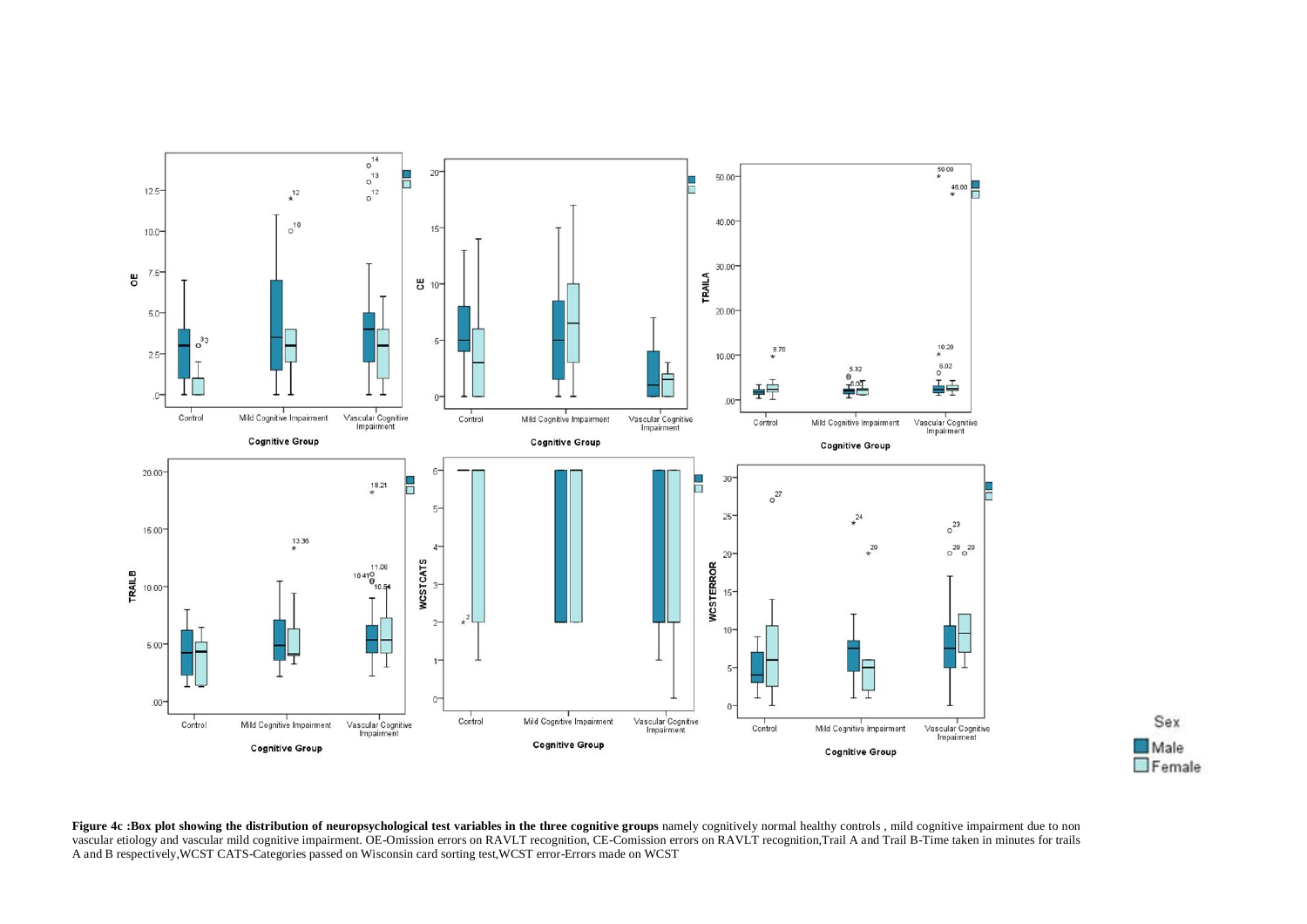**Figure 4c :Box plot showing the distribution of neuropsychological test variables in the three cognitive groups** namely cognitively normal healthy controls , mild cognitive impairment due to non vascular etiology and vascular mild cognitive impairment. OE-Omission errors on RAVLT recognition, CE-Comission errors on RAVLT recognition,Trail A and Trail B-Time taken in minutes for trails A and B respectively,WCST CATS-Categories passed on Wisconsin card sorting test,WCST error-Errors made on WCST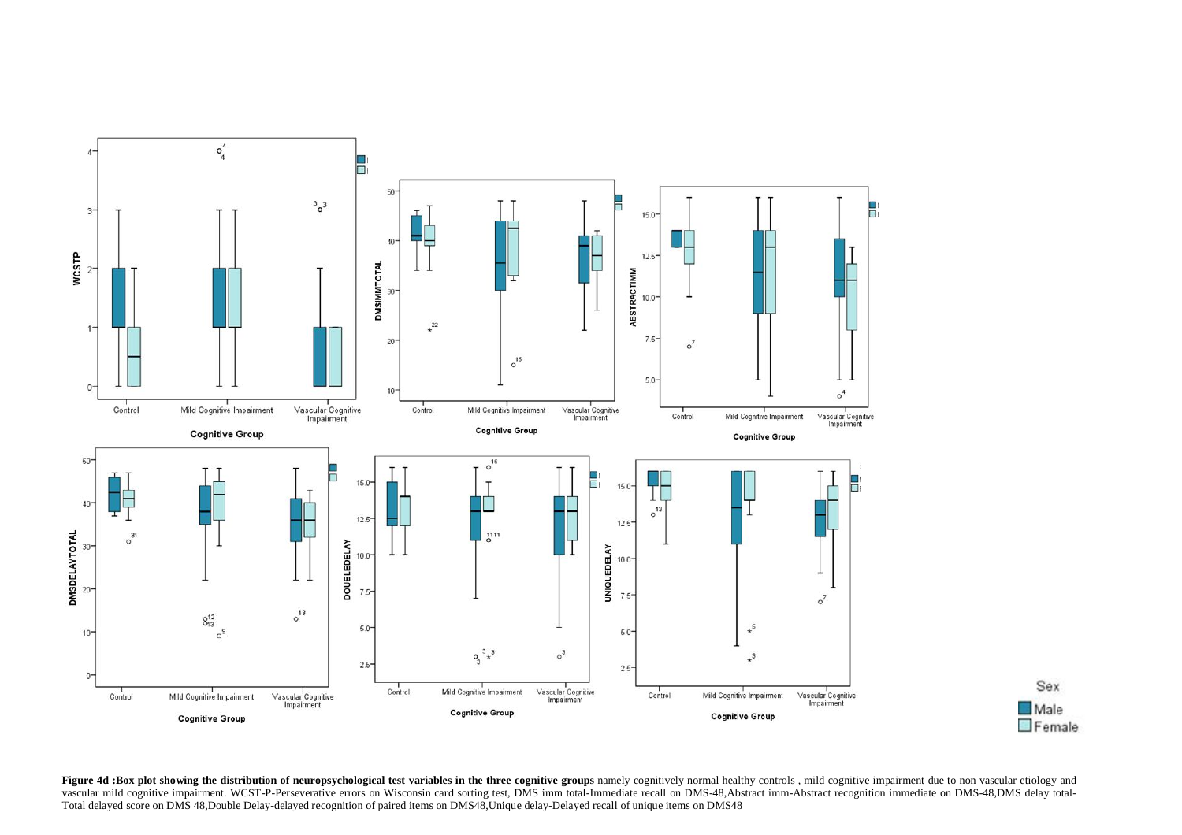**Figure 4d :Box plot showing the distribution of neuropsychological test variables in the three cognitive groups** namely cognitively normal healthy controls , mild cognitive impairment due to non vascular etiology and vascular mild cognitive impairment. WCST-P-Perseverative errors on Wisconsin card sorting test, DMS imm total-Immediate recall on DMS-48,Abstract imm-Abstract recognition immediate on DMS-48,DMS delay total-Total delayed score on DMS 48,Double Delay-delayed recognition of paired items on DMS48,Unique delay-Delayed recall of unique items on DMS48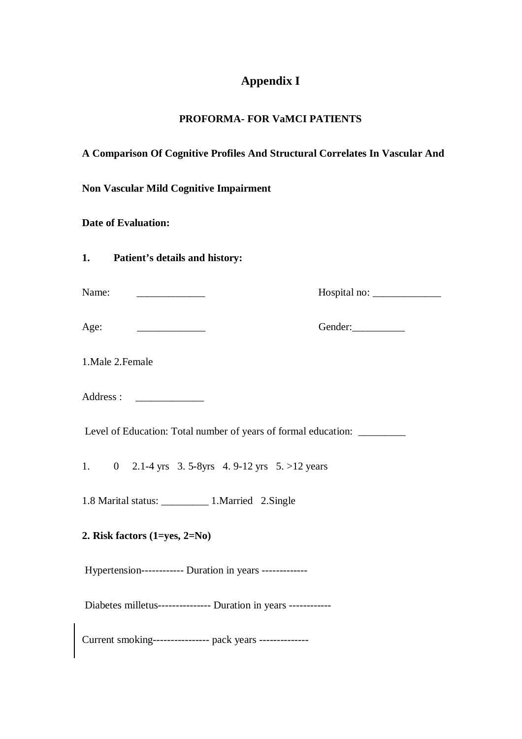# Appendix I

**PROFORMA- FOR VaMCI PATIENTS**

**A Comparison Of Cognitive Profiles And Structural Correlates In Vascular And Non Vascular Mild Cognitive Impairment**

**Date of Evaluation:**

**1. Patient's details and history:**

Name: _____________ Hospital no: _____________

Age: _____________ Gender:__________

1.Male 2.Female

Address : _____________

Level of Education: Total number of years of formal education: _________

1. 0 2.1-4 yrs 3. 5-8yrs 4. 9-12 yrs 5. >12 years

1.8 Marital status: _________ 1.Married 2.Single

**2. Risk factors (1=yes, 2=No)**

Hypertension------------ Duration in years -------------

Diabetes milletus--------------- Duration in years ------------

Current smoking---------------- pack years --------------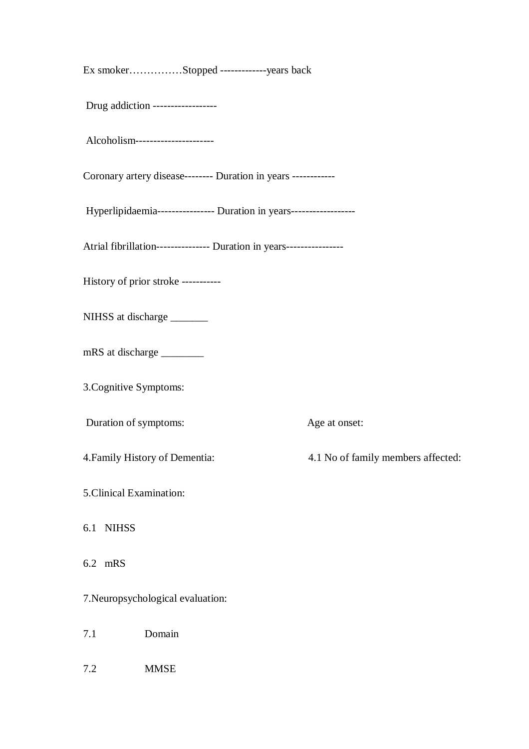Ex smoker……………Stopped -------------years back

Drug addiction ------------------

Alcoholism----------------------

Coronary artery disease-------- Duration in years ------------

Hyperlipidaemia---------------- Duration in years------------------

Atrial fibrillation--------------- Duration in years----------------

History of prior stroke -----------

NIHSS at discharge _______

mRS at discharge ________

3.Cognitive Symptoms:

Duration of symptoms: Age at onset:

4.Family History of Dementia: 4.1 No of family members affected:

5.Clinical Examination:

6.1 NIHSS

6.2 mRS

7.Neuropsychological evaluation:

7.1 Domain

7.2 MMSE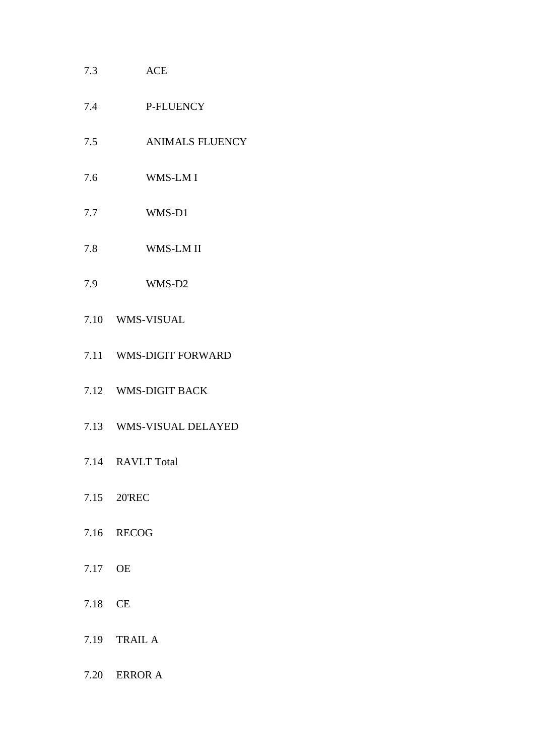7.3 ACE

7.4 P-FLUENCY

7.5 ANIMALS FLUENCY

7.6 WMS-LM I

7.7 WMS-D1

7.8 WMS-LM II

7.9 WMS-D2

7.10 WMS-VISUAL

7.11 WMS-DIGIT FORWARD

7.12 WMS-DIGIT BACK

7.13 WMS-VISUAL DELAYED

7.14 RAVLT Total

7.15 20'REC

7.16 RECOG

7.17 OE

7.18 CE

7.19 TRAIL A

7.20 ERROR A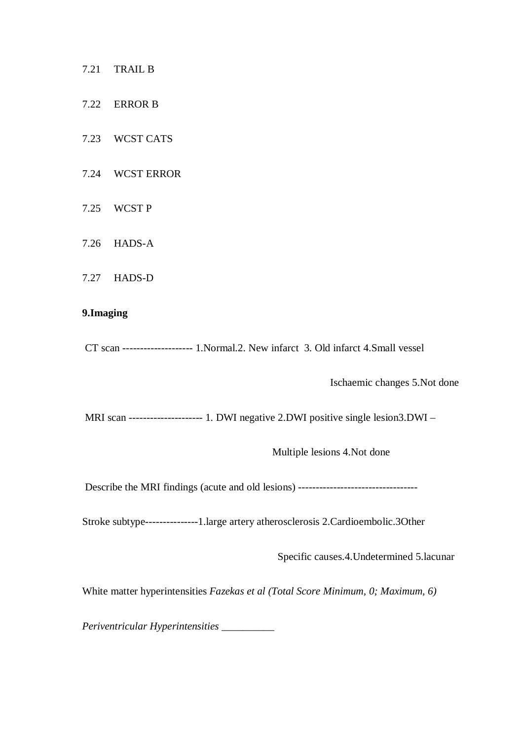7.21 TRAIL B

7.22 ERROR B

7.23 WCST CATS

7.24 WCST ERROR

7.25 WCST P

7.26 HADS-A

7.27 HADS-D

**9.Imaging**

CT scan -------------------- 1.Normal.2. New infarct 3. Old infarct 4.Small vessel Ischaemic changes 5.Not done

MRI scan --------------------- 1. DWI negative 2.DWI positive single lesion3.DWI – Multiple lesions 4.Not done

Describe the MRI findings (acute and old lesions) ----------------------------------

Stroke subtype---------------1.large artery atherosclerosis 2.Cardioembolic.3Other Specific causes.4.Undetermined 5.lacunar

White matter hyperintensities *Fazekas et al (Total Score Minimum, 0; Maximum, 6)*

*Periventricular Hyperintensities* __________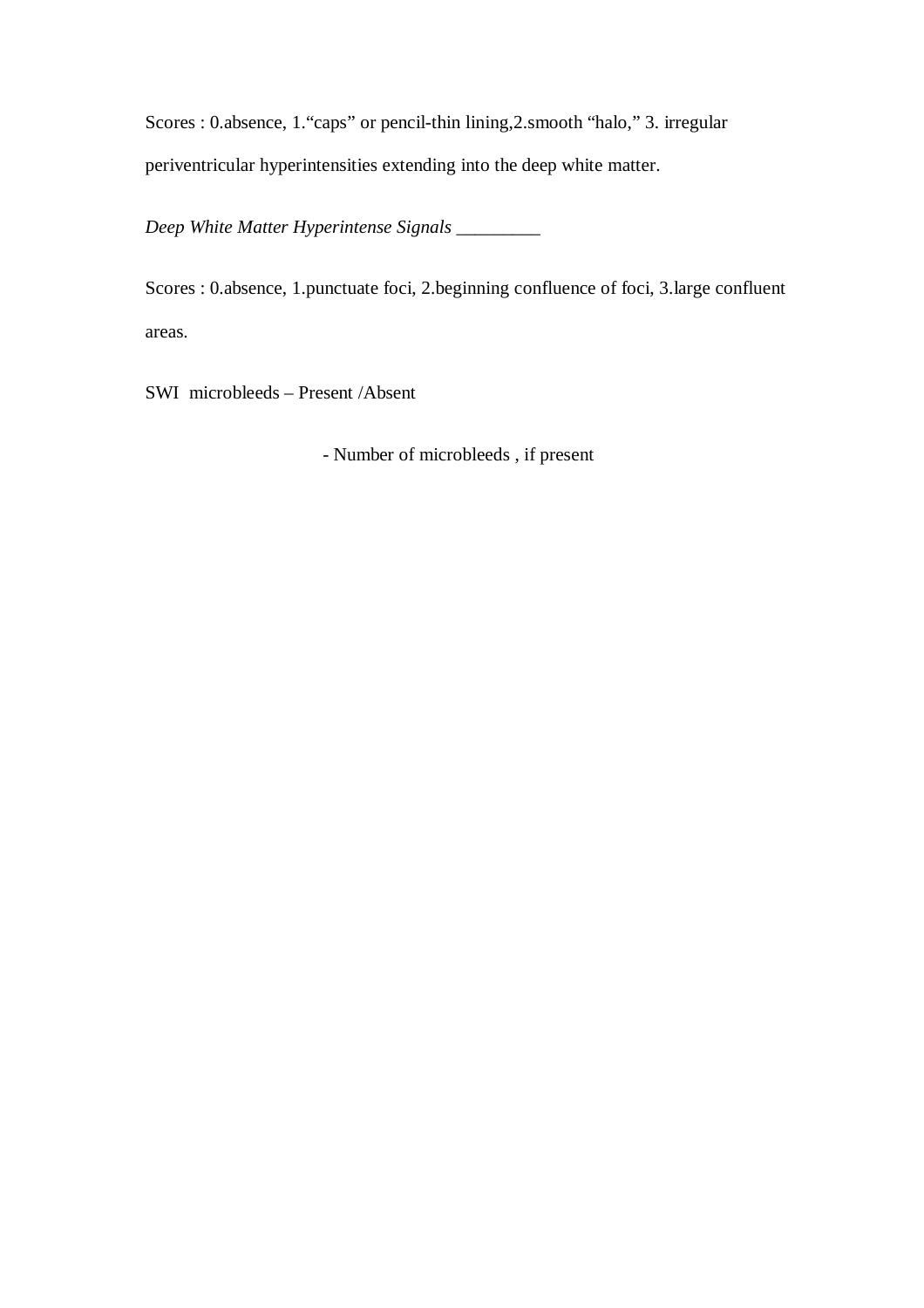Scores : 0.absence, 1.“caps” or pencil-thin lining,2.smooth “halo,” 3. irregular periventricular hyperintensities extending into the deep white matter.

*Deep White Matter Hyperintense Signals* _________

Scores : 0.absence, 1.punctuate foci, 2.beginning confluence of foci, 3.large confluent areas.

SWI microbleeds – Present /Absent

- Number of microbleeds , if present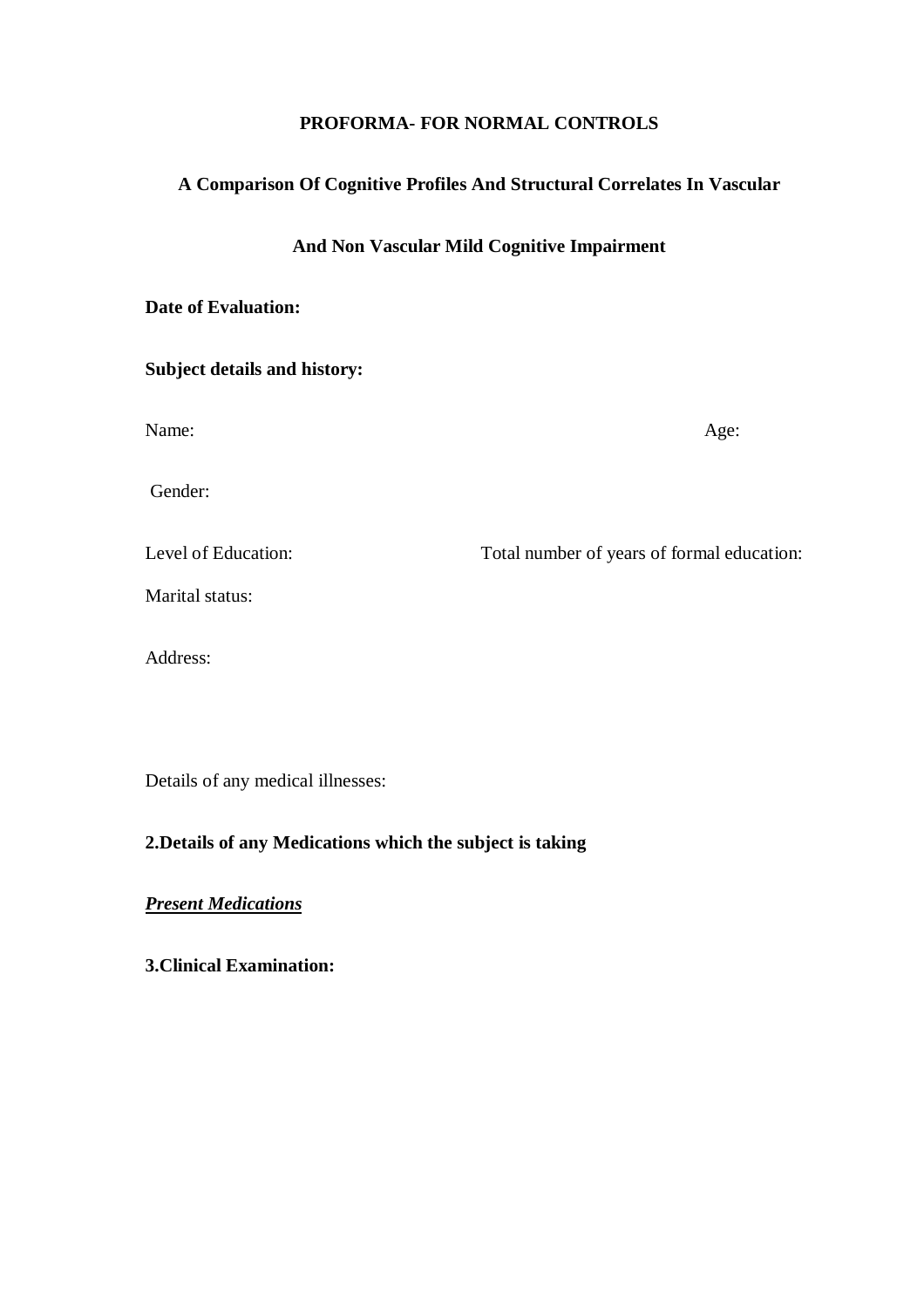**PROFORMA- FOR NORMAL CONTROLS**

**A Comparison Of Cognitive Profiles And Structural Correlates In Vascular And Non Vascular Mild Cognitive Impairment**

**Date of Evaluation:**

**Subject details and history:**

Name: Age:

Gender:

Level of Education: Total number of years of formal education:

Marital status:

Address:

Details of any medical illnesses:

**2.Details of any Medications which the subject is taking**

***Present Medications***

**3.Clinical Examination:**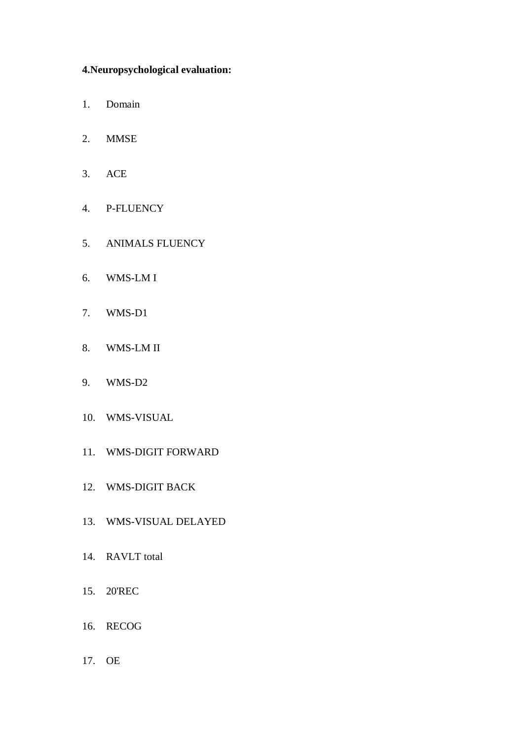**4.Neuropsychological evaluation:**

1. Domain
2. MMSE
3. ACE
4. P-FLUENCY
5. ANIMALS FLUENCY
6. WMS-LM I
7. WMS-D1
8. WMS-LM II
9. WMS-D2
10. WMS-VISUAL
11. WMS-DIGIT FORWARD
12. WMS-DIGIT BACK
13. WMS-VISUAL DELAYED
14. RAVLT total
15. 20'REC
16. RECOG
17. OE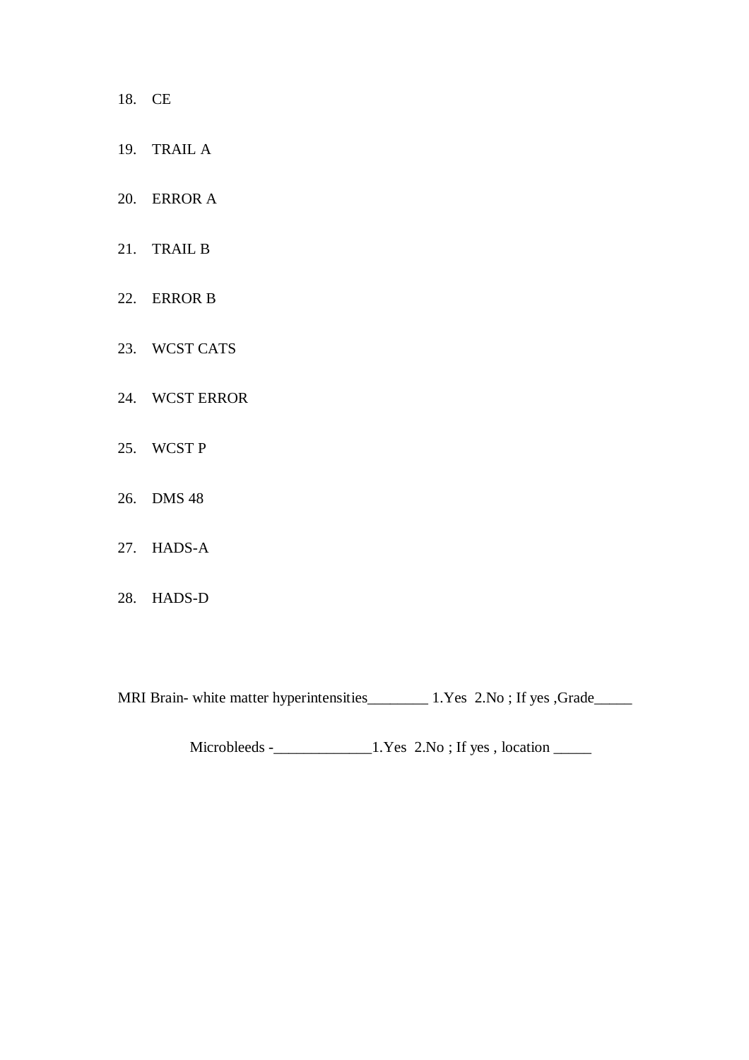18. CE

19. TRAIL A

20. ERROR A

21. TRAIL B

22. ERROR B

23. WCST CATS

24. WCST ERROR

25. WCST P

26. DMS 48

27. HADS-A

28. HADS-D

MRI Brain- white matter hyperintensities________ 1.Yes 2.No ; If yes ,Grade_____

Microbleeds -_____________1.Yes 2.No ; If yes , location _____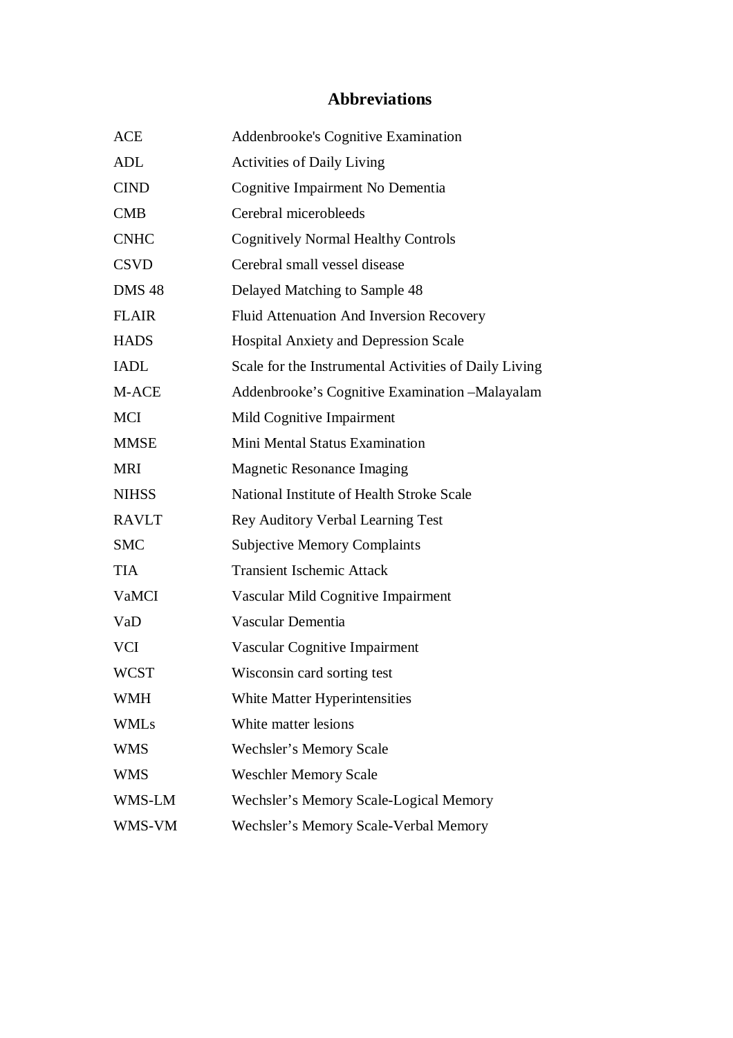## Abbreviations

| | |
|---|---|
| ACE | Addenbrooke's Cognitive Examination |
| ADL | Activities of Daily Living |
| CIND | Cognitive Impairment No Dementia |
| CMB | Cerebral micerobleeds |
| CNHC | Cognitively Normal Healthy Controls |
| CSVD | Cerebral small vessel disease |
| DMS 48 | Delayed Matching to Sample 48 |
| FLAIR | Fluid Attenuation And Inversion Recovery |
| HADS | Hospital Anxiety and Depression Scale |
| IADL | Scale for the Instrumental Activities of Daily Living |
| M-ACE | Addenbrooke's Cognitive Examination –Malayalam |
| MCI | Mild Cognitive Impairment |
| MMSE | Mini Mental Status Examination |
| MRI | Magnetic Resonance Imaging |
| NIHSS | National Institute of Health Stroke Scale |
| RAVLT | Rey Auditory Verbal Learning Test |
| SMC | Subjective Memory Complaints |
| TIA | Transient Ischemic Attack |
| VaMCI | Vascular Mild Cognitive Impairment |
| VaD | Vascular Dementia |
| VCI | Vascular Cognitive Impairment |
| WCST | Wisconsin card sorting test |
| WMH | White Matter Hyperintensities |
| WMLs | White matter lesions |
| WMS | Wechsler's Memory Scale |
| WMS | Weschler Memory Scale |
| WMS-LM | Wechsler's Memory Scale-Logical Memory |
| WMS-VM | Wechsler's Memory Scale-Verbal Memory |